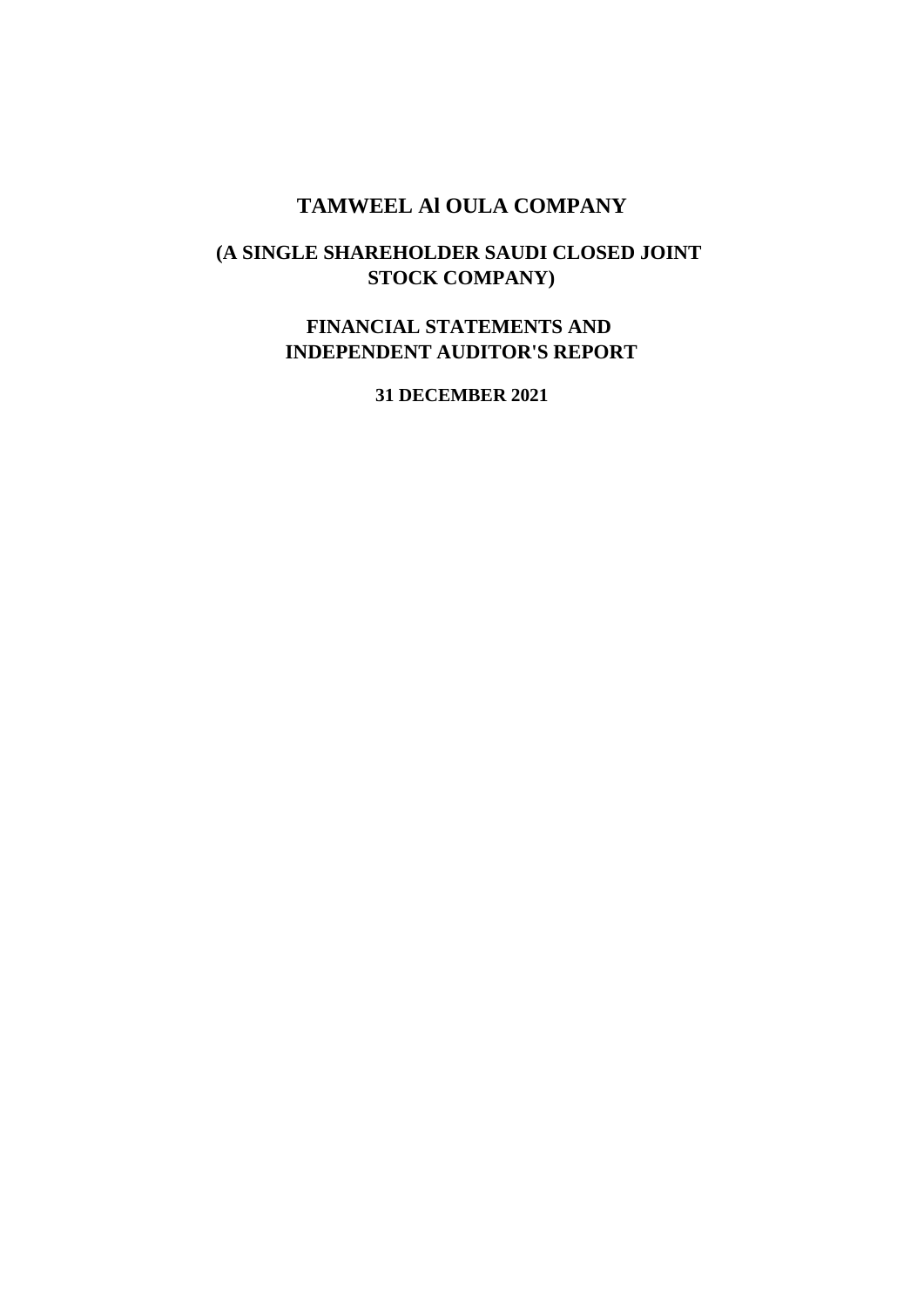# TAMWEEL Al OULA COMPANY

## (A SINGLE SHAREHOLDER SAUDI CLOSED JOINT STOCK COMPANY)

## FINANCIAL STATEMENTS AND INDEPENDENT AUDITOR'S REPORT

**31 DECEMBER 2021**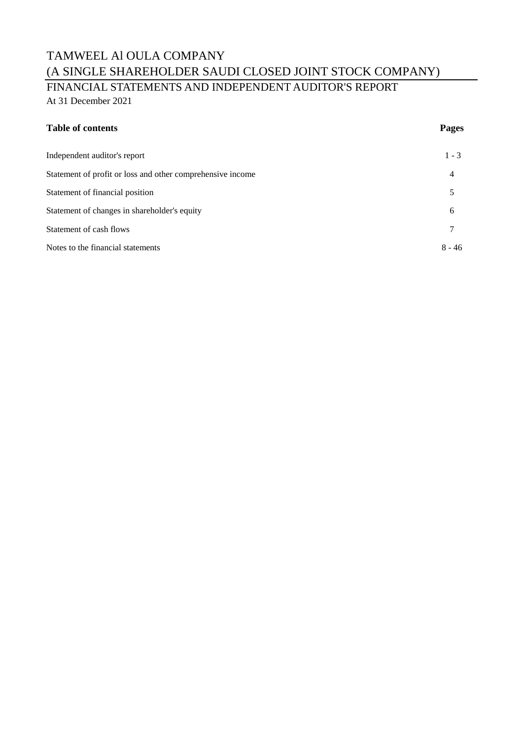# TAMWEEL Al OULA COMPANY
# (A SINGLE SHAREHOLDER SAUDI CLOSED JOINT STOCK COMPANY)

## FINANCIAL STATEMENTS AND INDEPENDENT AUDITOR'S REPORT

At 31 December 2021

| **Table of contents** | **Pages** |
|---|---|
| Independent auditor's report | 1 - 3 |
| Statement of profit or loss and other comprehensive income | 4 |
| Statement of financial position | 5 |
| Statement of changes in shareholder's equity | 6 |
| Statement of cash flows | 7 |
| Notes to the financial statements | 8 - 46 |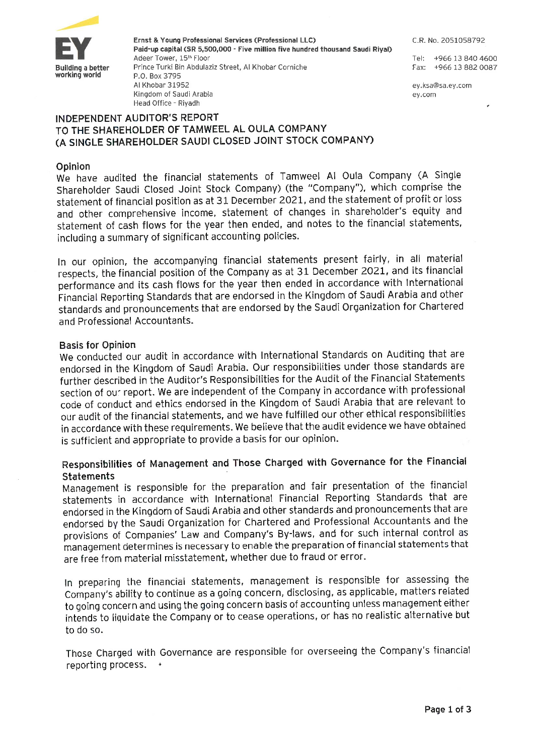Ernst & Young Professional Services (Professional LLC)
**Paid-up capital (SR 5,500,000 - Five million five hundred thousand Saudi Riyal)**
Adeer Tower, 15th Floor
Prince Turki Bin Abdulaziz Street, Al Khobar Corniche
P.O. Box 3795
Al Khobar 31952
Kingdom of Saudi Arabia
Head Office - Riyadh

C.R. No. 2051058792

Tel: +966 13 840 4600
Fax: +966 13 882 0087

ey.ksa@sa.ey.com
ey.com

# INDEPENDENT AUDITOR'S REPORT
# TO THE SHAREHOLDER OF TAMWEEL AL OULA COMPANY
# (A SINGLE SHAREHOLDER SAUDI CLOSED JOINT STOCK COMPANY)

## Opinion

We have audited the financial statements of Tamweel Al Oula Company (A Single Shareholder Saudi Closed Joint Stock Company) (the "Company"), which comprise the statement of financial position as at 31 December 2021, and the statement of profit or loss and other comprehensive income, statement of changes in shareholder's equity and statement of cash flows for the year then ended, and notes to the financial statements, including a summary of significant accounting policies.

In our opinion, the accompanying financial statements present fairly, in all material respects, the financial position of the Company as at 31 December 2021, and its financial performance and its cash flows for the year then ended in accordance with International Financial Reporting Standards that are endorsed in the Kingdom of Saudi Arabia and other standards and pronouncements that are endorsed by the Saudi Organization for Chartered and Professional Accountants.

## Basis for Opinion

We conducted our audit in accordance with International Standards on Auditing that are endorsed in the Kingdom of Saudi Arabia. Our responsibilities under those standards are further described in the Auditor's Responsibilities for the Audit of the Financial Statements section of our report. We are independent of the Company in accordance with professional code of conduct and ethics endorsed in the Kingdom of Saudi Arabia that are relevant to our audit of the financial statements, and we have fulfilled our other ethical responsibilities in accordance with these requirements. We believe that the audit evidence we have obtained is sufficient and appropriate to provide a basis for our opinion.

## Responsibilities of Management and Those Charged with Governance for the Financial Statements

Management is responsible for the preparation and fair presentation of the financial statements in accordance with International Financial Reporting Standards that are endorsed in the Kingdom of Saudi Arabia and other standards and pronouncements that are endorsed by the Saudi Organization for Chartered and Professional Accountants and the provisions of Companies' Law and Company's By-laws, and for such internal control as management determines is necessary to enable the preparation of financial statements that are free from material misstatement, whether due to fraud or error.

In preparing the financial statements, management is responsible for assessing the Company's ability to continue as a going concern, disclosing, as applicable, matters related to going concern and using the going concern basis of accounting unless management either intends to liquidate the Company or to cease operations, or has no realistic alternative but to do so.

Those Charged with Governance are responsible for overseeing the Company's financial reporting process.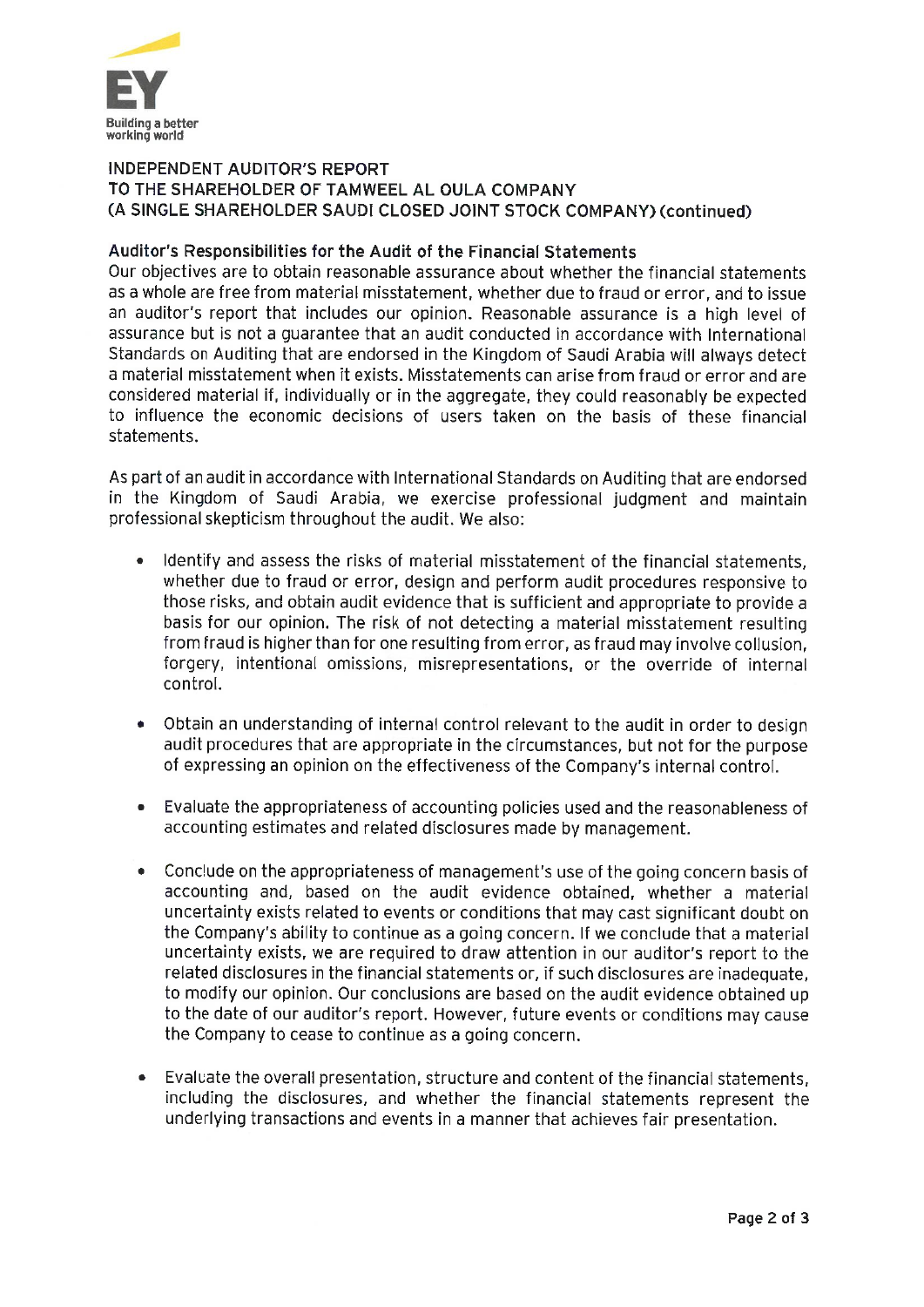INDEPENDENT AUDITOR'S REPORT
TO THE SHAREHOLDER OF TAMWEEL AL OULA COMPANY
(A SINGLE SHAREHOLDER SAUDI CLOSED JOINT STOCK COMPANY) (continued)

**Auditor's Responsibilities for the Audit of the Financial Statements**

Our objectives are to obtain reasonable assurance about whether the financial statements as a whole are free from material misstatement, whether due to fraud or error, and to issue an auditor's report that includes our opinion. Reasonable assurance is a high level of assurance but is not a guarantee that an audit conducted in accordance with International Standards on Auditing that are endorsed in the Kingdom of Saudi Arabia will always detect a material misstatement when it exists. Misstatements can arise from fraud or error and are considered material if, individually or in the aggregate, they could reasonably be expected to influence the economic decisions of users taken on the basis of these financial statements.

As part of an audit in accordance with International Standards on Auditing that are endorsed in the Kingdom of Saudi Arabia, we exercise professional judgment and maintain professional skepticism throughout the audit. We also:

- Identify and assess the risks of material misstatement of the financial statements, whether due to fraud or error, design and perform audit procedures responsive to those risks, and obtain audit evidence that is sufficient and appropriate to provide a basis for our opinion. The risk of not detecting a material misstatement resulting from fraud is higher than for one resulting from error, as fraud may involve collusion, forgery, intentional omissions, misrepresentations, or the override of internal control.

- Obtain an understanding of internal control relevant to the audit in order to design audit procedures that are appropriate in the circumstances, but not for the purpose of expressing an opinion on the effectiveness of the Company's internal control.

- Evaluate the appropriateness of accounting policies used and the reasonableness of accounting estimates and related disclosures made by management.

- Conclude on the appropriateness of management's use of the going concern basis of accounting and, based on the audit evidence obtained, whether a material uncertainty exists related to events or conditions that may cast significant doubt on the Company's ability to continue as a going concern. If we conclude that a material uncertainty exists, we are required to draw attention in our auditor's report to the related disclosures in the financial statements or, if such disclosures are inadequate, to modify our opinion. Our conclusions are based on the audit evidence obtained up to the date of our auditor's report. However, future events or conditions may cause the Company to cease to continue as a going concern.

- Evaluate the overall presentation, structure and content of the financial statements, including the disclosures, and whether the financial statements represent the underlying transactions and events in a manner that achieves fair presentation.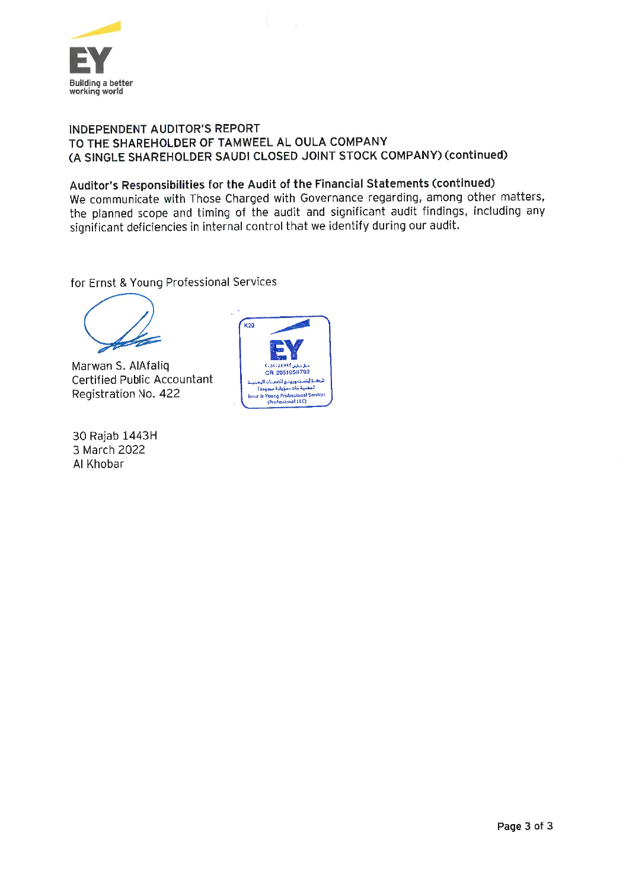INDEPENDENT AUDITOR'S REPORT
TO THE SHAREHOLDER OF TAMWEEL AL OULA COMPANY
(A SINGLE SHAREHOLDER SAUDI CLOSED JOINT STOCK COMPANY) (continued)

**Auditor's Responsibilities for the Audit of the Financial Statements (continued)**

We communicate with Those Charged with Governance regarding, among other matters, the planned scope and timing of the audit and significant audit findings, including any significant deficiencies in internal control that we identify during our audit.

for Ernst & Young Professional Services

Marwan S. AlAfaliq
Certified Public Accountant
Registration No. 422

30 Rajab 1443H
3 March 2022
Al Khobar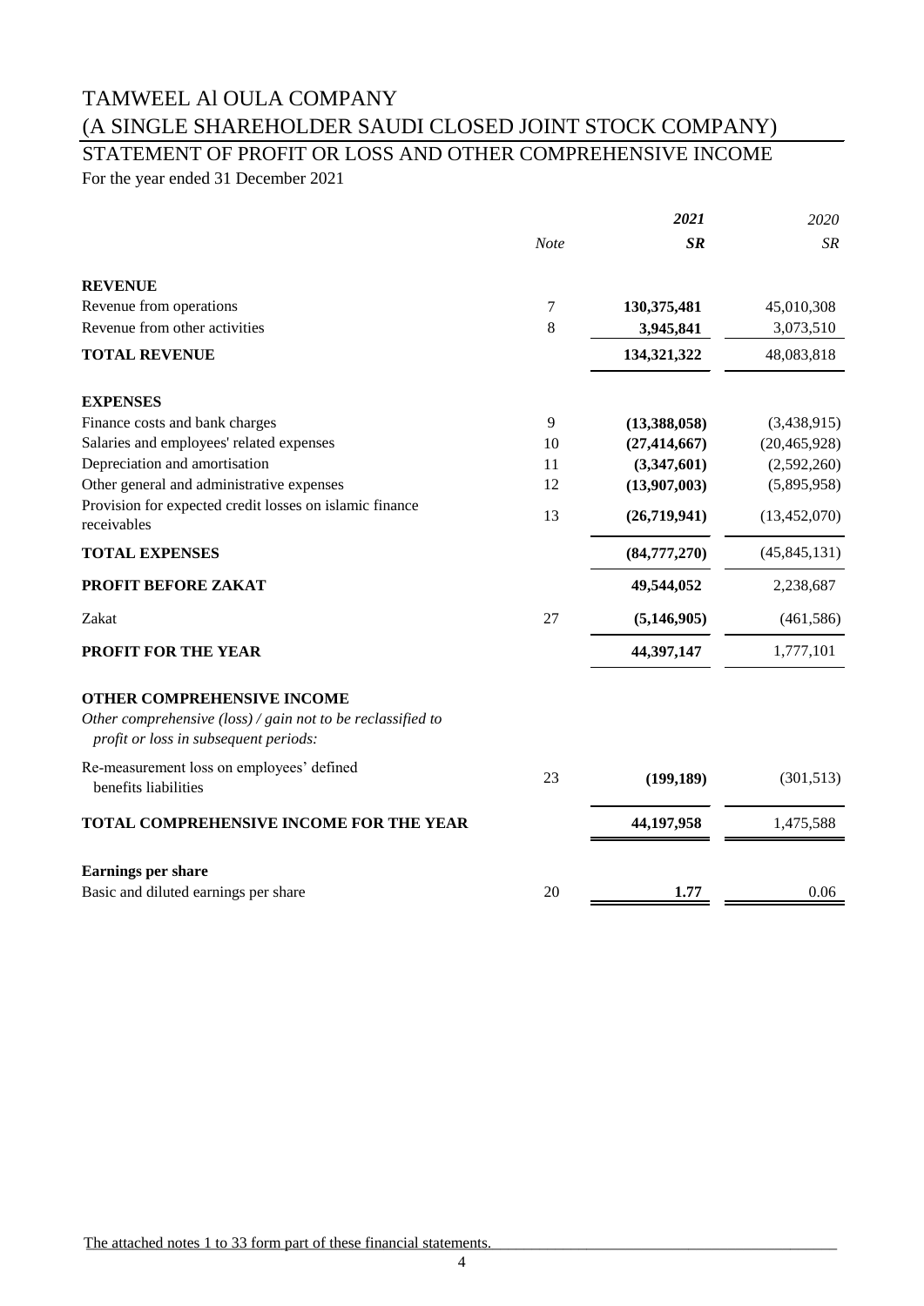# TAMWEEL Al OULA COMPANY

# (A SINGLE SHAREHOLDER SAUDI CLOSED JOINT STOCK COMPANY)

## STATEMENT OF PROFIT OR LOSS AND OTHER COMPREHENSIVE INCOME

For the year ended 31 December 2021

| | *Note* | ***2021*** ***SR*** | *2020* *SR* |
|---|---|---|---|
| **REVENUE** | | | |
| Revenue from operations | 7 | **130,375,481** | 45,010,308 |
| Revenue from other activities | 8 | **3,945,841** | 3,073,510 |
| **TOTAL REVENUE** | | **134,321,322** | 48,083,818 |
| **EXPENSES** | | | |
| Finance costs and bank charges | 9 | **(13,388,058)** | (3,438,915) |
| Salaries and employees' related expenses | 10 | **(27,414,667)** | (20,465,928) |
| Depreciation and amortisation | 11 | **(3,347,601)** | (2,592,260) |
| Other general and administrative expenses | 12 | **(13,907,003)** | (5,895,958) |
| Provision for expected credit losses on islamic finance receivables | 13 | **(26,719,941)** | (13,452,070) |
| **TOTAL EXPENSES** | | **(84,777,270)** | (45,845,131) |
| **PROFIT BEFORE ZAKAT** | | **49,544,052** | 2,238,687 |
| Zakat | 27 | **(5,146,905)** | (461,586) |
| **PROFIT FOR THE YEAR** | | **44,397,147** | 1,777,101 |
| **OTHER COMPREHENSIVE INCOME** | | | |
| *Other comprehensive (loss) / gain not to be reclassified to profit or loss in subsequent periods:* | | | |
| Re-measurement loss on employees' defined benefits liabilities | 23 | **(199,189)** | (301,513) |
| **TOTAL COMPREHENSIVE INCOME FOR THE YEAR** | | **44,197,958** | 1,475,588 |
| **Earnings per share** | | | |
| Basic and diluted earnings per share | 20 | **1.77** | 0.06 |

The attached notes 1 to 33 form part of these financial statements.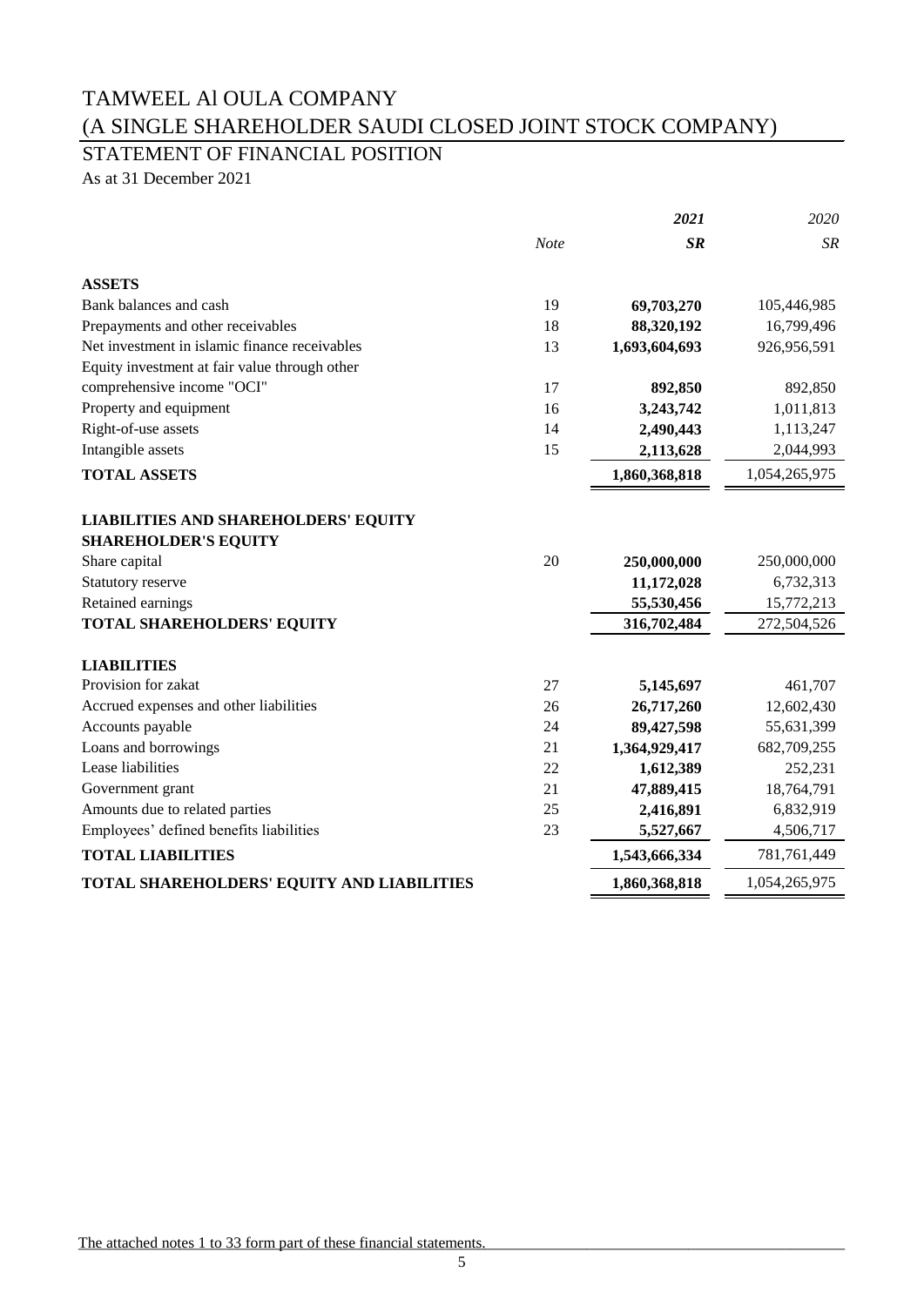# TAMWEEL Al OULA COMPANY
# (A SINGLE SHAREHOLDER SAUDI CLOSED JOINT STOCK COMPANY)

## STATEMENT OF FINANCIAL POSITION

As at 31 December 2021

| | Note | ***2021*** | *2020* |
|---|---|---|---|
| | | ***SR*** | *SR* |
| **ASSETS** | | | |
| Bank balances and cash | 19 | **69,703,270** | 105,446,985 |
| Prepayments and other receivables | 18 | **88,320,192** | 16,799,496 |
| Net investment in islamic finance receivables | 13 | **1,693,604,693** | 926,956,591 |
| Equity investment at fair value through other comprehensive income "OCI" | 17 | **892,850** | 892,850 |
| Property and equipment | 16 | **3,243,742** | 1,011,813 |
| Right-of-use assets | 14 | **2,490,443** | 1,113,247 |
| Intangible assets | 15 | **2,113,628** | 2,044,993 |
| **TOTAL ASSETS** | | **1,860,368,818** | 1,054,265,975 |
| **LIABILITIES AND SHAREHOLDERS' EQUITY** | | | |
| **SHAREHOLDER'S EQUITY** | | | |
| Share capital | 20 | **250,000,000** | 250,000,000 |
| Statutory reserve | | **11,172,028** | 6,732,313 |
| Retained earnings | | **55,530,456** | 15,772,213 |
| **TOTAL SHAREHOLDERS' EQUITY** | | **316,702,484** | 272,504,526 |
| **LIABILITIES** | | | |
| Provision for zakat | 27 | **5,145,697** | 461,707 |
| Accrued expenses and other liabilities | 26 | **26,717,260** | 12,602,430 |
| Accounts payable | 24 | **89,427,598** | 55,631,399 |
| Loans and borrowings | 21 | **1,364,929,417** | 682,709,255 |
| Lease liabilities | 22 | **1,612,389** | 252,231 |
| Government grant | 21 | **47,889,415** | 18,764,791 |
| Amounts due to related parties | 25 | **2,416,891** | 6,832,919 |
| Employees' defined benefits liabilities | 23 | **5,527,667** | 4,506,717 |
| **TOTAL LIABILITIES** | | **1,543,666,334** | 781,761,449 |
| **TOTAL SHAREHOLDERS' EQUITY AND LIABILITIES** | | **1,860,368,818** | 1,054,265,975 |

The attached notes 1 to 33 form part of these financial statements.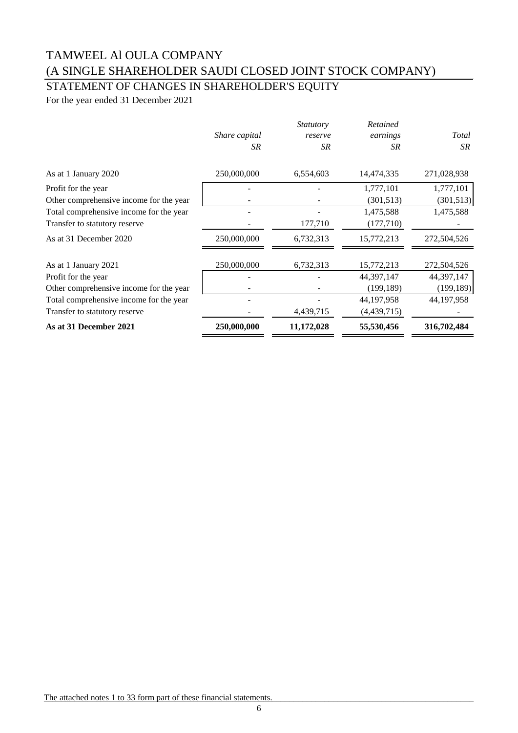# TAMWEEL Al OULA COMPANY
# (A SINGLE SHAREHOLDER SAUDI CLOSED JOINT STOCK COMPANY)

## STATEMENT OF CHANGES IN SHAREHOLDER'S EQUITY

For the year ended 31 December 2021

| | *Share capital* | *Statutory reserve* | *Retained earnings* | *Total* |
|---|---|---|---|---|
| | *SR* | *SR* | *SR* | *SR* |
| As at 1 January 2020 | 250,000,000 | 6,554,603 | 14,474,335 | 271,028,938 |
| Profit for the year | - | - | 1,777,101 | 1,777,101 |
| Other comprehensive income for the year | - | - | (301,513) | (301,513) |
| Total comprehensive income for the year | - | - | 1,475,588 | 1,475,588 |
| Transfer to statutory reserve | - | 177,710 | (177,710) | - |
| As at 31 December 2020 | 250,000,000 | 6,732,313 | 15,772,213 | 272,504,526 |
| As at 1 January 2021 | 250,000,000 | 6,732,313 | 15,772,213 | 272,504,526 |
| Profit for the year | - | - | 44,397,147 | 44,397,147 |
| Other comprehensive income for the year | - | - | (199,189) | (199,189) |
| Total comprehensive income for the year | - | - | 44,197,958 | 44,197,958 |
| Transfer to statutory reserve | - | 4,439,715 | (4,439,715) | - |
| **As at 31 December 2021** | **250,000,000** | **11,172,028** | **55,530,456** | **316,702,484** |

The attached notes 1 to 33 form part of these financial statements.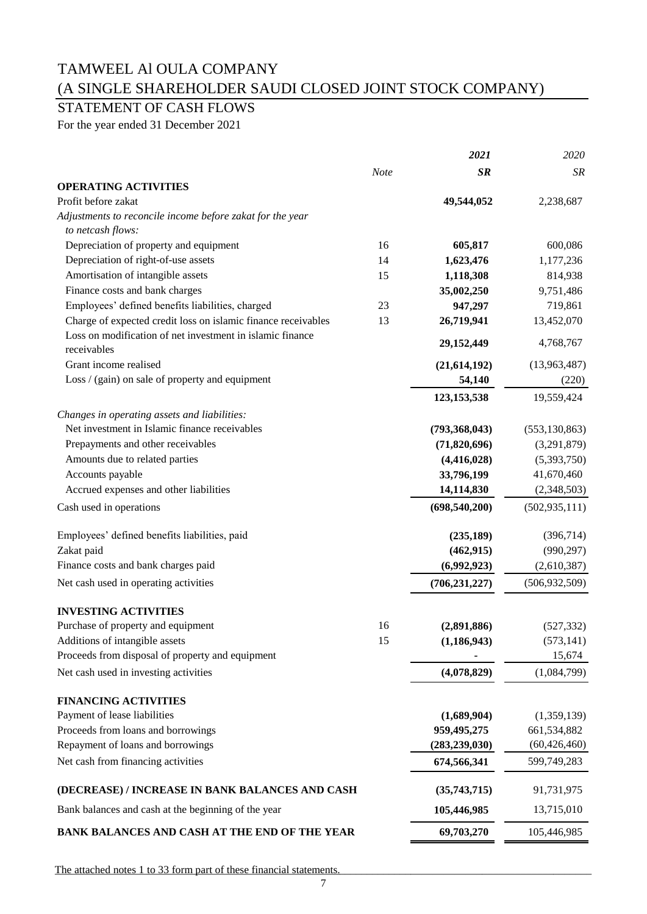# TAMWEEL Al OULA COMPANY
# (A SINGLE SHAREHOLDER SAUDI CLOSED JOINT STOCK COMPANY)

## STATEMENT OF CASH FLOWS

For the year ended 31 December 2021

| | Note | *2021* | *2020* |
|---|---|---|---|
| | | ***SR*** | *SR* |
| **OPERATING ACTIVITIES** | | | |
| Profit before zakat | | **49,544,052** | 2,238,687 |
| *Adjustments to reconcile income before zakat for the year to netcash flows:* | | | |
| Depreciation of property and equipment | 16 | **605,817** | 600,086 |
| Depreciation of right-of-use assets | 14 | **1,623,476** | 1,177,236 |
| Amortisation of intangible assets | 15 | **1,118,308** | 814,938 |
| Finance costs and bank charges | | **35,002,250** | 9,751,486 |
| Employees' defined benefits liabilities, charged | 23 | **947,297** | 719,861 |
| Charge of expected credit loss on islamic finance receivables | 13 | **26,719,941** | 13,452,070 |
| Loss on modification of net investment in islamic finance receivables | | **29,152,449** | 4,768,767 |
| Grant income realised | | **(21,614,192)** | (13,963,487) |
| Loss / (gain) on sale of property and equipment | | **54,140** | (220) |
| | | **123,153,538** | 19,559,424 |
| *Changes in operating assets and liabilities:* | | | |
| Net investment in Islamic finance receivables | | **(793,368,043)** | (553,130,863) |
| Prepayments and other receivables | | **(71,820,696)** | (3,291,879) |
| Amounts due to related parties | | **(4,416,028)** | (5,393,750) |
| Accounts payable | | **33,796,199** | 41,670,460 |
| Accrued expenses and other liabilities | | **14,114,830** | (2,348,503) |
| Cash used in operations | | **(698,540,200)** | (502,935,111) |
| Employees' defined benefits liabilities, paid | | **(235,189)** | (396,714) |
| Zakat paid | | **(462,915)** | (990,297) |
| Finance costs and bank charges paid | | **(6,992,923)** | (2,610,387) |
| Net cash used in operating activities | | **(706,231,227)** | (506,932,509) |
| **INVESTING ACTIVITIES** | | | |
| Purchase of property and equipment | 16 | **(2,891,886)** | (527,332) |
| Additions of intangible assets | 15 | **(1,186,943)** | (573,141) |
| Proceeds from disposal of property and equipment | | **-** | 15,674 |
| Net cash used in investing activities | | **(4,078,829)** | (1,084,799) |
| **FINANCING ACTIVITIES** | | | |
| Payment of lease liabilities | | **(1,689,904)** | (1,359,139) |
| Proceeds from loans and borrowings | | **959,495,275** | 661,534,882 |
| Repayment of loans and borrowings | | **(283,239,030)** | (60,426,460) |
| Net cash from financing activities | | **674,566,341** | 599,749,283 |
| **(DECREASE) / INCREASE IN BANK BALANCES AND CASH** | | **(35,743,715)** | 91,731,975 |
| Bank balances and cash at the beginning of the year | | **105,446,985** | 13,715,010 |
| **BANK BALANCES AND CASH AT THE END OF THE YEAR** | | **69,703,270** | 105,446,985 |

The attached notes 1 to 33 form part of these financial statements.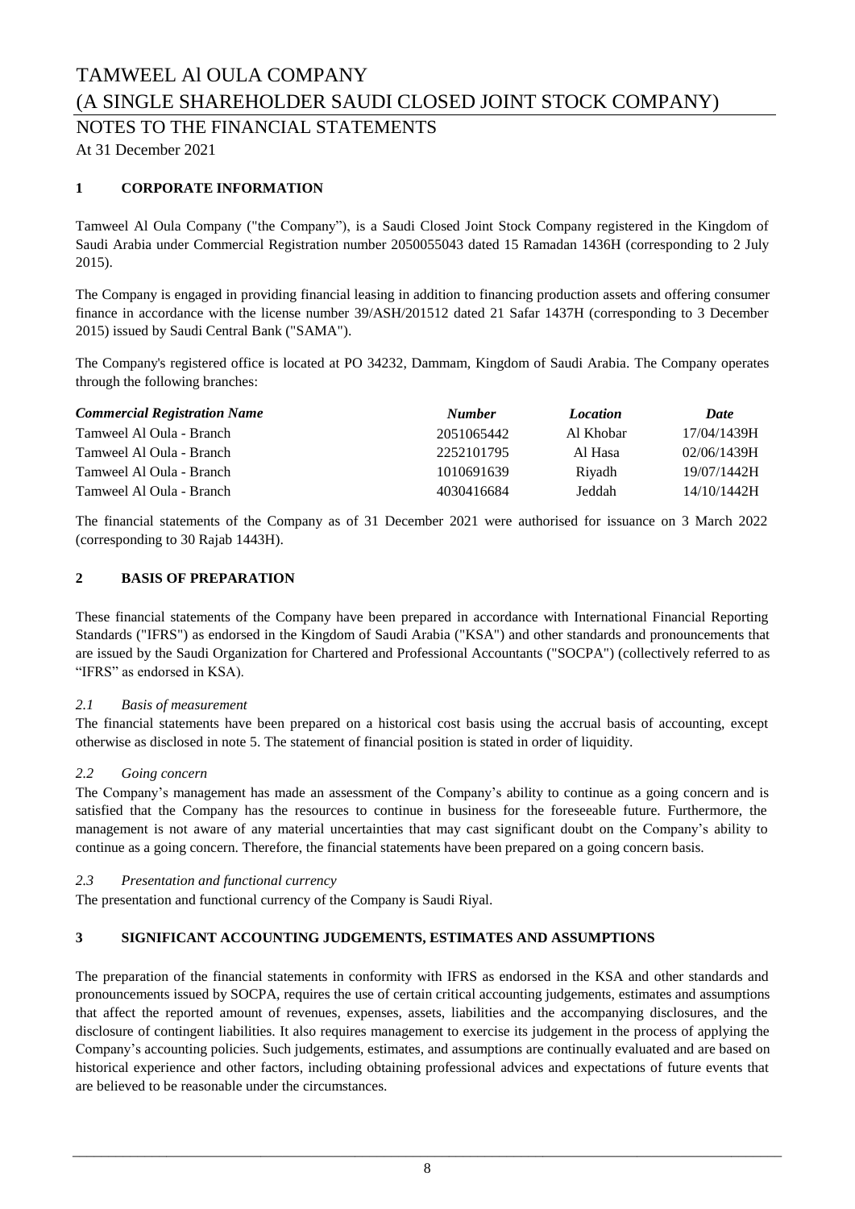# TAMWEEL Al OULA COMPANY

# (A SINGLE SHAREHOLDER SAUDI CLOSED JOINT STOCK COMPANY)

## NOTES TO THE FINANCIAL STATEMENTS

At 31 December 2021

### 1 CORPORATE INFORMATION

Tamweel Al Oula Company ("the Company"), is a Saudi Closed Joint Stock Company registered in the Kingdom of Saudi Arabia under Commercial Registration number 2050055043 dated 15 Ramadan 1436H (corresponding to 2 July 2015).

The Company is engaged in providing financial leasing in addition to financing production assets and offering consumer finance in accordance with the license number 39/ASH/201512 dated 21 Safar 1437H (corresponding to 3 December 2015) issued by Saudi Central Bank ("SAMA").

The Company's registered office is located at PO 34232, Dammam, Kingdom of Saudi Arabia. The Company operates through the following branches:

| *Commercial Registration Name* | *Number* | *Location* | *Date* |
|---|---|---|---|
| Tamweel Al Oula - Branch | 2051065442 | Al Khobar | 17/04/1439H |
| Tamweel Al Oula - Branch | 2252101795 | Al Hasa | 02/06/1439H |
| Tamweel Al Oula - Branch | 1010691639 | Riyadh | 19/07/1442H |
| Tamweel Al Oula - Branch | 4030416684 | Jeddah | 14/10/1442H |

The financial statements of the Company as of 31 December 2021 were authorised for issuance on 3 March 2022 (corresponding to 30 Rajab 1443H).

### 2 BASIS OF PREPARATION

These financial statements of the Company have been prepared in accordance with International Financial Reporting Standards ("IFRS") as endorsed in the Kingdom of Saudi Arabia ("KSA") and other standards and pronouncements that are issued by the Saudi Organization for Chartered and Professional Accountants ("SOCPA") (collectively referred to as "IFRS" as endorsed in KSA).

#### *2.1 Basis of measurement*

The financial statements have been prepared on a historical cost basis using the accrual basis of accounting, except otherwise as disclosed in note 5. The statement of financial position is stated in order of liquidity.

#### *2.2 Going concern*

The Company's management has made an assessment of the Company's ability to continue as a going concern and is satisfied that the Company has the resources to continue in business for the foreseeable future. Furthermore, the management is not aware of any material uncertainties that may cast significant doubt on the Company's ability to continue as a going concern. Therefore, the financial statements have been prepared on a going concern basis.

#### *2.3 Presentation and functional currency*

The presentation and functional currency of the Company is Saudi Riyal.

### 3 SIGNIFICANT ACCOUNTING JUDGEMENTS, ESTIMATES AND ASSUMPTIONS

The preparation of the financial statements in conformity with IFRS as endorsed in the KSA and other standards and pronouncements issued by SOCPA, requires the use of certain critical accounting judgements, estimates and assumptions that affect the reported amount of revenues, expenses, assets, liabilities and the accompanying disclosures, and the disclosure of contingent liabilities. It also requires management to exercise its judgement in the process of applying the Company's accounting policies. Such judgements, estimates, and assumptions are continually evaluated and are based on historical experience and other factors, including obtaining professional advices and expectations of future events that are believed to be reasonable under the circumstances.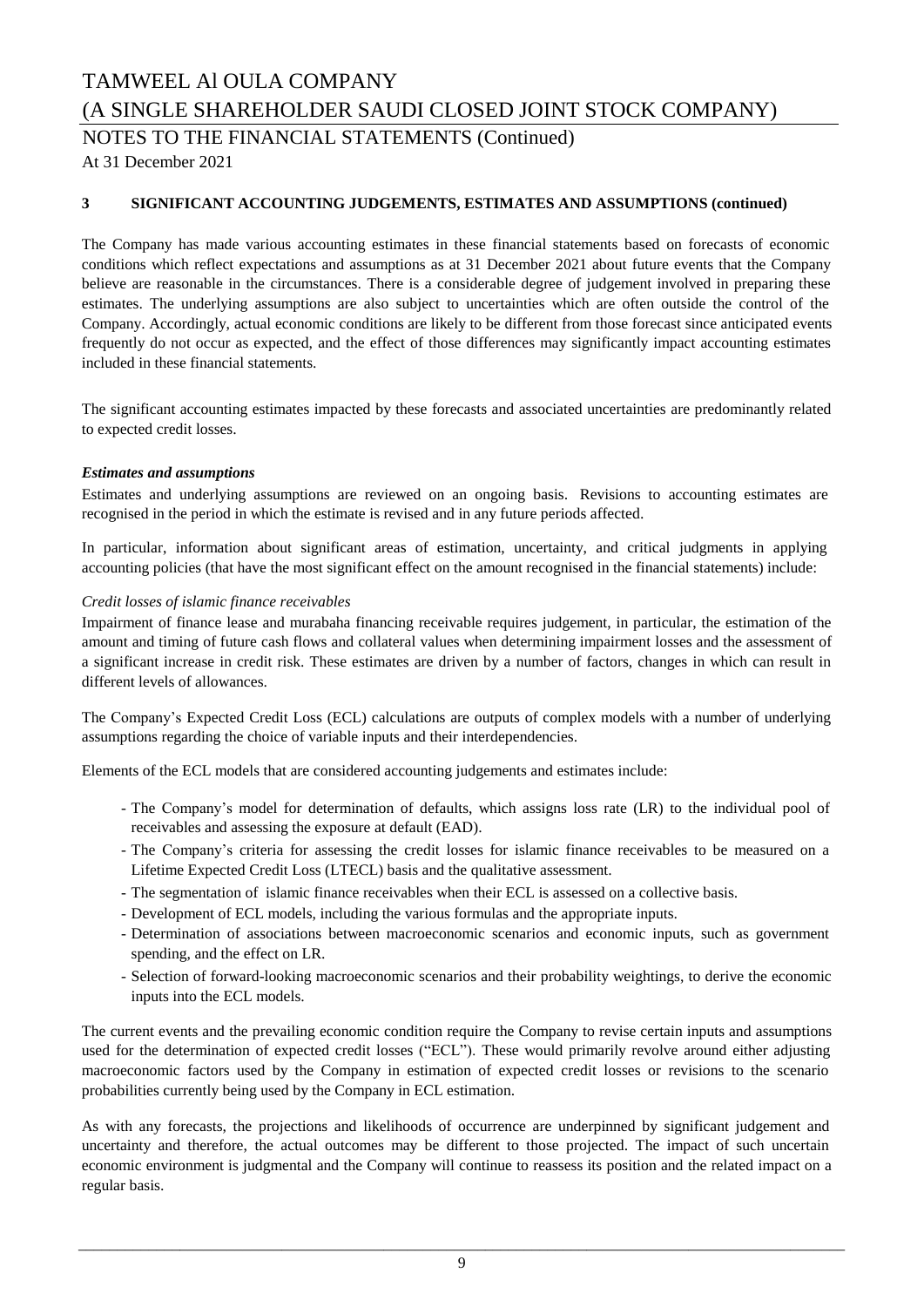## 3 SIGNIFICANT ACCOUNTING JUDGEMENTS, ESTIMATES AND ASSUMPTIONS (continued)

The Company has made various accounting estimates in these financial statements based on forecasts of economic conditions which reflect expectations and assumptions as at 31 December 2021 about future events that the Company believe are reasonable in the circumstances. There is a considerable degree of judgement involved in preparing these estimates. The underlying assumptions are also subject to uncertainties which are often outside the control of the Company. Accordingly, actual economic conditions are likely to be different from those forecast since anticipated events frequently do not occur as expected, and the effect of those differences may significantly impact accounting estimates included in these financial statements.

The significant accounting estimates impacted by these forecasts and associated uncertainties are predominantly related to expected credit losses.

***Estimates and assumptions***

Estimates and underlying assumptions are reviewed on an ongoing basis. Revisions to accounting estimates are recognised in the period in which the estimate is revised and in any future periods affected.

In particular, information about significant areas of estimation, uncertainty, and critical judgments in applying accounting policies (that have the most significant effect on the amount recognised in the financial statements) include:

*Credit losses of islamic finance receivables*

Impairment of finance lease and murabaha financing receivable requires judgement, in particular, the estimation of the amount and timing of future cash flows and collateral values when determining impairment losses and the assessment of a significant increase in credit risk. These estimates are driven by a number of factors, changes in which can result in different levels of allowances.

The Company's Expected Credit Loss (ECL) calculations are outputs of complex models with a number of underlying assumptions regarding the choice of variable inputs and their interdependencies.

Elements of the ECL models that are considered accounting judgements and estimates include:

- The Company's model for determination of defaults, which assigns loss rate (LR) to the individual pool of receivables and assessing the exposure at default (EAD).
- The Company's criteria for assessing the credit losses for islamic finance receivables to be measured on a Lifetime Expected Credit Loss (LTECL) basis and the qualitative assessment.
- The segmentation of islamic finance receivables when their ECL is assessed on a collective basis.
- Development of ECL models, including the various formulas and the appropriate inputs.
- Determination of associations between macroeconomic scenarios and economic inputs, such as government spending, and the effect on LR.
- Selection of forward-looking macroeconomic scenarios and their probability weightings, to derive the economic inputs into the ECL models.

The current events and the prevailing economic condition require the Company to revise certain inputs and assumptions used for the determination of expected credit losses ("ECL"). These would primarily revolve around either adjusting macroeconomic factors used by the Company in estimation of expected credit losses or revisions to the scenario probabilities currently being used by the Company in ECL estimation.

As with any forecasts, the projections and likelihoods of occurrence are underpinned by significant judgement and uncertainty and therefore, the actual outcomes may be different to those projected. The impact of such uncertain economic environment is judgmental and the Company will continue to reassess its position and the related impact on a regular basis.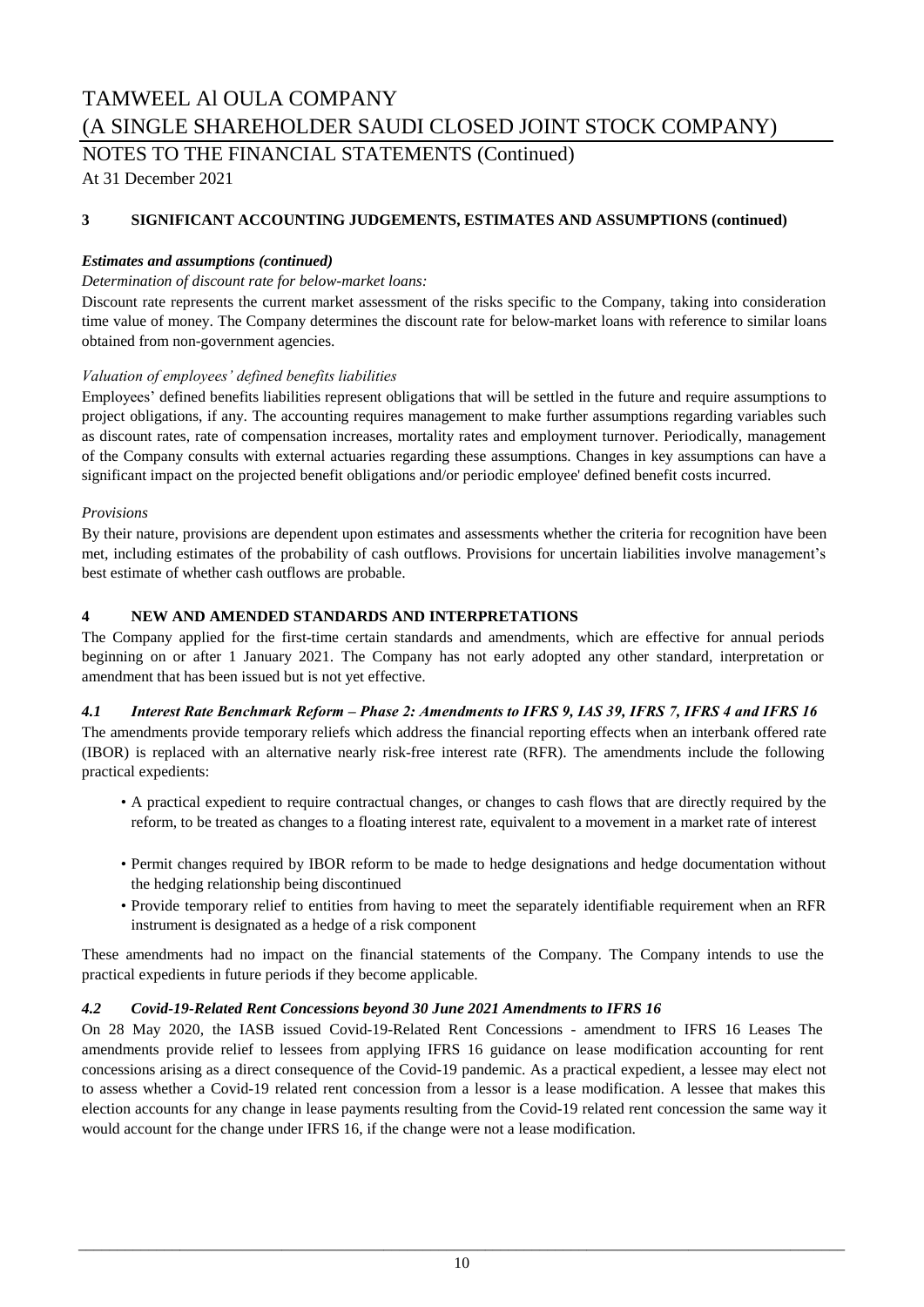### 3 SIGNIFICANT ACCOUNTING JUDGEMENTS, ESTIMATES AND ASSUMPTIONS (continued)

***Estimates and assumptions (continued)***

*Determination of discount rate for below-market loans:*

Discount rate represents the current market assessment of the risks specific to the Company, taking into consideration time value of money. The Company determines the discount rate for below-market loans with reference to similar loans obtained from non-government agencies.

*Valuation of employees' defined benefits liabilities*

Employees' defined benefits liabilities represent obligations that will be settled in the future and require assumptions to project obligations, if any. The accounting requires management to make further assumptions regarding variables such as discount rates, rate of compensation increases, mortality rates and employment turnover. Periodically, management of the Company consults with external actuaries regarding these assumptions. Changes in key assumptions can have a significant impact on the projected benefit obligations and/or periodic employee' defined benefit costs incurred.

*Provisions*

By their nature, provisions are dependent upon estimates and assessments whether the criteria for recognition have been met, including estimates of the probability of cash outflows. Provisions for uncertain liabilities involve management's best estimate of whether cash outflows are probable.

### 4 NEW AND AMENDED STANDARDS AND INTERPRETATIONS

The Company applied for the first-time certain standards and amendments, which are effective for annual periods beginning on or after 1 January 2021. The Company has not early adopted any other standard, interpretation or amendment that has been issued but is not yet effective.

#### *4.1 Interest Rate Benchmark Reform – Phase 2: Amendments to IFRS 9, IAS 39, IFRS 7, IFRS 4 and IFRS 16*

The amendments provide temporary reliefs which address the financial reporting effects when an interbank offered rate (IBOR) is replaced with an alternative nearly risk-free interest rate (RFR). The amendments include the following practical expedients:

- A practical expedient to require contractual changes, or changes to cash flows that are directly required by the reform, to be treated as changes to a floating interest rate, equivalent to a movement in a market rate of interest
- Permit changes required by IBOR reform to be made to hedge designations and hedge documentation without the hedging relationship being discontinued
- Provide temporary relief to entities from having to meet the separately identifiable requirement when an RFR instrument is designated as a hedge of a risk component

These amendments had no impact on the financial statements of the Company. The Company intends to use the practical expedients in future periods if they become applicable.

#### *4.2 Covid-19-Related Rent Concessions beyond 30 June 2021 Amendments to IFRS 16*

On 28 May 2020, the IASB issued Covid-19-Related Rent Concessions - amendment to IFRS 16 Leases The amendments provide relief to lessees from applying IFRS 16 guidance on lease modification accounting for rent concessions arising as a direct consequence of the Covid-19 pandemic. As a practical expedient, a lessee may elect not to assess whether a Covid-19 related rent concession from a lessor is a lease modification. A lessee that makes this election accounts for any change in lease payments resulting from the Covid-19 related rent concession the same way it would account for the change under IFRS 16, if the change were not a lease modification.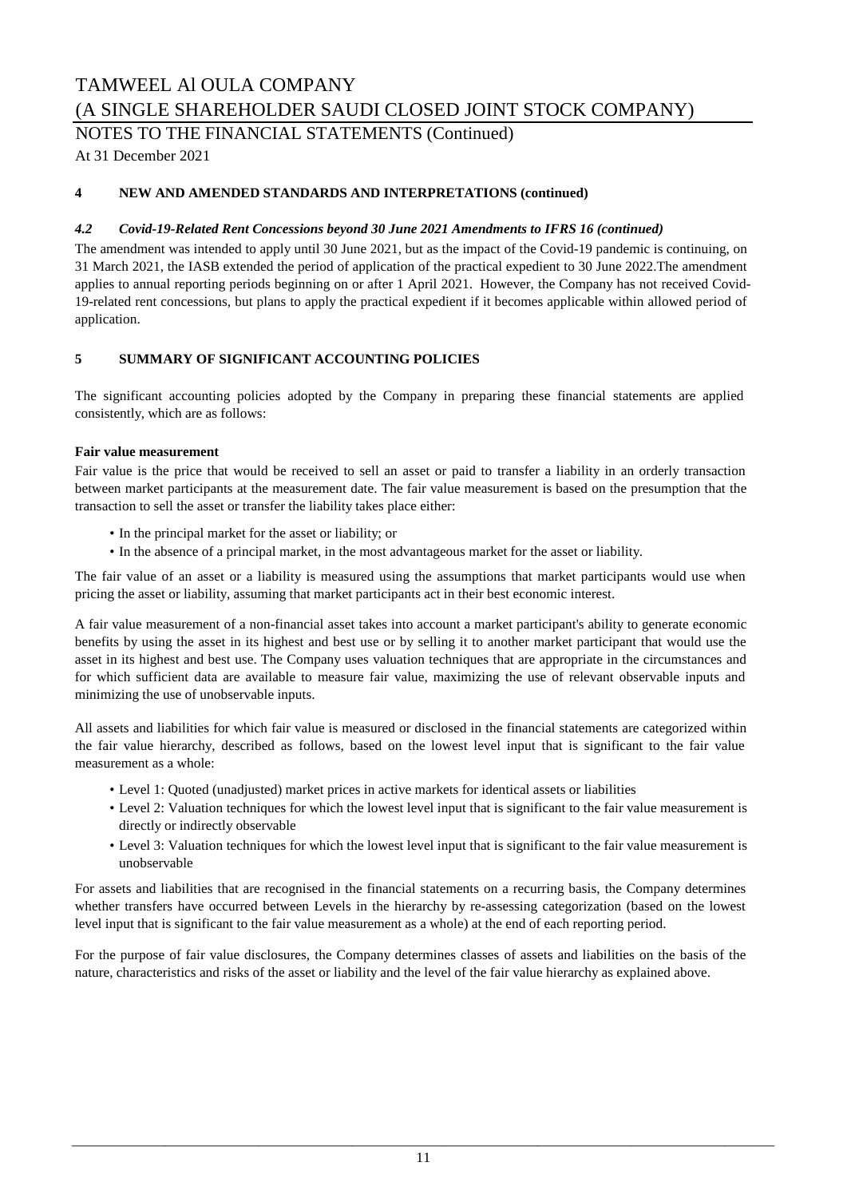## 4 NEW AND AMENDED STANDARDS AND INTERPRETATIONS (continued)

### *4.2 Covid-19-Related Rent Concessions beyond 30 June 2021 Amendments to IFRS 16 (continued)*

The amendment was intended to apply until 30 June 2021, but as the impact of the Covid-19 pandemic is continuing, on 31 March 2021, the IASB extended the period of application of the practical expedient to 30 June 2022.The amendment applies to annual reporting periods beginning on or after 1 April 2021. However, the Company has not received Covid-19-related rent concessions, but plans to apply the practical expedient if it becomes applicable within allowed period of application.

## 5 SUMMARY OF SIGNIFICANT ACCOUNTING POLICIES

The significant accounting policies adopted by the Company in preparing these financial statements are applied consistently, which are as follows:

**Fair value measurement**

Fair value is the price that would be received to sell an asset or paid to transfer a liability in an orderly transaction between market participants at the measurement date. The fair value measurement is based on the presumption that the transaction to sell the asset or transfer the liability takes place either:

- In the principal market for the asset or liability; or
- In the absence of a principal market, in the most advantageous market for the asset or liability.

The fair value of an asset or a liability is measured using the assumptions that market participants would use when pricing the asset or liability, assuming that market participants act in their best economic interest.

A fair value measurement of a non-financial asset takes into account a market participant's ability to generate economic benefits by using the asset in its highest and best use or by selling it to another market participant that would use the asset in its highest and best use. The Company uses valuation techniques that are appropriate in the circumstances and for which sufficient data are available to measure fair value, maximizing the use of relevant observable inputs and minimizing the use of unobservable inputs.

All assets and liabilities for which fair value is measured or disclosed in the financial statements are categorized within the fair value hierarchy, described as follows, based on the lowest level input that is significant to the fair value measurement as a whole:

- Level 1: Quoted (unadjusted) market prices in active markets for identical assets or liabilities
- Level 2: Valuation techniques for which the lowest level input that is significant to the fair value measurement is directly or indirectly observable
- Level 3: Valuation techniques for which the lowest level input that is significant to the fair value measurement is unobservable

For assets and liabilities that are recognised in the financial statements on a recurring basis, the Company determines whether transfers have occurred between Levels in the hierarchy by re-assessing categorization (based on the lowest level input that is significant to the fair value measurement as a whole) at the end of each reporting period.

For the purpose of fair value disclosures, the Company determines classes of assets and liabilities on the basis of the nature, characteristics and risks of the asset or liability and the level of the fair value hierarchy as explained above.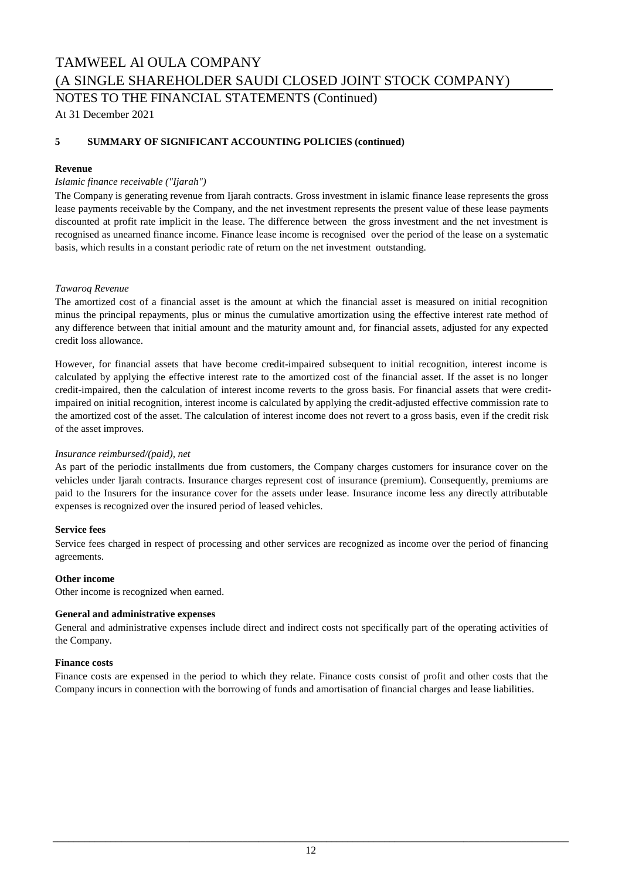# TAMWEEL Al OULA COMPANY

# (A SINGLE SHAREHOLDER SAUDI CLOSED JOINT STOCK COMPANY)

## NOTES TO THE FINANCIAL STATEMENTS (Continued)

At 31 December 2021

### 5 SUMMARY OF SIGNIFICANT ACCOUNTING POLICIES (continued)

**Revenue**

*Islamic finance receivable ("Ijarah")*

The Company is generating revenue from Ijarah contracts. Gross investment in islamic finance lease represents the gross lease payments receivable by the Company, and the net investment represents the present value of these lease payments discounted at profit rate implicit in the lease. The difference between the gross investment and the net investment is recognised as unearned finance income. Finance lease income is recognised over the period of the lease on a systematic basis, which results in a constant periodic rate of return on the net investment outstanding.

*Tawaroq Revenue*

The amortized cost of a financial asset is the amount at which the financial asset is measured on initial recognition minus the principal repayments, plus or minus the cumulative amortization using the effective interest rate method of any difference between that initial amount and the maturity amount and, for financial assets, adjusted for any expected credit loss allowance.

However, for financial assets that have become credit-impaired subsequent to initial recognition, interest income is calculated by applying the effective interest rate to the amortized cost of the financial asset. If the asset is no longer credit-impaired, then the calculation of interest income reverts to the gross basis. For financial assets that were credit-impaired on initial recognition, interest income is calculated by applying the credit-adjusted effective commission rate to the amortized cost of the asset. The calculation of interest income does not revert to a gross basis, even if the credit risk of the asset improves.

*Insurance reimbursed/(paid), net*

As part of the periodic installments due from customers, the Company charges customers for insurance cover on the vehicles under Ijarah contracts. Insurance charges represent cost of insurance (premium). Consequently, premiums are paid to the Insurers for the insurance cover for the assets under lease. Insurance income less any directly attributable expenses is recognized over the insured period of leased vehicles.

**Service fees**

Service fees charged in respect of processing and other services are recognized as income over the period of financing agreements.

**Other income**

Other income is recognized when earned.

**General and administrative expenses**

General and administrative expenses include direct and indirect costs not specifically part of the operating activities of the Company.

**Finance costs**

Finance costs are expensed in the period to which they relate. Finance costs consist of profit and other costs that the Company incurs in connection with the borrowing of funds and amortisation of financial charges and lease liabilities.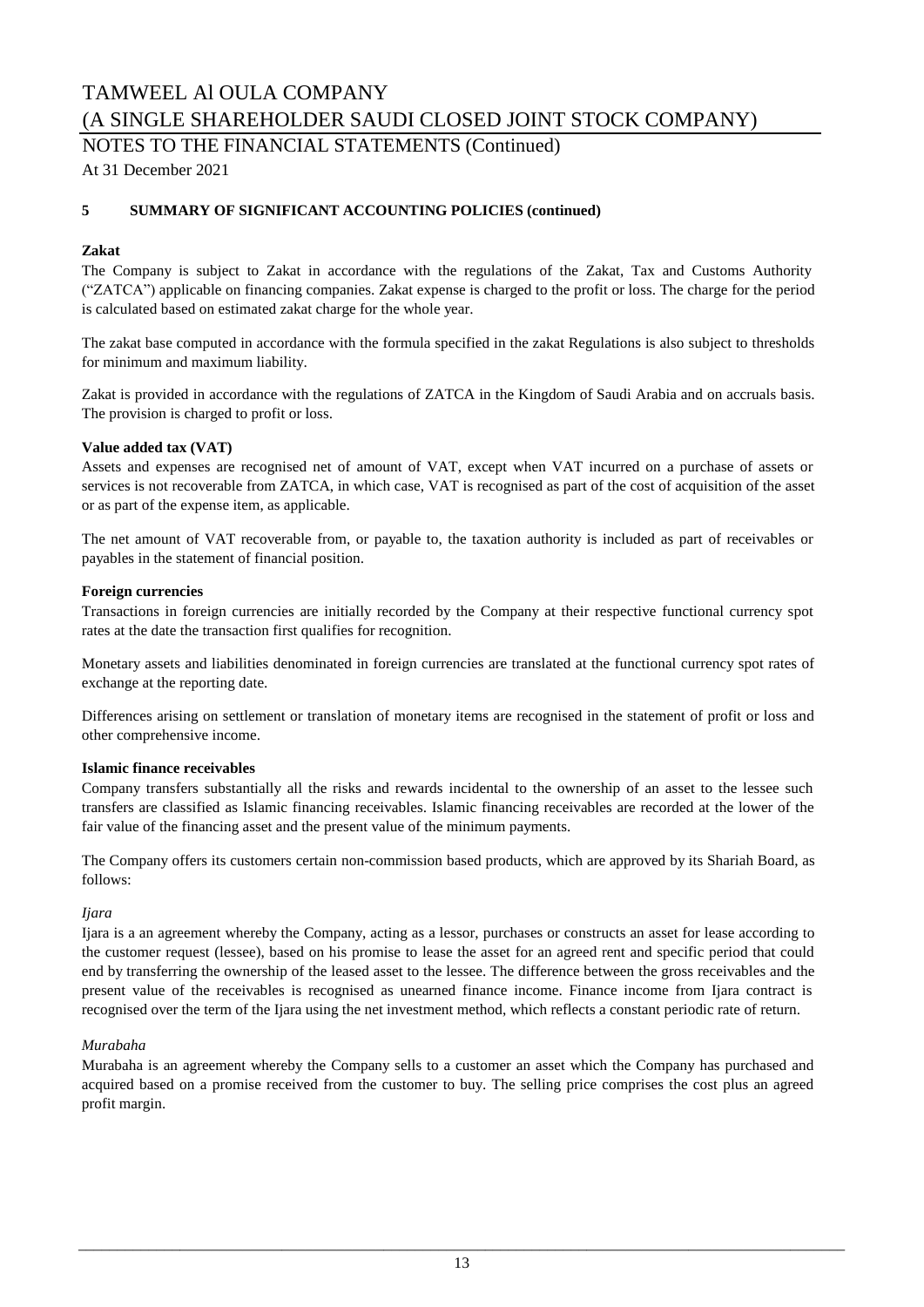## 5 SUMMARY OF SIGNIFICANT ACCOUNTING POLICIES (continued)

**Zakat**

The Company is subject to Zakat in accordance with the regulations of the Zakat, Tax and Customs Authority ("ZATCA") applicable on financing companies. Zakat expense is charged to the profit or loss. The charge for the period is calculated based on estimated zakat charge for the whole year.

The zakat base computed in accordance with the formula specified in the zakat Regulations is also subject to thresholds for minimum and maximum liability.

Zakat is provided in accordance with the regulations of ZATCA in the Kingdom of Saudi Arabia and on accruals basis. The provision is charged to profit or loss.

**Value added tax (VAT)**

Assets and expenses are recognised net of amount of VAT, except when VAT incurred on a purchase of assets or services is not recoverable from ZATCA, in which case, VAT is recognised as part of the cost of acquisition of the asset or as part of the expense item, as applicable.

The net amount of VAT recoverable from, or payable to, the taxation authority is included as part of receivables or payables in the statement of financial position.

**Foreign currencies**

Transactions in foreign currencies are initially recorded by the Company at their respective functional currency spot rates at the date the transaction first qualifies for recognition.

Monetary assets and liabilities denominated in foreign currencies are translated at the functional currency spot rates of exchange at the reporting date.

Differences arising on settlement or translation of monetary items are recognised in the statement of profit or loss and other comprehensive income.

**Islamic finance receivables**

Company transfers substantially all the risks and rewards incidental to the ownership of an asset to the lessee such transfers are classified as Islamic financing receivables. Islamic financing receivables are recorded at the lower of the fair value of the financing asset and the present value of the minimum payments.

The Company offers its customers certain non-commission based products, which are approved by its Shariah Board, as follows:

*Ijara*

Ijara is a an agreement whereby the Company, acting as a lessor, purchases or constructs an asset for lease according to the customer request (lessee), based on his promise to lease the asset for an agreed rent and specific period that could end by transferring the ownership of the leased asset to the lessee. The difference between the gross receivables and the present value of the receivables is recognised as unearned finance income. Finance income from Ijara contract is recognised over the term of the Ijara using the net investment method, which reflects a constant periodic rate of return.

*Murabaha*

Murabaha is an agreement whereby the Company sells to a customer an asset which the Company has purchased and acquired based on a promise received from the customer to buy. The selling price comprises the cost plus an agreed profit margin.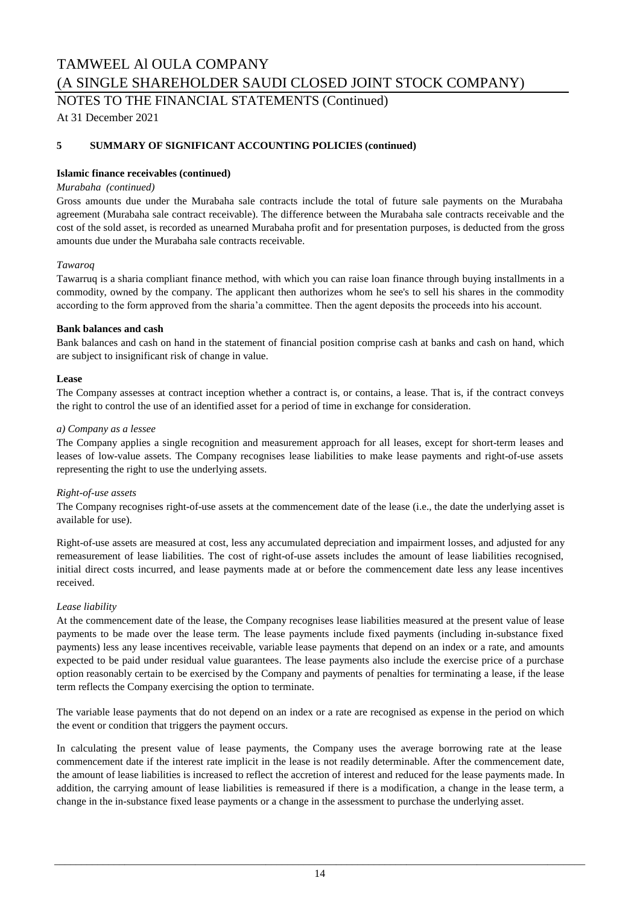### 5 SUMMARY OF SIGNIFICANT ACCOUNTING POLICIES (continued)

**Islamic finance receivables (continued)**

*Murabaha (continued)*

Gross amounts due under the Murabaha sale contracts include the total of future sale payments on the Murabaha agreement (Murabaha sale contract receivable). The difference between the Murabaha sale contracts receivable and the cost of the sold asset, is recorded as unearned Murabaha profit and for presentation purposes, is deducted from the gross amounts due under the Murabaha sale contracts receivable.

*Tawaroq*

Tawarruq is a sharia compliant finance method, with which you can raise loan finance through buying installments in a commodity, owned by the company. The applicant then authorizes whom he see's to sell his shares in the commodity according to the form approved from the sharia'a committee. Then the agent deposits the proceeds into his account.

**Bank balances and cash**

Bank balances and cash on hand in the statement of financial position comprise cash at banks and cash on hand, which are subject to insignificant risk of change in value.

**Lease**

The Company assesses at contract inception whether a contract is, or contains, a lease. That is, if the contract conveys the right to control the use of an identified asset for a period of time in exchange for consideration.

*a) Company as a lessee*

The Company applies a single recognition and measurement approach for all leases, except for short-term leases and leases of low-value assets. The Company recognises lease liabilities to make lease payments and right-of-use assets representing the right to use the underlying assets.

*Right-of-use assets*

The Company recognises right-of-use assets at the commencement date of the lease (i.e., the date the underlying asset is available for use).

Right-of-use assets are measured at cost, less any accumulated depreciation and impairment losses, and adjusted for any remeasurement of lease liabilities. The cost of right-of-use assets includes the amount of lease liabilities recognised, initial direct costs incurred, and lease payments made at or before the commencement date less any lease incentives received.

*Lease liability*

At the commencement date of the lease, the Company recognises lease liabilities measured at the present value of lease payments to be made over the lease term. The lease payments include fixed payments (including in-substance fixed payments) less any lease incentives receivable, variable lease payments that depend on an index or a rate, and amounts expected to be paid under residual value guarantees. The lease payments also include the exercise price of a purchase option reasonably certain to be exercised by the Company and payments of penalties for terminating a lease, if the lease term reflects the Company exercising the option to terminate.

The variable lease payments that do not depend on an index or a rate are recognised as expense in the period on which the event or condition that triggers the payment occurs.

In calculating the present value of lease payments, the Company uses the average borrowing rate at the lease commencement date if the interest rate implicit in the lease is not readily determinable. After the commencement date, the amount of lease liabilities is increased to reflect the accretion of interest and reduced for the lease payments made. In addition, the carrying amount of lease liabilities is remeasured if there is a modification, a change in the lease term, a change in the in-substance fixed lease payments or a change in the assessment to purchase the underlying asset.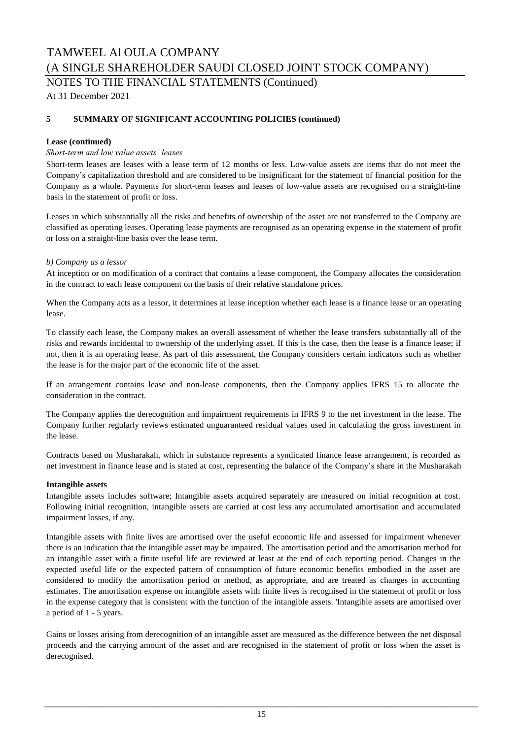## 5 SUMMARY OF SIGNIFICANT ACCOUNTING POLICIES (continued)

**Lease (continued)**

*Short-term and low value assets' leases*

Short-term leases are leases with a lease term of 12 months or less. Low-value assets are items that do not meet the Company's capitalization threshold and are considered to be insignificant for the statement of financial position for the Company as a whole. Payments for short-term leases and leases of low-value assets are recognised on a straight-line basis in the statement of profit or loss.

Leases in which substantially all the risks and benefits of ownership of the asset are not transferred to the Company are classified as operating leases. Operating lease payments are recognised as an operating expense in the statement of profit or loss on a straight-line basis over the lease term.

*b) Company as a lessor*

At inception or on modification of a contract that contains a lease component, the Company allocates the consideration in the contract to each lease component on the basis of their relative standalone prices.

When the Company acts as a lessor, it determines at lease inception whether each lease is a finance lease or an operating lease.

To classify each lease, the Company makes an overall assessment of whether the lease transfers substantially all of the risks and rewards incidental to ownership of the underlying asset. If this is the case, then the lease is a finance lease; if not, then it is an operating lease. As part of this assessment, the Company considers certain indicators such as whether the lease is for the major part of the economic life of the asset.

If an arrangement contains lease and non-lease components, then the Company applies IFRS 15 to allocate the consideration in the contract.

The Company applies the derecognition and impairment requirements in IFRS 9 to the net investment in the lease. The Company further regularly reviews estimated unguaranteed residual values used in calculating the gross investment in the lease.

Contracts based on Musharakah, which in substance represents a syndicated finance lease arrangement, is recorded as net investment in finance lease and is stated at cost, representing the balance of the Company's share in the Musharakah

**Intangible assets**

Intangible assets includes software; Intangible assets acquired separately are measured on initial recognition at cost. Following initial recognition, intangible assets are carried at cost less any accumulated amortisation and accumulated impairment losses, if any.

Intangible assets with finite lives are amortised over the useful economic life and assessed for impairment whenever there is an indication that the intangible asset may be impaired. The amortisation period and the amortisation method for an intangible asset with a finite useful life are reviewed at least at the end of each reporting period. Changes in the expected useful life or the expected pattern of consumption of future economic benefits embodied in the asset are considered to modify the amortisation period or method, as appropriate, and are treated as changes in accounting estimates. The amortisation expense on intangible assets with finite lives is recognised in the statement of profit or loss in the expense category that is consistent with the function of the intangible assets. 'Intangible assets are amortised over a period of 1 - 5 years.

Gains or losses arising from derecognition of an intangible asset are measured as the difference between the net disposal proceeds and the carrying amount of the asset and are recognised in the statement of profit or loss when the asset is derecognised.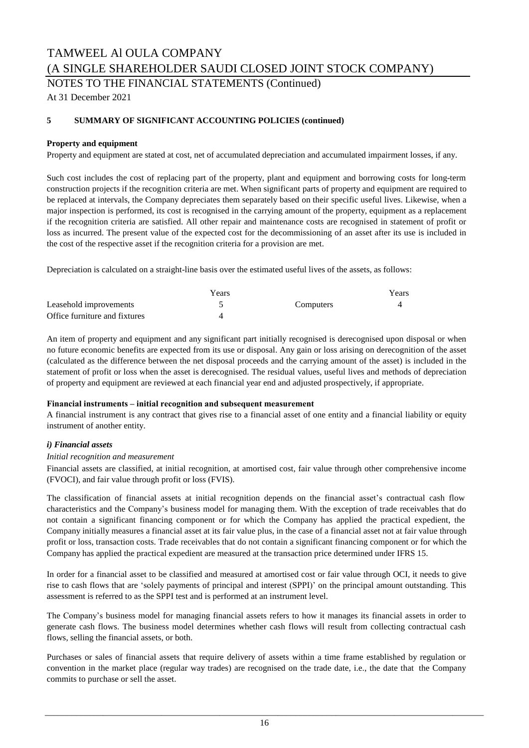## 5 SUMMARY OF SIGNIFICANT ACCOUNTING POLICIES (continued)

**Property and equipment**

Property and equipment are stated at cost, net of accumulated depreciation and accumulated impairment losses, if any.

Such cost includes the cost of replacing part of the property, plant and equipment and borrowing costs for long-term construction projects if the recognition criteria are met. When significant parts of property and equipment are required to be replaced at intervals, the Company depreciates them separately based on their specific useful lives. Likewise, when a major inspection is performed, its cost is recognised in the carrying amount of the property, equipment as a replacement if the recognition criteria are satisfied. All other repair and maintenance costs are recognised in statement of profit or loss as incurred. The present value of the expected cost for the decommissioning of an asset after its use is included in the cost of the respective asset if the recognition criteria for a provision are met.

Depreciation is calculated on a straight-line basis over the estimated useful lives of the assets, as follows:

| | Years | | Years |
|---|---|---|---|
| Leasehold improvements | 5 | Computers | 4 |
| Office furniture and fixtures | 4 | | |

An item of property and equipment and any significant part initially recognised is derecognised upon disposal or when no future economic benefits are expected from its use or disposal. Any gain or loss arising on derecognition of the asset (calculated as the difference between the net disposal proceeds and the carrying amount of the asset) is included in the statement of profit or loss when the asset is derecognised. The residual values, useful lives and methods of depreciation of property and equipment are reviewed at each financial year end and adjusted prospectively, if appropriate.

**Financial instruments – initial recognition and subsequent measurement**

A financial instrument is any contract that gives rise to a financial asset of one entity and a financial liability or equity instrument of another entity.

***i) Financial assets***

*Initial recognition and measurement*

Financial assets are classified, at initial recognition, at amortised cost, fair value through other comprehensive income (FVOCI), and fair value through profit or loss (FVIS).

The classification of financial assets at initial recognition depends on the financial asset's contractual cash flow characteristics and the Company's business model for managing them. With the exception of trade receivables that do not contain a significant financing component or for which the Company has applied the practical expedient, the Company initially measures a financial asset at its fair value plus, in the case of a financial asset not at fair value through profit or loss, transaction costs. Trade receivables that do not contain a significant financing component or for which the Company has applied the practical expedient are measured at the transaction price determined under IFRS 15.

In order for a financial asset to be classified and measured at amortised cost or fair value through OCI, it needs to give rise to cash flows that are 'solely payments of principal and interest (SPPI)' on the principal amount outstanding. This assessment is referred to as the SPPI test and is performed at an instrument level.

The Company's business model for managing financial assets refers to how it manages its financial assets in order to generate cash flows. The business model determines whether cash flows will result from collecting contractual cash flows, selling the financial assets, or both.

Purchases or sales of financial assets that require delivery of assets within a time frame established by regulation or convention in the market place (regular way trades) are recognised on the trade date, i.e., the date that the Company commits to purchase or sell the asset.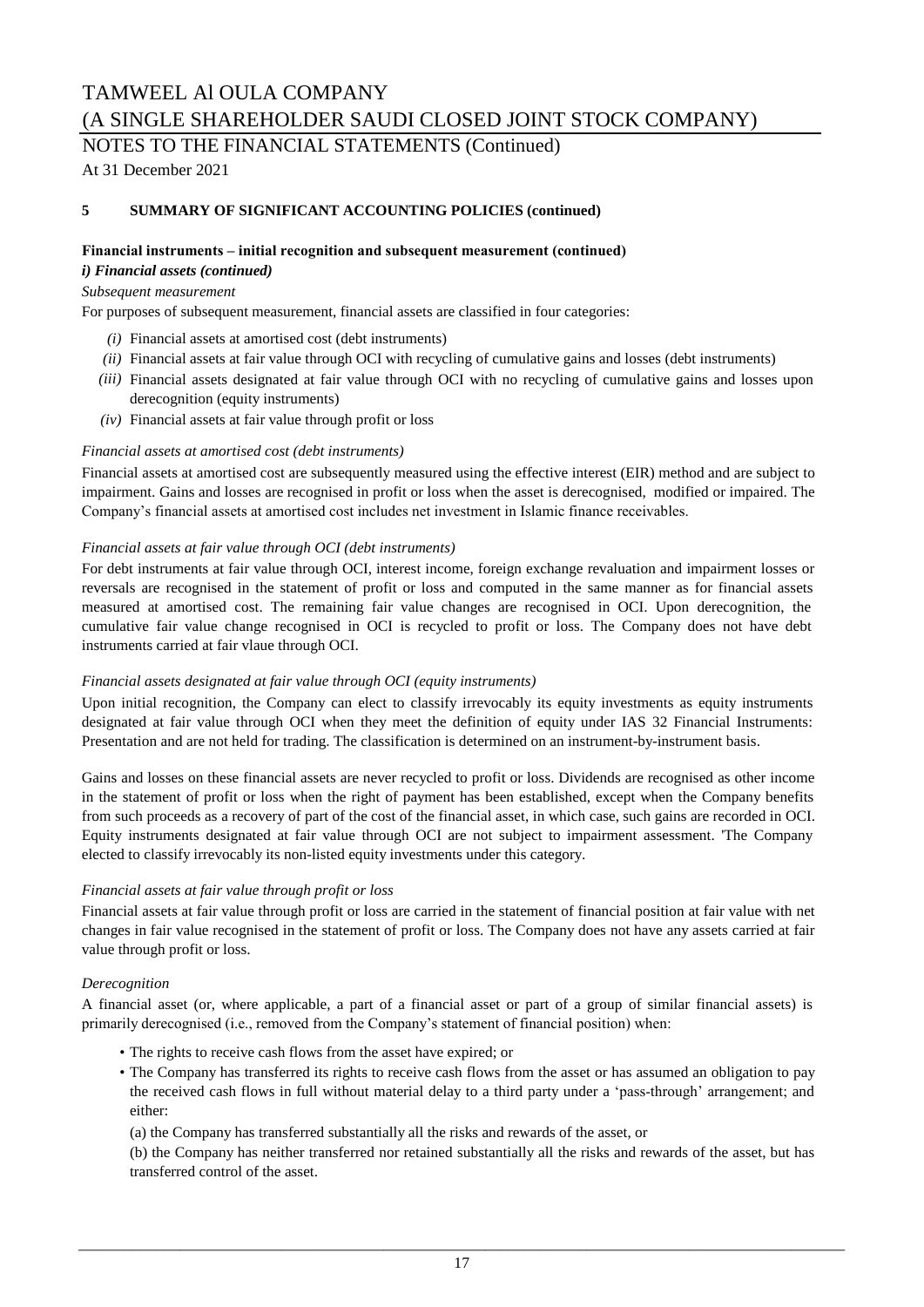## 5 SUMMARY OF SIGNIFICANT ACCOUNTING POLICIES (continued)

**Financial instruments – initial recognition and subsequent measurement (continued)**

***i) Financial assets (continued)***

*Subsequent measurement*

For purposes of subsequent measurement, financial assets are classified in four categories:

- *(i)* Financial assets at amortised cost (debt instruments)
- *(ii)* Financial assets at fair value through OCI with recycling of cumulative gains and losses (debt instruments)
- *(iii)* Financial assets designated at fair value through OCI with no recycling of cumulative gains and losses upon derecognition (equity instruments)
- *(iv)* Financial assets at fair value through profit or loss

*Financial assets at amortised cost (debt instruments)*

Financial assets at amortised cost are subsequently measured using the effective interest (EIR) method and are subject to impairment. Gains and losses are recognised in profit or loss when the asset is derecognised, modified or impaired. The Company's financial assets at amortised cost includes net investment in Islamic finance receivables.

*Financial assets at fair value through OCI (debt instruments)*

For debt instruments at fair value through OCI, interest income, foreign exchange revaluation and impairment losses or reversals are recognised in the statement of profit or loss and computed in the same manner as for financial assets measured at amortised cost. The remaining fair value changes are recognised in OCI. Upon derecognition, the cumulative fair value change recognised in OCI is recycled to profit or loss. The Company does not have debt instruments carried at fair vlaue through OCI.

*Financial assets designated at fair value through OCI (equity instruments)*

Upon initial recognition, the Company can elect to classify irrevocably its equity investments as equity instruments designated at fair value through OCI when they meet the definition of equity under IAS 32 Financial Instruments: Presentation and are not held for trading. The classification is determined on an instrument-by-instrument basis.

Gains and losses on these financial assets are never recycled to profit or loss. Dividends are recognised as other income in the statement of profit or loss when the right of payment has been established, except when the Company benefits from such proceeds as a recovery of part of the cost of the financial asset, in which case, such gains are recorded in OCI. Equity instruments designated at fair value through OCI are not subject to impairment assessment. 'The Company elected to classify irrevocably its non-listed equity investments under this category.

*Financial assets at fair value through profit or loss*

Financial assets at fair value through profit or loss are carried in the statement of financial position at fair value with net changes in fair value recognised in the statement of profit or loss. The Company does not have any assets carried at fair value through profit or loss.

*Derecognition*

A financial asset (or, where applicable, a part of a financial asset or part of a group of similar financial assets) is primarily derecognised (i.e., removed from the Company's statement of financial position) when:

- The rights to receive cash flows from the asset have expired; or
- The Company has transferred its rights to receive cash flows from the asset or has assumed an obligation to pay the received cash flows in full without material delay to a third party under a 'pass-through' arrangement; and either:

  (a) the Company has transferred substantially all the risks and rewards of the asset, or

  (b) the Company has neither transferred nor retained substantially all the risks and rewards of the asset, but has transferred control of the asset.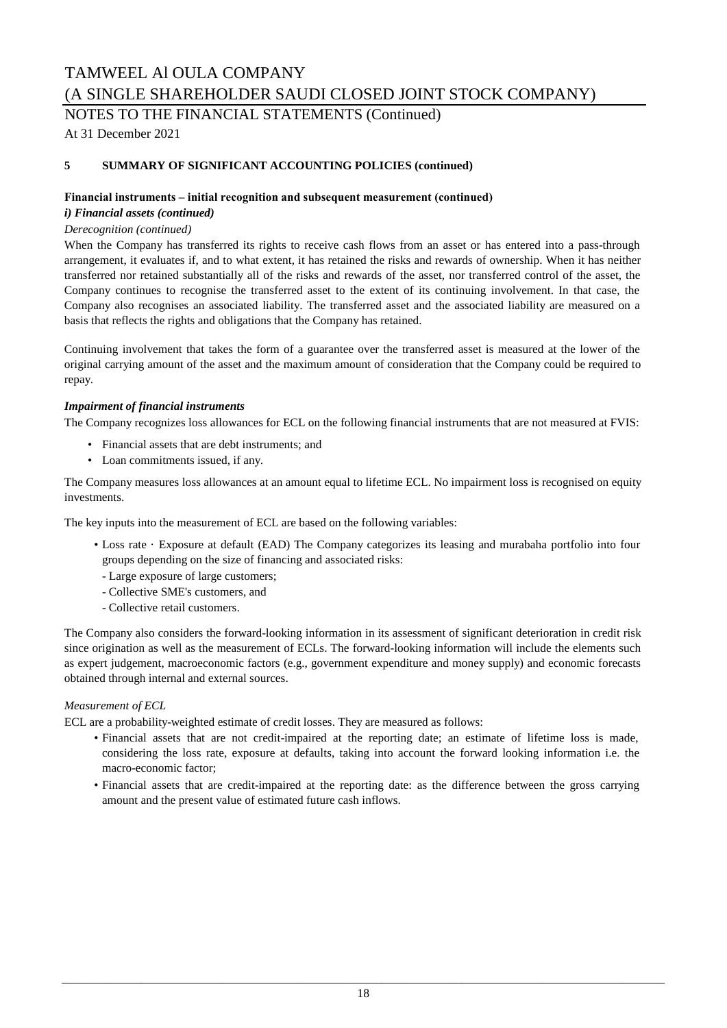### 5 SUMMARY OF SIGNIFICANT ACCOUNTING POLICIES (continued)

**Financial instruments – initial recognition and subsequent measurement (continued)**

***i) Financial assets (continued)***

*Derecognition (continued)*

When the Company has transferred its rights to receive cash flows from an asset or has entered into a pass-through arrangement, it evaluates if, and to what extent, it has retained the risks and rewards of ownership. When it has neither transferred nor retained substantially all of the risks and rewards of the asset, nor transferred control of the asset, the Company continues to recognise the transferred asset to the extent of its continuing involvement. In that case, the Company also recognises an associated liability. The transferred asset and the associated liability are measured on a basis that reflects the rights and obligations that the Company has retained.

Continuing involvement that takes the form of a guarantee over the transferred asset is measured at the lower of the original carrying amount of the asset and the maximum amount of consideration that the Company could be required to repay.

***Impairment of financial instruments***

The Company recognizes loss allowances for ECL on the following financial instruments that are not measured at FVIS:

- Financial assets that are debt instruments; and
- Loan commitments issued, if any.

The Company measures loss allowances at an amount equal to lifetime ECL. No impairment loss is recognised on equity investments.

The key inputs into the measurement of ECL are based on the following variables:

- Loss rate · Exposure at default (EAD) The Company categorizes its leasing and murabaha portfolio into four groups depending on the size of financing and associated risks:
  - Large exposure of large customers;
  - Collective SME's customers, and
  - Collective retail customers.

The Company also considers the forward-looking information in its assessment of significant deterioration in credit risk since origination as well as the measurement of ECLs. The forward-looking information will include the elements such as expert judgement, macroeconomic factors (e.g., government expenditure and money supply) and economic forecasts obtained through internal and external sources.

*Measurement of ECL*

ECL are a probability-weighted estimate of credit losses. They are measured as follows:

- Financial assets that are not credit-impaired at the reporting date; an estimate of lifetime loss is made, considering the loss rate, exposure at defaults, taking into account the forward looking information i.e. the macro-economic factor;
- Financial assets that are credit-impaired at the reporting date: as the difference between the gross carrying amount and the present value of estimated future cash inflows.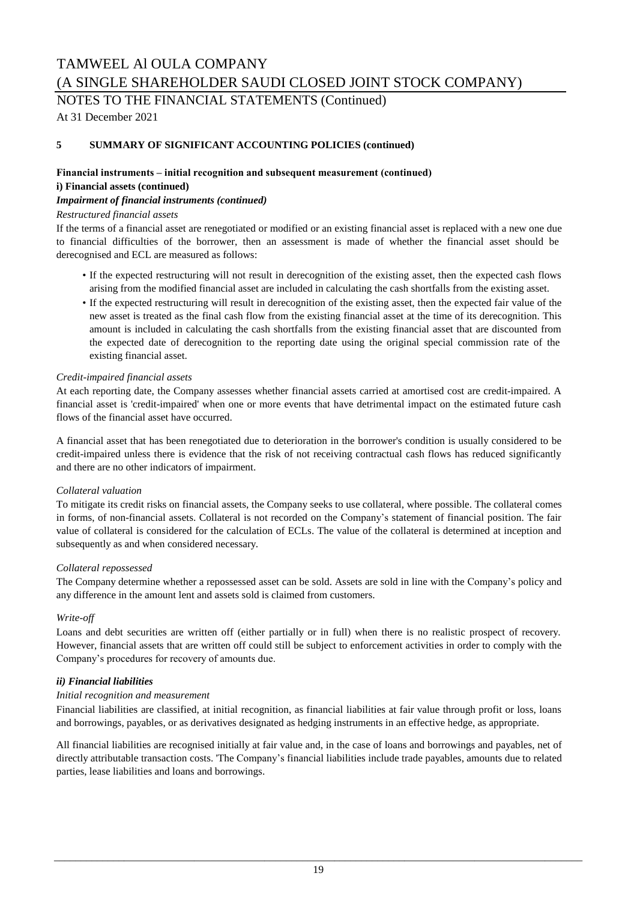## 5 SUMMARY OF SIGNIFICANT ACCOUNTING POLICIES (continued)

**Financial instruments – initial recognition and subsequent measurement (continued)**

**i) Financial assets (continued)**

***Impairment of financial instruments (continued)***

*Restructured financial assets*

If the terms of a financial asset are renegotiated or modified or an existing financial asset is replaced with a new one due to financial difficulties of the borrower, then an assessment is made of whether the financial asset should be derecognised and ECL are measured as follows:

- If the expected restructuring will not result in derecognition of the existing asset, then the expected cash flows arising from the modified financial asset are included in calculating the cash shortfalls from the existing asset.
- If the expected restructuring will result in derecognition of the existing asset, then the expected fair value of the new asset is treated as the final cash flow from the existing financial asset at the time of its derecognition. This amount is included in calculating the cash shortfalls from the existing financial asset that are discounted from the expected date of derecognition to the reporting date using the original special commission rate of the existing financial asset.

*Credit-impaired financial assets*

At each reporting date, the Company assesses whether financial assets carried at amortised cost are credit-impaired. A financial asset is 'credit-impaired' when one or more events that have detrimental impact on the estimated future cash flows of the financial asset have occurred.

A financial asset that has been renegotiated due to deterioration in the borrower's condition is usually considered to be credit-impaired unless there is evidence that the risk of not receiving contractual cash flows has reduced significantly and there are no other indicators of impairment.

*Collateral valuation*

To mitigate its credit risks on financial assets, the Company seeks to use collateral, where possible. The collateral comes in forms, of non-financial assets. Collateral is not recorded on the Company's statement of financial position. The fair value of collateral is considered for the calculation of ECLs. The value of the collateral is determined at inception and subsequently as and when considered necessary.

*Collateral repossessed*

The Company determine whether a repossessed asset can be sold. Assets are sold in line with the Company's policy and any difference in the amount lent and assets sold is claimed from customers.

*Write-off*

Loans and debt securities are written off (either partially or in full) when there is no realistic prospect of recovery. However, financial assets that are written off could still be subject to enforcement activities in order to comply with the Company's procedures for recovery of amounts due.

***ii) Financial liabilities***

*Initial recognition and measurement*

Financial liabilities are classified, at initial recognition, as financial liabilities at fair value through profit or loss, loans and borrowings, payables, or as derivatives designated as hedging instruments in an effective hedge, as appropriate.

All financial liabilities are recognised initially at fair value and, in the case of loans and borrowings and payables, net of directly attributable transaction costs. 'The Company's financial liabilities include trade payables, amounts due to related parties, lease liabilities and loans and borrowings.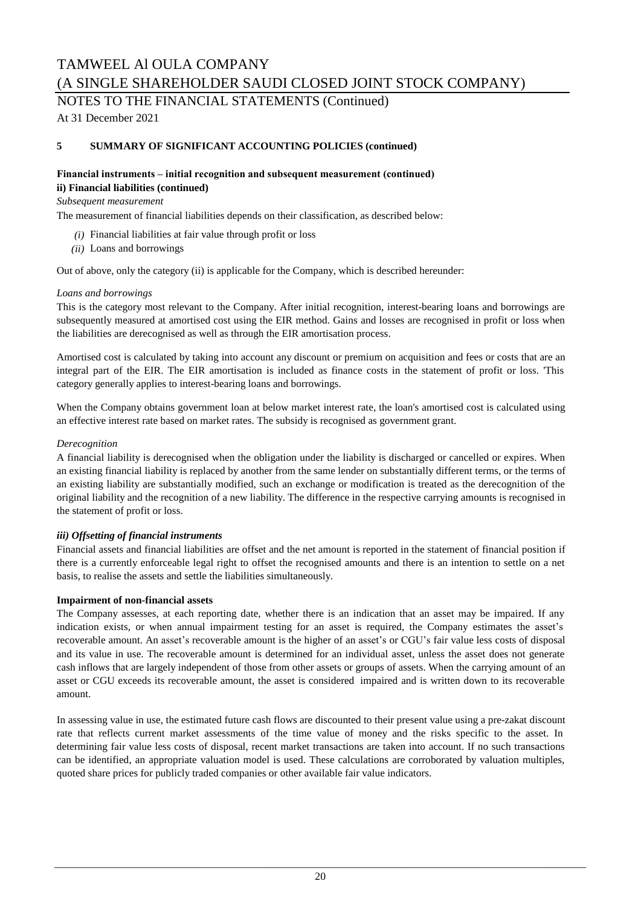# TAMWEEL Al OULA COMPANY

# (A SINGLE SHAREHOLDER SAUDI CLOSED JOINT STOCK COMPANY)

## NOTES TO THE FINANCIAL STATEMENTS (Continued)

At 31 December 2021

### 5 SUMMARY OF SIGNIFICANT ACCOUNTING POLICIES (continued)

**Financial instruments – initial recognition and subsequent measurement (continued)**

**ii) Financial liabilities (continued)**

*Subsequent measurement*

The measurement of financial liabilities depends on their classification, as described below:

*(i)* Financial liabilities at fair value through profit or loss
*(ii)* Loans and borrowings

Out of above, only the category (ii) is applicable for the Company, which is described hereunder:

*Loans and borrowings*

This is the category most relevant to the Company. After initial recognition, interest-bearing loans and borrowings are subsequently measured at amortised cost using the EIR method. Gains and losses are recognised in profit or loss when the liabilities are derecognised as well as through the EIR amortisation process.

Amortised cost is calculated by taking into account any discount or premium on acquisition and fees or costs that are an integral part of the EIR. The EIR amortisation is included as finance costs in the statement of profit or loss. 'This category generally applies to interest-bearing loans and borrowings.

When the Company obtains government loan at below market interest rate, the loan's amortised cost is calculated using an effective interest rate based on market rates. The subsidy is recognised as government grant.

*Derecognition*

A financial liability is derecognised when the obligation under the liability is discharged or cancelled or expires. When an existing financial liability is replaced by another from the same lender on substantially different terms, or the terms of an existing liability are substantially modified, such an exchange or modification is treated as the derecognition of the original liability and the recognition of a new liability. The difference in the respective carrying amounts is recognised in the statement of profit or loss.

***iii) Offsetting of financial instruments***

Financial assets and financial liabilities are offset and the net amount is reported in the statement of financial position if there is a currently enforceable legal right to offset the recognised amounts and there is an intention to settle on a net basis, to realise the assets and settle the liabilities simultaneously.

**Impairment of non-financial assets**

The Company assesses, at each reporting date, whether there is an indication that an asset may be impaired. If any indication exists, or when annual impairment testing for an asset is required, the Company estimates the asset's recoverable amount. An asset's recoverable amount is the higher of an asset's or CGU's fair value less costs of disposal and its value in use. The recoverable amount is determined for an individual asset, unless the asset does not generate cash inflows that are largely independent of those from other assets or groups of assets. When the carrying amount of an asset or CGU exceeds its recoverable amount, the asset is considered impaired and is written down to its recoverable amount.

In assessing value in use, the estimated future cash flows are discounted to their present value using a pre-zakat discount rate that reflects current market assessments of the time value of money and the risks specific to the asset. In determining fair value less costs of disposal, recent market transactions are taken into account. If no such transactions can be identified, an appropriate valuation model is used. These calculations are corroborated by valuation multiples, quoted share prices for publicly traded companies or other available fair value indicators.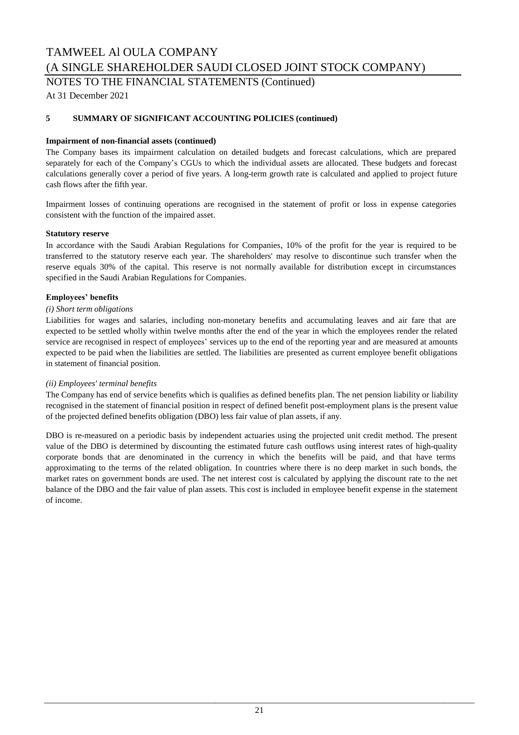## 5 SUMMARY OF SIGNIFICANT ACCOUNTING POLICIES (continued)

**Impairment of non-financial assets (continued)**

The Company bases its impairment calculation on detailed budgets and forecast calculations, which are prepared separately for each of the Company's CGUs to which the individual assets are allocated. These budgets and forecast calculations generally cover a period of five years. A long-term growth rate is calculated and applied to project future cash flows after the fifth year.

Impairment losses of continuing operations are recognised in the statement of profit or loss in expense categories consistent with the function of the impaired asset.

**Statutory reserve**

In accordance with the Saudi Arabian Regulations for Companies, 10% of the profit for the year is required to be transferred to the statutory reserve each year. The shareholders' may resolve to discontinue such transfer when the reserve equals 30% of the capital. This reserve is not normally available for distribution except in circumstances specified in the Saudi Arabian Regulations for Companies.

**Employees' benefits**

*(i) Short term obligations*

Liabilities for wages and salaries, including non-monetary benefits and accumulating leaves and air fare that are expected to be settled wholly within twelve months after the end of the year in which the employees render the related service are recognised in respect of employees' services up to the end of the reporting year and are measured at amounts expected to be paid when the liabilities are settled. The liabilities are presented as current employee benefit obligations in statement of financial position.

*(ii) Employees' terminal benefits*

The Company has end of service benefits which is qualifies as defined benefits plan. The net pension liability or liability recognised in the statement of financial position in respect of defined benefit post-employment plans is the present value of the projected defined benefits obligation (DBO) less fair value of plan assets, if any.

DBO is re-measured on a periodic basis by independent actuaries using the projected unit credit method. The present value of the DBO is determined by discounting the estimated future cash outflows using interest rates of high-quality corporate bonds that are denominated in the currency in which the benefits will be paid, and that have terms approximating to the terms of the related obligation. In countries where there is no deep market in such bonds, the market rates on government bonds are used. The net interest cost is calculated by applying the discount rate to the net balance of the DBO and the fair value of plan assets. This cost is included in employee benefit expense in the statement of income.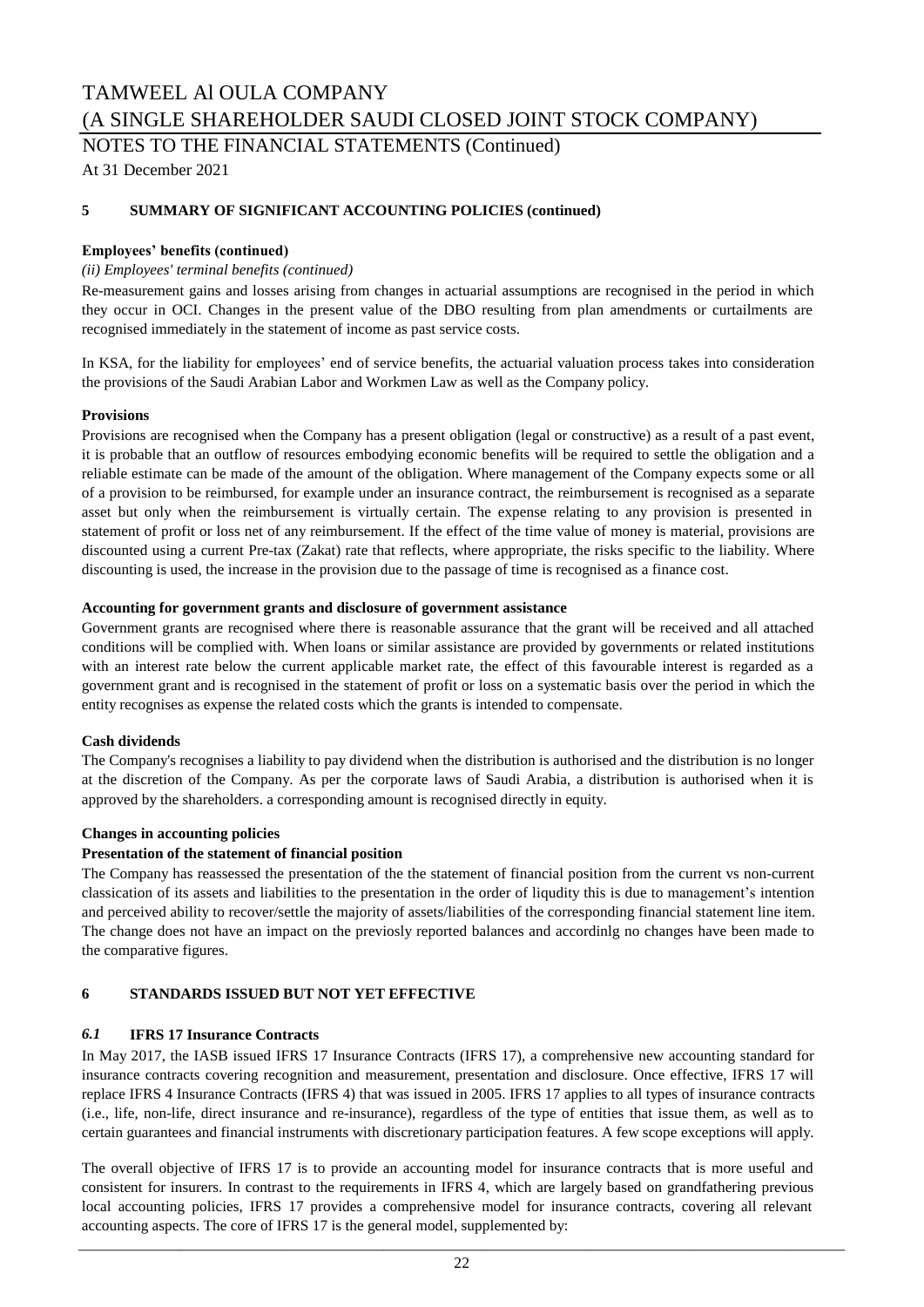## 5 SUMMARY OF SIGNIFICANT ACCOUNTING POLICIES (continued)

**Employees' benefits (continued)**

*(ii) Employees' terminal benefits (continued)*

Re-measurement gains and losses arising from changes in actuarial assumptions are recognised in the period in which they occur in OCI. Changes in the present value of the DBO resulting from plan amendments or curtailments are recognised immediately in the statement of income as past service costs.

In KSA, for the liability for employees' end of service benefits, the actuarial valuation process takes into consideration the provisions of the Saudi Arabian Labor and Workmen Law as well as the Company policy.

**Provisions**

Provisions are recognised when the Company has a present obligation (legal or constructive) as a result of a past event, it is probable that an outflow of resources embodying economic benefits will be required to settle the obligation and a reliable estimate can be made of the amount of the obligation. Where management of the Company expects some or all of a provision to be reimbursed, for example under an insurance contract, the reimbursement is recognised as a separate asset but only when the reimbursement is virtually certain. The expense relating to any provision is presented in statement of profit or loss net of any reimbursement. If the effect of the time value of money is material, provisions are discounted using a current Pre-tax (Zakat) rate that reflects, where appropriate, the risks specific to the liability. Where discounting is used, the increase in the provision due to the passage of time is recognised as a finance cost.

**Accounting for government grants and disclosure of government assistance**

Government grants are recognised where there is reasonable assurance that the grant will be received and all attached conditions will be complied with. When loans or similar assistance are provided by governments or related institutions with an interest rate below the current applicable market rate, the effect of this favourable interest is regarded as a government grant and is recognised in the statement of profit or loss on a systematic basis over the period in which the entity recognises as expense the related costs which the grants is intended to compensate.

**Cash dividends**

The Company's recognises a liability to pay dividend when the distribution is authorised and the distribution is no longer at the discretion of the Company. As per the corporate laws of Saudi Arabia, a distribution is authorised when it is approved by the shareholders. a corresponding amount is recognised directly in equity.

**Changes in accounting policies**

**Presentation of the statement of financial position**

The Company has reassessed the presentation of the the statement of financial position from the current vs non-current classication of its assets and liabilities to the presentation in the order of liqudity this is due to management's intention and perceived ability to recover/settle the majority of assets/liabilities of the corresponding financial statement line item. The change does not have an impact on the previosly reported balances and accordinlg no changes have been made to the comparative figures.

## 6 STANDARDS ISSUED BUT NOT YET EFFECTIVE

### *6.1* IFRS 17 Insurance Contracts

In May 2017, the IASB issued IFRS 17 Insurance Contracts (IFRS 17), a comprehensive new accounting standard for insurance contracts covering recognition and measurement, presentation and disclosure. Once effective, IFRS 17 will replace IFRS 4 Insurance Contracts (IFRS 4) that was issued in 2005. IFRS 17 applies to all types of insurance contracts (i.e., life, non-life, direct insurance and re-insurance), regardless of the type of entities that issue them, as well as to certain guarantees and financial instruments with discretionary participation features. A few scope exceptions will apply.

The overall objective of IFRS 17 is to provide an accounting model for insurance contracts that is more useful and consistent for insurers. In contrast to the requirements in IFRS 4, which are largely based on grandfathering previous local accounting policies, IFRS 17 provides a comprehensive model for insurance contracts, covering all relevant accounting aspects. The core of IFRS 17 is the general model, supplemented by: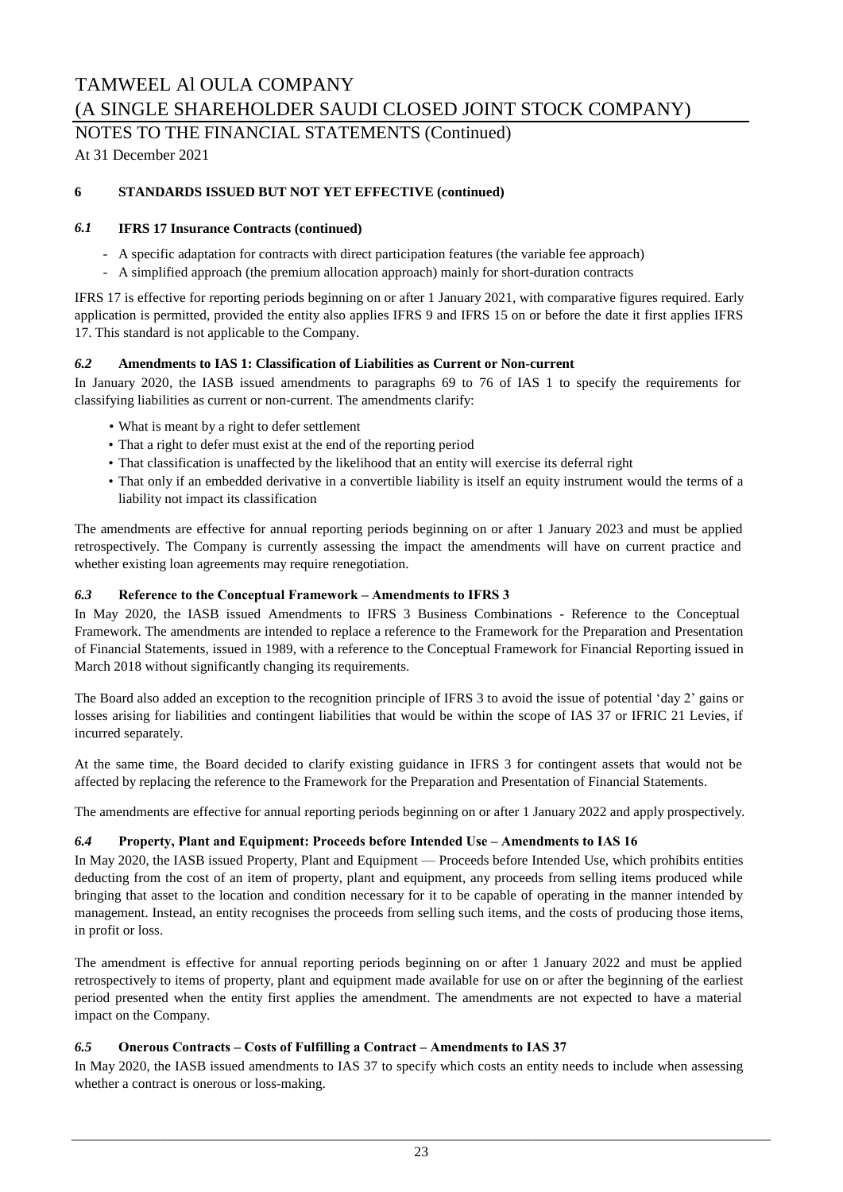TAMWEEL Al OULA COMPANY
(A SINGLE SHAREHOLDER SAUDI CLOSED JOINT STOCK COMPANY)
NOTES TO THE FINANCIAL STATEMENTS (Continued)
At 31 December 2021

## 6 STANDARDS ISSUED BUT NOT YET EFFECTIVE (continued)

### *6.1* IFRS 17 Insurance Contracts (continued)

- A specific adaptation for contracts with direct participation features (the variable fee approach)
- A simplified approach (the premium allocation approach) mainly for short-duration contracts

IFRS 17 is effective for reporting periods beginning on or after 1 January 2021, with comparative figures required. Early application is permitted, provided the entity also applies IFRS 9 and IFRS 15 on or before the date it first applies IFRS 17. This standard is not applicable to the Company.

### *6.2* Amendments to IAS 1: Classification of Liabilities as Current or Non-current

In January 2020, the IASB issued amendments to paragraphs 69 to 76 of IAS 1 to specify the requirements for classifying liabilities as current or non-current. The amendments clarify:

- What is meant by a right to defer settlement
- That a right to defer must exist at the end of the reporting period
- That classification is unaffected by the likelihood that an entity will exercise its deferral right
- That only if an embedded derivative in a convertible liability is itself an equity instrument would the terms of a liability not impact its classification

The amendments are effective for annual reporting periods beginning on or after 1 January 2023 and must be applied retrospectively. The Company is currently assessing the impact the amendments will have on current practice and whether existing loan agreements may require renegotiation.

### *6.3* Reference to the Conceptual Framework – Amendments to IFRS 3

In May 2020, the IASB issued Amendments to IFRS 3 Business Combinations - Reference to the Conceptual Framework. The amendments are intended to replace a reference to the Framework for the Preparation and Presentation of Financial Statements, issued in 1989, with a reference to the Conceptual Framework for Financial Reporting issued in March 2018 without significantly changing its requirements.

The Board also added an exception to the recognition principle of IFRS 3 to avoid the issue of potential 'day 2' gains or losses arising for liabilities and contingent liabilities that would be within the scope of IAS 37 or IFRIC 21 Levies, if incurred separately.

At the same time, the Board decided to clarify existing guidance in IFRS 3 for contingent assets that would not be affected by replacing the reference to the Framework for the Preparation and Presentation of Financial Statements.

The amendments are effective for annual reporting periods beginning on or after 1 January 2022 and apply prospectively.

### *6.4* Property, Plant and Equipment: Proceeds before Intended Use – Amendments to IAS 16

In May 2020, the IASB issued Property, Plant and Equipment — Proceeds before Intended Use, which prohibits entities deducting from the cost of an item of property, plant and equipment, any proceeds from selling items produced while bringing that asset to the location and condition necessary for it to be capable of operating in the manner intended by management. Instead, an entity recognises the proceeds from selling such items, and the costs of producing those items, in profit or loss.

The amendment is effective for annual reporting periods beginning on or after 1 January 2022 and must be applied retrospectively to items of property, plant and equipment made available for use on or after the beginning of the earliest period presented when the entity first applies the amendment. The amendments are not expected to have a material impact on the Company.

### *6.5* Onerous Contracts – Costs of Fulfilling a Contract – Amendments to IAS 37

In May 2020, the IASB issued amendments to IAS 37 to specify which costs an entity needs to include when assessing whether a contract is onerous or loss-making.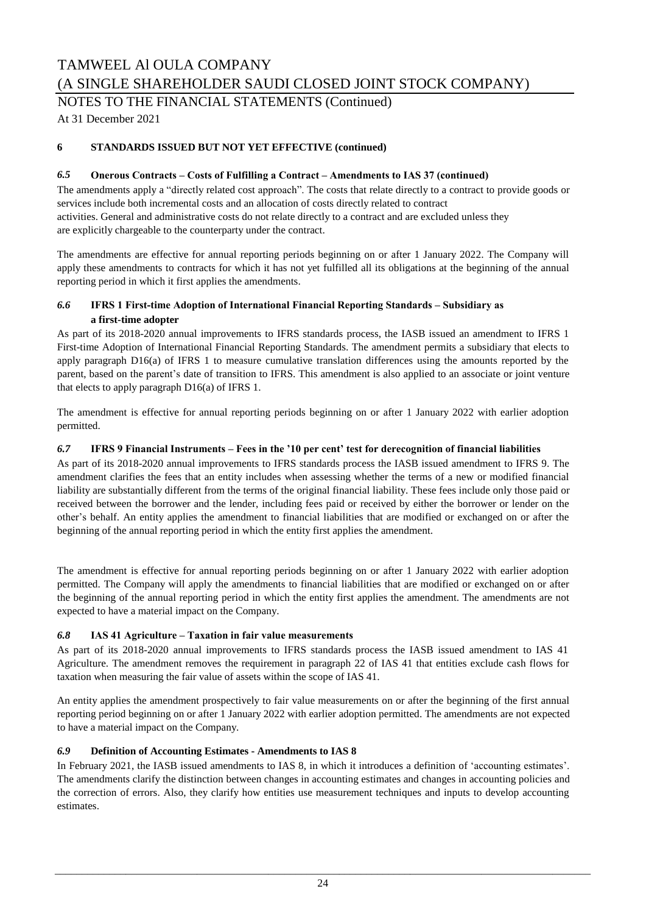## 6 STANDARDS ISSUED BUT NOT YET EFFECTIVE (continued)

### *6.5* Onerous Contracts – Costs of Fulfilling a Contract – Amendments to IAS 37 (continued)

The amendments apply a "directly related cost approach". The costs that relate directly to a contract to provide goods or services include both incremental costs and an allocation of costs directly related to contract activities. General and administrative costs do not relate directly to a contract and are excluded unless they are explicitly chargeable to the counterparty under the contract.

The amendments are effective for annual reporting periods beginning on or after 1 January 2022. The Company will apply these amendments to contracts for which it has not yet fulfilled all its obligations at the beginning of the annual reporting period in which it first applies the amendments.

### *6.6* IFRS 1 First-time Adoption of International Financial Reporting Standards – Subsidiary as a first-time adopter

As part of its 2018-2020 annual improvements to IFRS standards process, the IASB issued an amendment to IFRS 1 First-time Adoption of International Financial Reporting Standards. The amendment permits a subsidiary that elects to apply paragraph D16(a) of IFRS 1 to measure cumulative translation differences using the amounts reported by the parent, based on the parent's date of transition to IFRS. This amendment is also applied to an associate or joint venture that elects to apply paragraph D16(a) of IFRS 1.

The amendment is effective for annual reporting periods beginning on or after 1 January 2022 with earlier adoption permitted.

### *6.7* IFRS 9 Financial Instruments – Fees in the '10 per cent' test for derecognition of financial liabilities

As part of its 2018-2020 annual improvements to IFRS standards process the IASB issued amendment to IFRS 9. The amendment clarifies the fees that an entity includes when assessing whether the terms of a new or modified financial liability are substantially different from the terms of the original financial liability. These fees include only those paid or received between the borrower and the lender, including fees paid or received by either the borrower or lender on the other's behalf. An entity applies the amendment to financial liabilities that are modified or exchanged on or after the beginning of the annual reporting period in which the entity first applies the amendment.

The amendment is effective for annual reporting periods beginning on or after 1 January 2022 with earlier adoption permitted. The Company will apply the amendments to financial liabilities that are modified or exchanged on or after the beginning of the annual reporting period in which the entity first applies the amendment. The amendments are not expected to have a material impact on the Company.

### *6.8* IAS 41 Agriculture – Taxation in fair value measurements

As part of its 2018-2020 annual improvements to IFRS standards process the IASB issued amendment to IAS 41 Agriculture. The amendment removes the requirement in paragraph 22 of IAS 41 that entities exclude cash flows for taxation when measuring the fair value of assets within the scope of IAS 41.

An entity applies the amendment prospectively to fair value measurements on or after the beginning of the first annual reporting period beginning on or after 1 January 2022 with earlier adoption permitted. The amendments are not expected to have a material impact on the Company.

### *6.9* Definition of Accounting Estimates - Amendments to IAS 8

In February 2021, the IASB issued amendments to IAS 8, in which it introduces a definition of 'accounting estimates'. The amendments clarify the distinction between changes in accounting estimates and changes in accounting policies and the correction of errors. Also, they clarify how entities use measurement techniques and inputs to develop accounting estimates.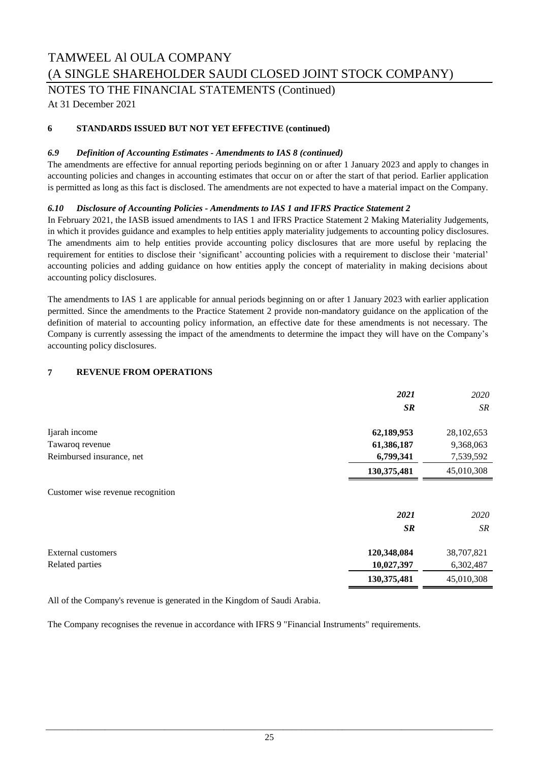# TAMWEEL Al OULA COMPANY
# (A SINGLE SHAREHOLDER SAUDI CLOSED JOINT STOCK COMPANY)

NOTES TO THE FINANCIAL STATEMENTS (Continued)

At 31 December 2021

## 6 STANDARDS ISSUED BUT NOT YET EFFECTIVE (continued)

### *6.9 Definition of Accounting Estimates - Amendments to IAS 8 (continued)*

The amendments are effective for annual reporting periods beginning on or after 1 January 2023 and apply to changes in accounting policies and changes in accounting estimates that occur on or after the start of that period. Earlier application is permitted as long as this fact is disclosed. The amendments are not expected to have a material impact on the Company.

### *6.10 Disclosure of Accounting Policies - Amendments to IAS 1 and IFRS Practice Statement 2*

In February 2021, the IASB issued amendments to IAS 1 and IFRS Practice Statement 2 Making Materiality Judgements, in which it provides guidance and examples to help entities apply materiality judgements to accounting policy disclosures. The amendments aim to help entities provide accounting policy disclosures that are more useful by replacing the requirement for entities to disclose their 'significant' accounting policies with a requirement to disclose their 'material' accounting policies and adding guidance on how entities apply the concept of materiality in making decisions about accounting policy disclosures.

The amendments to IAS 1 are applicable for annual periods beginning on or after 1 January 2023 with earlier application permitted. Since the amendments to the Practice Statement 2 provide non-mandatory guidance on the application of the definition of material to accounting policy information, an effective date for these amendments is not necessary. The Company is currently assessing the impact of the amendments to determine the impact they will have on the Company's accounting policy disclosures.

## 7 REVENUE FROM OPERATIONS

| | ***2021*** | *2020* |
|---|---|---|
| | ***SR*** | *SR* |
| Ijarah income | **62,189,953** | 28,102,653 |
| Tawaroq revenue | **61,386,187** | 9,368,063 |
| Reimbursed insurance, net | **6,799,341** | 7,539,592 |
| | **130,375,481** | 45,010,308 |

Customer wise revenue recognition

| | ***2021*** | *2020* |
|---|---|---|
| | ***SR*** | *SR* |
| External customers | **120,348,084** | 38,707,821 |
| Related parties | **10,027,397** | 6,302,487 |
| | **130,375,481** | 45,010,308 |

All of the Company's revenue is generated in the Kingdom of Saudi Arabia.

The Company recognises the revenue in accordance with IFRS 9 "Financial Instruments" requirements.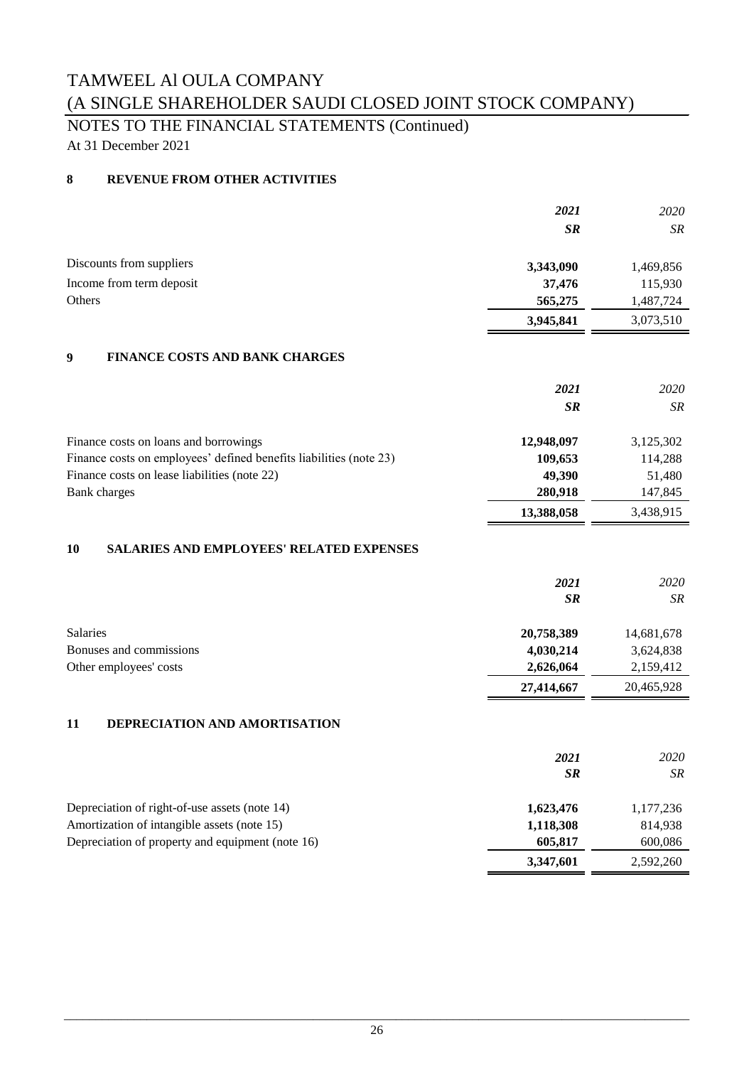# TAMWEEL Al OULA COMPANY

# (A SINGLE SHAREHOLDER SAUDI CLOSED JOINT STOCK COMPANY)

## NOTES TO THE FINANCIAL STATEMENTS (Continued)

At 31 December 2021

### 8 REVENUE FROM OTHER ACTIVITIES

| | *2021* | *2020* |
|---|---|---|
| | ***SR*** | *SR* |
| Discounts from suppliers | **3,343,090** | 1,469,856 |
| Income from term deposit | **37,476** | 115,930 |
| Others | **565,275** | 1,487,724 |
| | **3,945,841** | 3,073,510 |

### 9 FINANCE COSTS AND BANK CHARGES

| | *2021* | *2020* |
|---|---|---|
| | ***SR*** | *SR* |
| Finance costs on loans and borrowings | **12,948,097** | 3,125,302 |
| Finance costs on employees' defined benefits liabilities (note 23) | **109,653** | 114,288 |
| Finance costs on lease liabilities (note 22) | **49,390** | 51,480 |
| Bank charges | **280,918** | 147,845 |
| | **13,388,058** | 3,438,915 |

### 10 SALARIES AND EMPLOYEES' RELATED EXPENSES

| | *2021* | *2020* |
|---|---|---|
| | ***SR*** | *SR* |
| Salaries | **20,758,389** | 14,681,678 |
| Bonuses and commissions | **4,030,214** | 3,624,838 |
| Other employees' costs | **2,626,064** | 2,159,412 |
| | **27,414,667** | 20,465,928 |

### 11 DEPRECIATION AND AMORTISATION

| | *2021* | *2020* |
|---|---|---|
| | ***SR*** | *SR* |
| Depreciation of right-of-use assets (note 14) | **1,623,476** | 1,177,236 |
| Amortization of intangible assets (note 15) | **1,118,308** | 814,938 |
| Depreciation of property and equipment (note 16) | **605,817** | 600,086 |
| | **3,347,601** | 2,592,260 |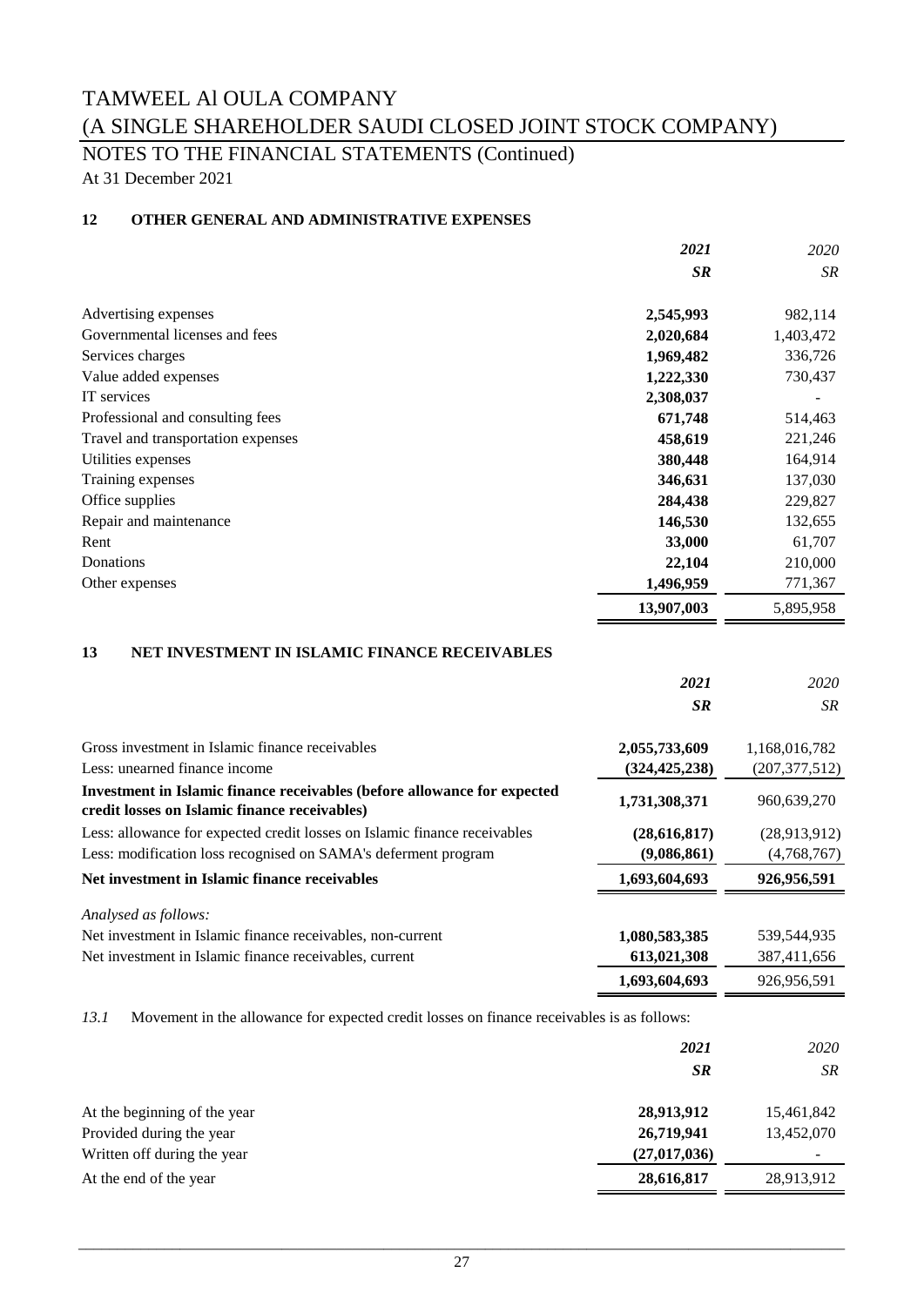# TAMWEEL Al OULA COMPANY

# (A SINGLE SHAREHOLDER SAUDI CLOSED JOINT STOCK COMPANY)

## NOTES TO THE FINANCIAL STATEMENTS (Continued)

At 31 December 2021

### 12 OTHER GENERAL AND ADMINISTRATIVE EXPENSES

| | *2021* | *2020* |
|---|---|---|
| | *SR* | *SR* |
| Advertising expenses | **2,545,993** | 982,114 |
| Governmental licenses and fees | **2,020,684** | 1,403,472 |
| Services charges | **1,969,482** | 336,726 |
| Value added expenses | **1,222,330** | 730,437 |
| IT services | **2,308,037** | - |
| Professional and consulting fees | **671,748** | 514,463 |
| Travel and transportation expenses | **458,619** | 221,246 |
| Utilities expenses | **380,448** | 164,914 |
| Training expenses | **346,631** | 137,030 |
| Office supplies | **284,438** | 229,827 |
| Repair and maintenance | **146,530** | 132,655 |
| Rent | **33,000** | 61,707 |
| Donations | **22,104** | 210,000 |
| Other expenses | **1,496,959** | 771,367 |
| | **13,907,003** | 5,895,958 |

### 13 NET INVESTMENT IN ISLAMIC FINANCE RECEIVABLES

| | *2021* | *2020* |
|---|---|---|
| | *SR* | *SR* |
| Gross investment in Islamic finance receivables | **2,055,733,609** | 1,168,016,782 |
| Less: unearned finance income | **(324,425,238)** | (207,377,512) |
| **Investment in Islamic finance receivables (before allowance for expected credit losses on Islamic finance receivables)** | **1,731,308,371** | 960,639,270 |
| Less: allowance for expected credit losses on Islamic finance receivables | **(28,616,817)** | (28,913,912) |
| Less: modification loss recognised on SAMA's deferment program | **(9,086,861)** | (4,768,767) |
| **Net investment in Islamic finance receivables** | **1,693,604,693** | **926,956,591** |
| *Analysed as follows:* | | |
| Net investment in Islamic finance receivables, non-current | **1,080,583,385** | 539,544,935 |
| Net investment in Islamic finance receivables, current | **613,021,308** | 387,411,656 |
| | **1,693,604,693** | 926,956,591 |

*13.1* Movement in the allowance for expected credit losses on finance receivables is as follows:

| | *2021* | *2020* |
|---|---|---|
| | *SR* | *SR* |
| At the beginning of the year | **28,913,912** | 15,461,842 |
| Provided during the year | **26,719,941** | 13,452,070 |
| Written off during the year | **(27,017,036)** | - |
| At the end of the year | **28,616,817** | 28,913,912 |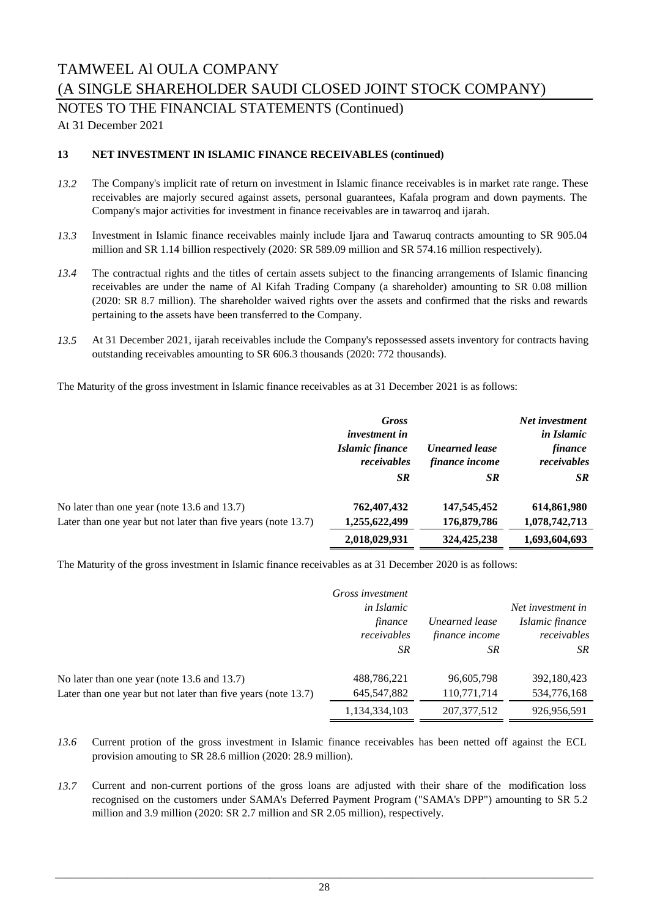TAMWEEL Al OULA COMPANY

(A SINGLE SHAREHOLDER SAUDI CLOSED JOINT STOCK COMPANY)

NOTES TO THE FINANCIAL STATEMENTS (Continued)

At 31 December 2021

**13 NET INVESTMENT IN ISLAMIC FINANCE RECEIVABLES (continued)**

*13.2* The Company's implicit rate of return on investment in Islamic finance receivables is in market rate range. These receivables are majorly secured against assets, personal guarantees, Kafala program and down payments. The Company's major activities for investment in finance receivables are in tawarroq and ijarah.

*13.3* Investment in Islamic finance receivables mainly include Ijara and Tawaruq contracts amounting to SR 905.04 million and SR 1.14 billion respectively (2020: SR 589.09 million and SR 574.16 million respectively).

*13.4* The contractual rights and the titles of certain assets subject to the financing arrangements of Islamic financing receivables are under the name of Al Kifah Trading Company (a shareholder) amounting to SR 0.08 million (2020: SR 8.7 million). The shareholder waived rights over the assets and confirmed that the risks and rewards pertaining to the assets have been transferred to the Company.

*13.5* At 31 December 2021, ijarah receivables include the Company's repossessed assets inventory for contracts having outstanding receivables amounting to SR 606.3 thousands (2020: 772 thousands).

The Maturity of the gross investment in Islamic finance receivables as at 31 December 2021 is as follows:

| | ***Gross investment in Islamic finance receivables*** | ***Unearned lease finance income*** | ***Net investment in Islamic finance receivables*** |
|---|---|---|---|
| | ***SR*** | ***SR*** | ***SR*** |
| No later than one year (note 13.6 and 13.7) | **762,407,432** | **147,545,452** | **614,861,980** |
| Later than one year but not later than five years (note 13.7) | **1,255,622,499** | **176,879,786** | **1,078,742,713** |
| | **2,018,029,931** | **324,425,238** | **1,693,604,693** |

The Maturity of the gross investment in Islamic finance receivables as at 31 December 2020 is as follows:

| | *Gross investment in Islamic finance receivables* | *Unearned lease finance income* | *Net investment in Islamic finance receivables* |
|---|---|---|---|
| | *SR* | *SR* | *SR* |
| No later than one year (note 13.6 and 13.7) | 488,786,221 | 96,605,798 | 392,180,423 |
| Later than one year but not later than five years (note 13.7) | 645,547,882 | 110,771,714 | 534,776,168 |
| | 1,134,334,103 | 207,377,512 | 926,956,591 |

*13.6* Current protion of the gross investment in Islamic finance receivables has been netted off against the ECL provision amouting to SR 28.6 million (2020: 28.9 million).

*13.7* Current and non-current portions of the gross loans are adjusted with their share of the modification loss recognised on the customers under SAMA's Deferred Payment Program ("SAMA's DPP") amounting to SR 5.2 million and 3.9 million (2020: SR 2.7 million and SR 2.05 million), respectively.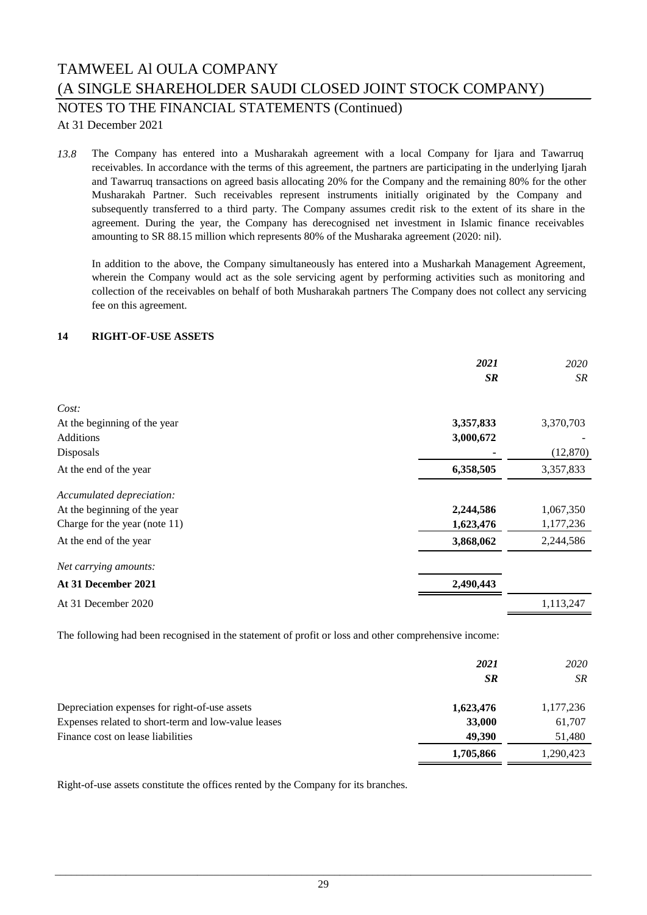13.8 The Company has entered into a Musharakah agreement with a local Company for Ijara and Tawarruq receivables. In accordance with the terms of this agreement, the partners are participating in the underlying Ijarah and Tawarruq transactions on agreed basis allocating 20% for the Company and the remaining 80% for the other Musharakah Partner. Such receivables represent instruments initially originated by the Company and subsequently transferred to a third party. The Company assumes credit risk to the extent of its share in the agreement. During the year, the Company has derecognised net investment in Islamic finance receivables amounting to SR 88.15 million which represents 80% of the Musharaka agreement (2020: nil).

In addition to the above, the Company simultaneously has entered into a Musharkah Management Agreement, wherein the Company would act as the sole servicing agent by performing activities such as monitoring and collection of the receivables on behalf of both Musharakah partners The Company does not collect any servicing fee on this agreement.

## 14 RIGHT-OF-USE ASSETS

| | ***2021*** | *2020* |
|---|---|---|
| | ***SR*** | *SR* |
| *Cost:* | | |
| At the beginning of the year | **3,357,833** | 3,370,703 |
| Additions | **3,000,672** | - |
| Disposals | **-** | (12,870) |
| At the end of the year | **6,358,505** | 3,357,833 |
| *Accumulated depreciation:* | | |
| At the beginning of the year | **2,244,586** | 1,067,350 |
| Charge for the year (note 11) | **1,623,476** | 1,177,236 |
| At the end of the year | **3,868,062** | 2,244,586 |
| *Net carrying amounts:* | | |
| **At 31 December 2021** | **2,490,443** | |
| At 31 December 2020 | | 1,113,247 |

The following had been recognised in the statement of profit or loss and other comprehensive income:

| | ***2021*** | *2020* |
|---|---|---|
| | ***SR*** | *SR* |
| Depreciation expenses for right-of-use assets | **1,623,476** | 1,177,236 |
| Expenses related to short-term and low-value leases | **33,000** | 61,707 |
| Finance cost on lease liabilities | **49,390** | 51,480 |
| | **1,705,866** | 1,290,423 |

Right-of-use assets constitute the offices rented by the Company for its branches.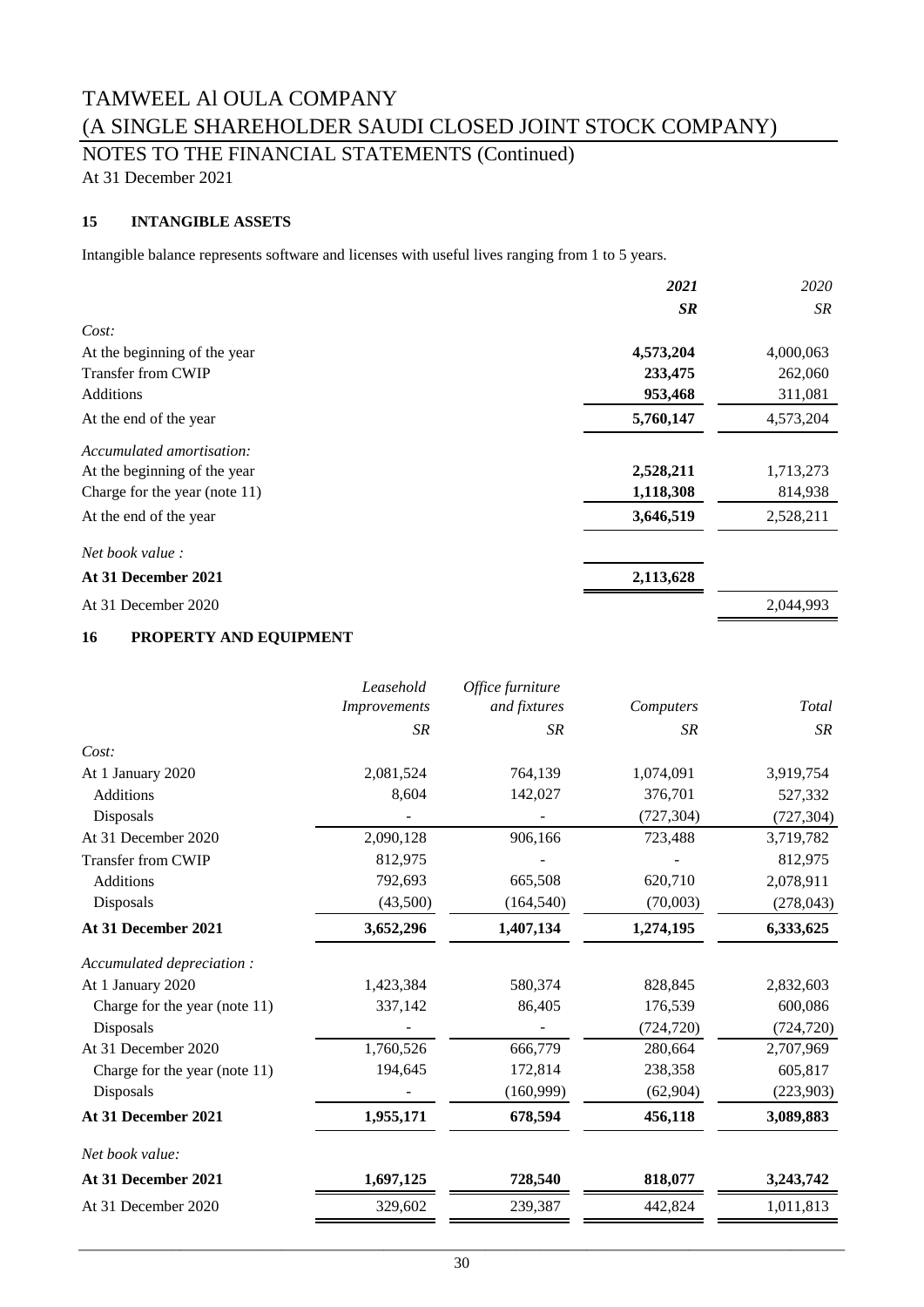# TAMWEEL Al OULA COMPANY

# (A SINGLE SHAREHOLDER SAUDI CLOSED JOINT STOCK COMPANY)

## NOTES TO THE FINANCIAL STATEMENTS (Continued)

At 31 December 2021

### 15 INTANGIBLE ASSETS

Intangible balance represents software and licenses with useful lives ranging from 1 to 5 years.

| | ***2021*** | *2020* |
|---|---|---|
| | ***SR*** | *SR* |
| *Cost:* | | |
| At the beginning of the year | **4,573,204** | 4,000,063 |
| Transfer from CWIP | **233,475** | 262,060 |
| Additions | **953,468** | 311,081 |
| At the end of the year | **5,760,147** | 4,573,204 |
| *Accumulated amortisation:* | | |
| At the beginning of the year | **2,528,211** | 1,713,273 |
| Charge for the year (note 11) | **1,118,308** | 814,938 |
| At the end of the year | **3,646,519** | 2,528,211 |
| *Net book value :* | | |
| **At 31 December 2021** | **2,113,628** | |
| At 31 December 2020 | | 2,044,993 |

### 16 PROPERTY AND EQUIPMENT

| | *Leasehold Improvements* | *Office furniture and fixtures* | *Computers* | *Total* |
|---|---|---|---|---|
| | *SR* | *SR* | *SR* | *SR* |
| *Cost:* | | | | |
| At 1 January 2020 | 2,081,524 | 764,139 | 1,074,091 | 3,919,754 |
| Additions | 8,604 | 142,027 | 376,701 | 527,332 |
| Disposals | - | - | (727,304) | (727,304) |
| At 31 December 2020 | 2,090,128 | 906,166 | 723,488 | 3,719,782 |
| Transfer from CWIP | 812,975 | - | - | 812,975 |
| Additions | 792,693 | 665,508 | 620,710 | 2,078,911 |
| Disposals | (43,500) | (164,540) | (70,003) | (278,043) |
| **At 31 December 2021** | **3,652,296** | **1,407,134** | **1,274,195** | **6,333,625** |
| *Accumulated depreciation :* | | | | |
| At 1 January 2020 | 1,423,384 | 580,374 | 828,845 | 2,832,603 |
| Charge for the year (note 11) | 337,142 | 86,405 | 176,539 | 600,086 |
| Disposals | - | - | (724,720) | (724,720) |
| At 31 December 2020 | 1,760,526 | 666,779 | 280,664 | 2,707,969 |
| Charge for the year (note 11) | 194,645 | 172,814 | 238,358 | 605,817 |
| Disposals | - | (160,999) | (62,904) | (223,903) |
| **At 31 December 2021** | **1,955,171** | **678,594** | **456,118** | **3,089,883** |
| *Net book value:* | | | | |
| **At 31 December 2021** | **1,697,125** | **728,540** | **818,077** | **3,243,742** |
| At 31 December 2020 | 329,602 | 239,387 | 442,824 | 1,011,813 |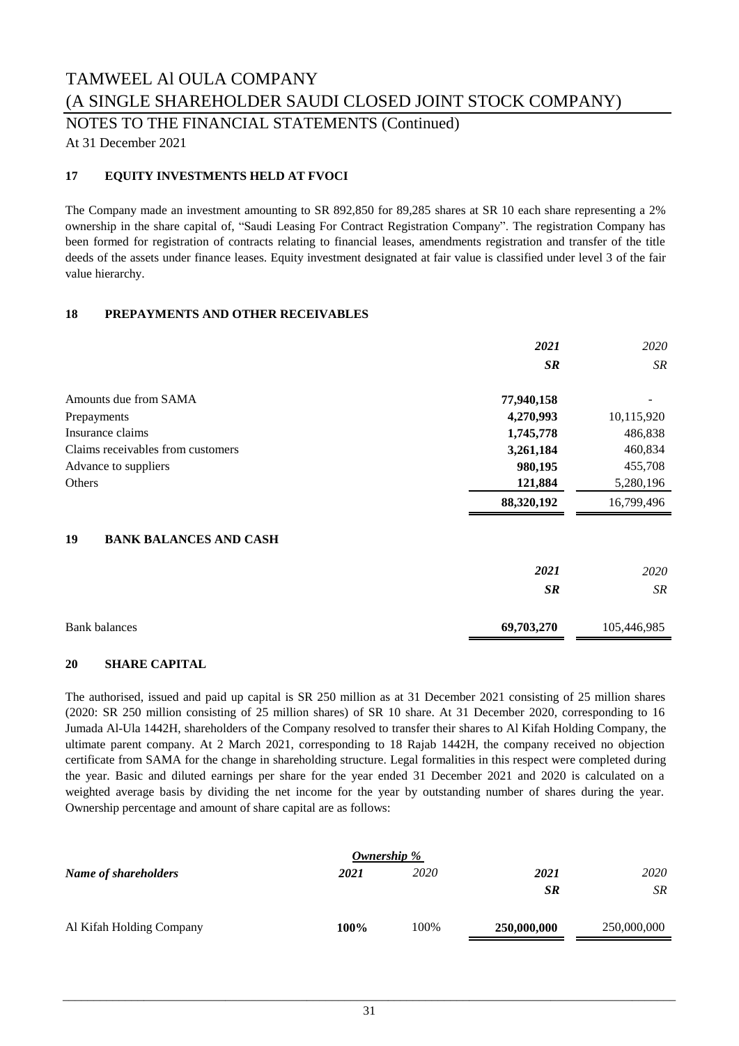# TAMWEEL Al OULA COMPANY
# (A SINGLE SHAREHOLDER SAUDI CLOSED JOINT STOCK COMPANY)

## NOTES TO THE FINANCIAL STATEMENTS (Continued)

At 31 December 2021

### 17 EQUITY INVESTMENTS HELD AT FVOCI

The Company made an investment amounting to SR 892,850 for 89,285 shares at SR 10 each share representing a 2% ownership in the share capital of, "Saudi Leasing For Contract Registration Company". The registration Company has been formed for registration of contracts relating to financial leases, amendments registration and transfer of the title deeds of the assets under finance leases. Equity investment designated at fair value is classified under level 3 of the fair value hierarchy.

### 18 PREPAYMENTS AND OTHER RECEIVABLES

| | ***2021*** | *2020* |
|---|---|---|
| | ***SR*** | *SR* |
| Amounts due from SAMA | **77,940,158** | - |
| Prepayments | **4,270,993** | 10,115,920 |
| Insurance claims | **1,745,778** | 486,838 |
| Claims receivables from customers | **3,261,184** | 460,834 |
| Advance to suppliers | **980,195** | 455,708 |
| Others | **121,884** | 5,280,196 |
| | **88,320,192** | 16,799,496 |

### 19 BANK BALANCES AND CASH

| | ***2021*** | *2020* |
|---|---|---|
| | ***SR*** | *SR* |
| Bank balances | **69,703,270** | 105,446,985 |

### 20 SHARE CAPITAL

The authorised, issued and paid up capital is SR 250 million as at 31 December 2021 consisting of 25 million shares (2020: SR 250 million consisting of 25 million shares) of SR 10 share. At 31 December 2020, corresponding to 16 Jumada Al-Ula 1442H, shareholders of the Company resolved to transfer their shares to Al Kifah Holding Company, the ultimate parent company. At 2 March 2021, corresponding to 18 Rajab 1442H, the company received no objection certificate from SAMA for the change in shareholding structure. Legal formalities in this respect were completed during the year. Basic and diluted earnings per share for the year ended 31 December 2021 and 2020 is calculated on a weighted average basis by dividing the net income for the year by outstanding number of shares during the year. Ownership percentage and amount of share capital are as follows:

| | ***Ownership %*** | | | |
|---|---|---|---|---|
| ***Name of shareholders*** | ***2021*** | *2020* | ***2021*** | *2020* |
| | | | ***SR*** | *SR* |
| Al Kifah Holding Company | **100%** | 100% | **250,000,000** | 250,000,000 |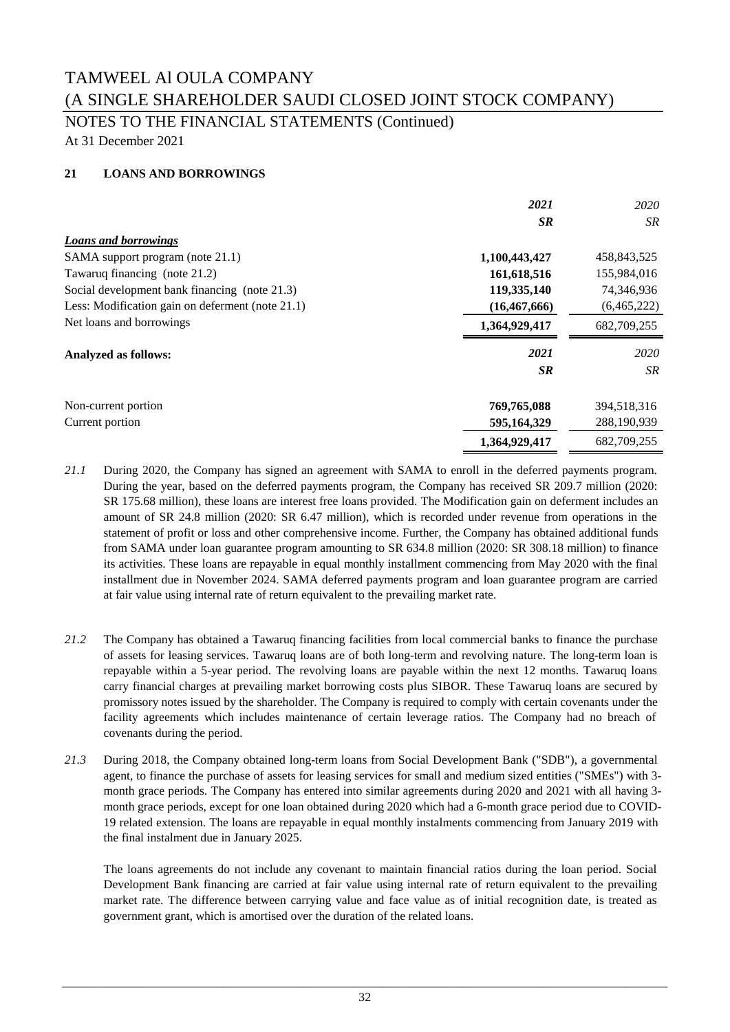TAMWEEL Al OULA COMPANY
(A SINGLE SHAREHOLDER SAUDI CLOSED JOINT STOCK COMPANY)

NOTES TO THE FINANCIAL STATEMENTS (Continued)

At 31 December 2021

### 21 LOANS AND BORROWINGS

| | ***2021*** | *2020* |
|---|---|---|
| | ***SR*** | *SR* |
| ***Loans and borrowings*** | | |
| SAMA support program (note 21.1) | **1,100,443,427** | 458,843,525 |
| Tawaruq financing (note 21.2) | **161,618,516** | 155,984,016 |
| Social development bank financing (note 21.3) | **119,335,140** | 74,346,936 |
| Less: Modification gain on deferment (note 21.1) | **(16,467,666)** | (6,465,222) |
| Net loans and borrowings | **1,364,929,417** | 682,709,255 |

| **Analyzed as follows:** | ***2021*** | *2020* |
|---|---|---|
| | ***SR*** | *SR* |
| Non-current portion | **769,765,088** | 394,518,316 |
| Current portion | **595,164,329** | 288,190,939 |
| | **1,364,929,417** | 682,709,255 |

*21.1* During 2020, the Company has signed an agreement with SAMA to enroll in the deferred payments program. During the year, based on the deferred payments program, the Company has received SR 209.7 million (2020: SR 175.68 million), these loans are interest free loans provided. The Modification gain on deferment includes an amount of SR 24.8 million (2020: SR 6.47 million), which is recorded under revenue from operations in the statement of profit or loss and other comprehensive income. Further, the Company has obtained additional funds from SAMA under loan guarantee program amounting to SR 634.8 million (2020: SR 308.18 million) to finance its activities. These loans are repayable in equal monthly installment commencing from May 2020 with the final installment due in November 2024. SAMA deferred payments program and loan guarantee program are carried at fair value using internal rate of return equivalent to the prevailing market rate.

*21.2* The Company has obtained a Tawaruq financing facilities from local commercial banks to finance the purchase of assets for leasing services. Tawaruq loans are of both long-term and revolving nature. The long-term loan is repayable within a 5-year period. The revolving loans are payable within the next 12 months. Tawaruq loans carry financial charges at prevailing market borrowing costs plus SIBOR. These Tawaruq loans are secured by promissory notes issued by the shareholder. The Company is required to comply with certain covenants under the facility agreements which includes maintenance of certain leverage ratios. The Company had no breach of covenants during the period.

*21.3* During 2018, the Company obtained long-term loans from Social Development Bank ("SDB"), a governmental agent, to finance the purchase of assets for leasing services for small and medium sized entities ("SMEs") with 3-month grace periods. The Company has entered into similar agreements during 2020 and 2021 with all having 3-month grace periods, except for one loan obtained during 2020 which had a 6-month grace period due to COVID-19 related extension. The loans are repayable in equal monthly instalments commencing from January 2019 with the final instalment due in January 2025.

The loans agreements do not include any covenant to maintain financial ratios during the loan period. Social Development Bank financing are carried at fair value using internal rate of return equivalent to the prevailing market rate. The difference between carrying value and face value as of initial recognition date, is treated as government grant, which is amortised over the duration of the related loans.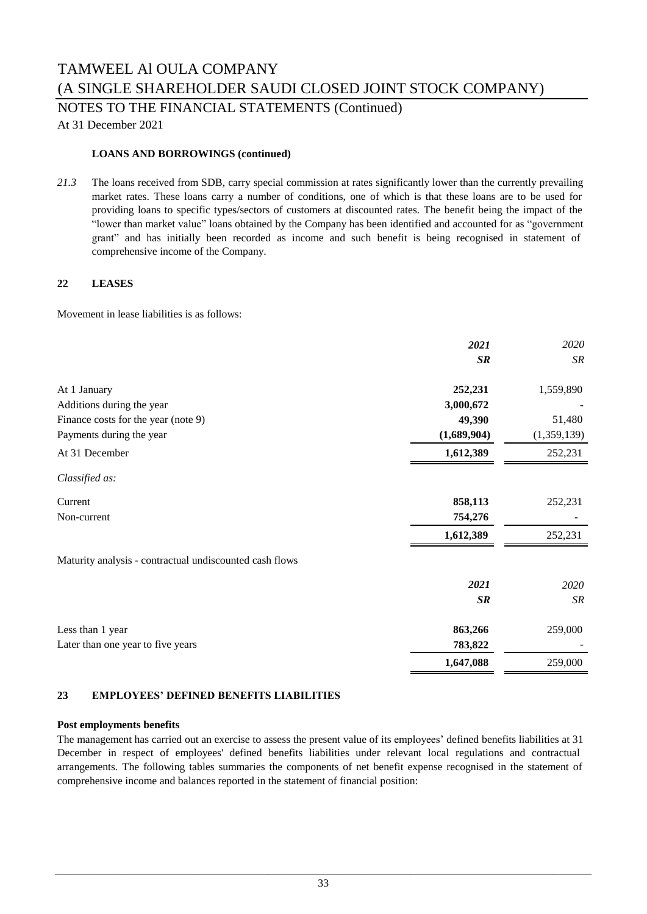**LOANS AND BORROWINGS (continued)**

*21.3* The loans received from SDB, carry special commission at rates significantly lower than the currently prevailing market rates. These loans carry a number of conditions, one of which is that these loans are to be used for providing loans to specific types/sectors of customers at discounted rates. The benefit being the impact of the "lower than market value" loans obtained by the Company has been identified and accounted for as "government grant" and has initially been recorded as income and such benefit is being recognised in statement of comprehensive income of the Company.

## 22 LEASES

Movement in lease liabilities is as follows:

| | ***2021*** | *2020* |
|---|---|---|
| | ***SR*** | *SR* |
| At 1 January | **252,231** | 1,559,890 |
| Additions during the year | **3,000,672** | - |
| Finance costs for the year (note 9) | **49,390** | 51,480 |
| Payments during the year | **(1,689,904)** | (1,359,139) |
| At 31 December | **1,612,389** | 252,231 |
| *Classified as:* | | |
| Current | **858,113** | 252,231 |
| Non-current | **754,276** | - |
| | **1,612,389** | 252,231 |

Maturity analysis - contractual undiscounted cash flows

| | ***2021*** | *2020* |
|---|---|---|
| | ***SR*** | *SR* |
| Less than 1 year | **863,266** | 259,000 |
| Later than one year to five years | **783,822** | - |
| | **1,647,088** | 259,000 |

## 23 EMPLOYEES' DEFINED BENEFITS LIABILITIES

**Post employments benefits**

The management has carried out an exercise to assess the present value of its employees' defined benefits liabilities at 31 December in respect of employees' defined benefits liabilities under relevant local regulations and contractual arrangements. The following tables summaries the components of net benefit expense recognised in the statement of comprehensive income and balances reported in the statement of financial position: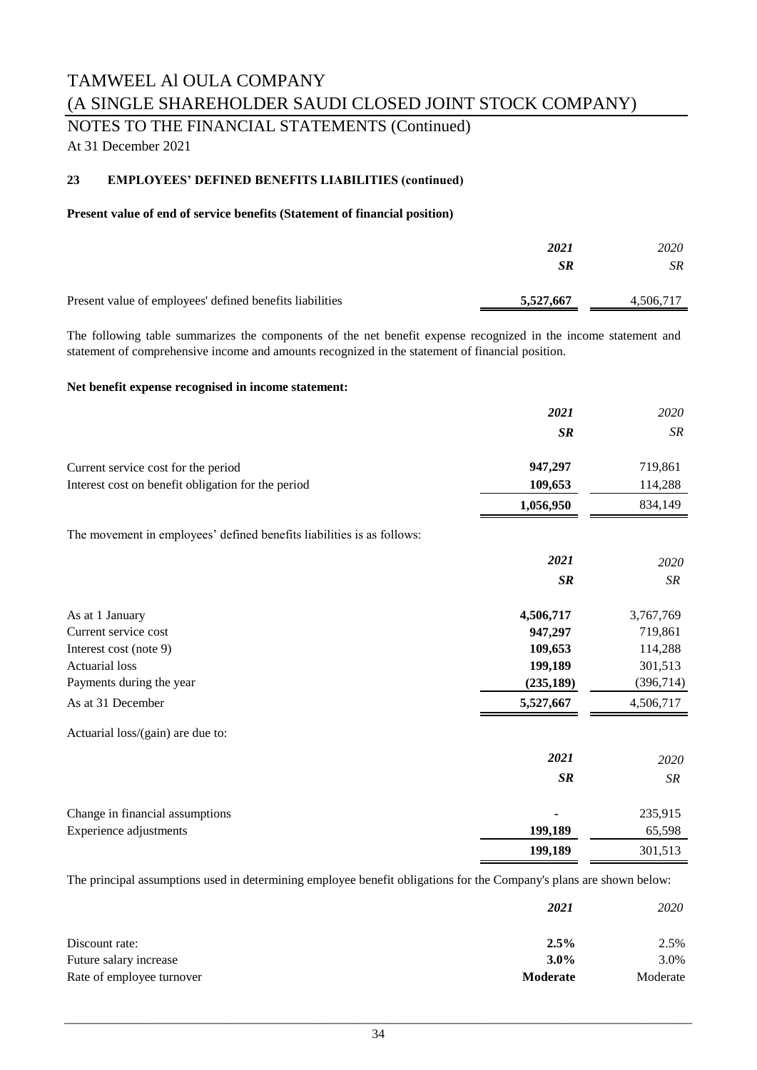# TAMWEEL Al OULA COMPANY
# (A SINGLE SHAREHOLDER SAUDI CLOSED JOINT STOCK COMPANY)
## NOTES TO THE FINANCIAL STATEMENTS (Continued)
At 31 December 2021

### 23 EMPLOYEES' DEFINED BENEFITS LIABILITIES (continued)

**Present value of end of service benefits (Statement of financial position)**

| | ***2021*** | *2020* |
|---|---|---|
| | ***SR*** | *SR* |
| Present value of employees' defined benefits liabilities | **5,527,667** | 4,506,717 |

The following table summarizes the components of the net benefit expense recognized in the income statement and statement of comprehensive income and amounts recognized in the statement of financial position.

**Net benefit expense recognised in income statement:**

| | ***2021*** | *2020* |
|---|---|---|
| | ***SR*** | *SR* |
| Current service cost for the period | **947,297** | 719,861 |
| Interest cost on benefit obligation for the period | **109,653** | 114,288 |
| | **1,056,950** | 834,149 |

The movement in employees' defined benefits liabilities is as follows:

| | ***2021*** | *2020* |
|---|---|---|
| | ***SR*** | *SR* |
| As at 1 January | **4,506,717** | 3,767,769 |
| Current service cost | **947,297** | 719,861 |
| Interest cost (note 9) | **109,653** | 114,288 |
| Actuarial loss | **199,189** | 301,513 |
| Payments during the year | **(235,189)** | (396,714) |
| As at 31 December | **5,527,667** | 4,506,717 |

Actuarial loss/(gain) are due to:

| | ***2021*** | *2020* |
|---|---|---|
| | ***SR*** | *SR* |
| Change in financial assumptions | **-** | 235,915 |
| Experience adjustments | **199,189** | 65,598 |
| | **199,189** | 301,513 |

The principal assumptions used in determining employee benefit obligations for the Company's plans are shown below:

| | ***2021*** | *2020* |
|---|---|---|
| Discount rate: | **2.5%** | 2.5% |
| Future salary increase | **3.0%** | 3.0% |
| Rate of employee turnover | **Moderate** | Moderate |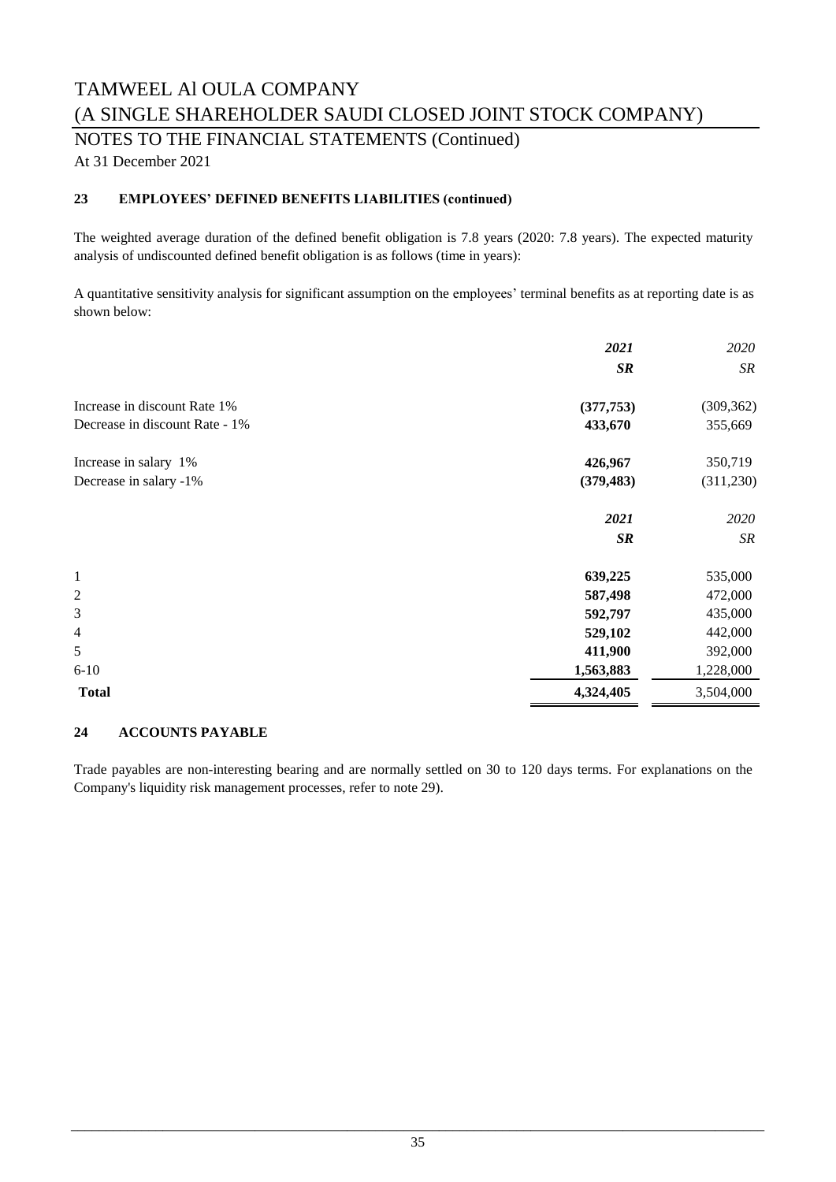# TAMWEEL Al OULA COMPANY

# (A SINGLE SHAREHOLDER SAUDI CLOSED JOINT STOCK COMPANY)

## NOTES TO THE FINANCIAL STATEMENTS (Continued)

At 31 December 2021

### 23 EMPLOYEES' DEFINED BENEFITS LIABILITIES (continued)

The weighted average duration of the defined benefit obligation is 7.8 years (2020: 7.8 years). The expected maturity analysis of undiscounted defined benefit obligation is as follows (time in years):

A quantitative sensitivity analysis for significant assumption on the employees' terminal benefits as at reporting date is as shown below:

| | ***2021*** | *2020* |
|---|---|---|
| | ***SR*** | *SR* |
| Increase in discount Rate 1% | **(377,753)** | (309,362) |
| Decrease in discount Rate - 1% | **433,670** | 355,669 |
| Increase in salary 1% | **426,967** | 350,719 |
| Decrease in salary -1% | **(379,483)** | (311,230) |

| | ***2021*** | *2020* |
|---|---|---|
| | ***SR*** | *SR* |
| 1 | **639,225** | 535,000 |
| 2 | **587,498** | 472,000 |
| 3 | **592,797** | 435,000 |
| 4 | **529,102** | 442,000 |
| 5 | **411,900** | 392,000 |
| 6-10 | **1,563,883** | 1,228,000 |
| **Total** | **4,324,405** | 3,504,000 |

### 24 ACCOUNTS PAYABLE

Trade payables are non-interesting bearing and are normally settled on 30 to 120 days terms. For explanations on the Company's liquidity risk management processes, refer to note 29).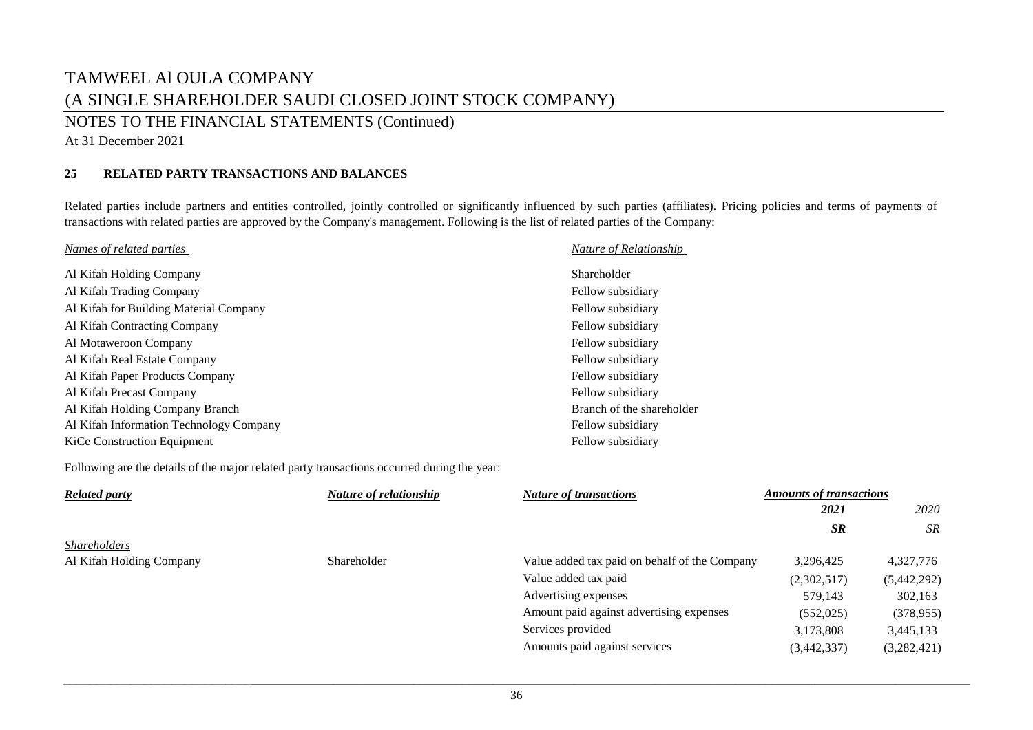# TAMWEEL Al OULA COMPANY

# (A SINGLE SHAREHOLDER SAUDI CLOSED JOINT STOCK COMPANY)

## NOTES TO THE FINANCIAL STATEMENTS (Continued)

At 31 December 2021

### 25 RELATED PARTY TRANSACTIONS AND BALANCES

Related parties include partners and entities controlled, jointly controlled or significantly influenced by such parties (affiliates). Pricing policies and terms of payments of transactions with related parties are approved by the Company's management. Following is the list of related parties of the Company:

| *Names of related parties* | *Nature of Relationship* |
|---|---|
| Al Kifah Holding Company | Shareholder |
| Al Kifah Trading Company | Fellow subsidiary |
| Al Kifah for Building Material Company | Fellow subsidiary |
| Al Kifah Contracting Company | Fellow subsidiary |
| Al Motaweroon Company | Fellow subsidiary |
| Al Kifah Real Estate Company | Fellow subsidiary |
| Al Kifah Paper Products Company | Fellow subsidiary |
| Al Kifah Precast Company | Fellow subsidiary |
| Al Kifah Holding Company Branch | Branch of the shareholder |
| Al Kifah Information Technology Company | Fellow subsidiary |
| KiCe Construction Equipment | Fellow subsidiary |

Following are the details of the major related party transactions occurred during the year:

| ***Related party*** | ***Nature of relationship*** | ***Nature of transactions*** | ***Amounts of transactions*** | |
|---|---|---|---|---|
| | | | ***2021*** | *2020* |
| | | | ***SR*** | *SR* |
| *Shareholders* | | | | |
| Al Kifah Holding Company | Shareholder | Value added tax paid on behalf of the Company | 3,296,425 | 4,327,776 |
| | | Value added tax paid | (2,302,517) | (5,442,292) |
| | | Advertising expenses | 579,143 | 302,163 |
| | | Amount paid against advertising expenses | (552,025) | (378,955) |
| | | Services provided | 3,173,808 | 3,445,133 |
| | | Amounts paid against services | (3,442,337) | (3,282,421) |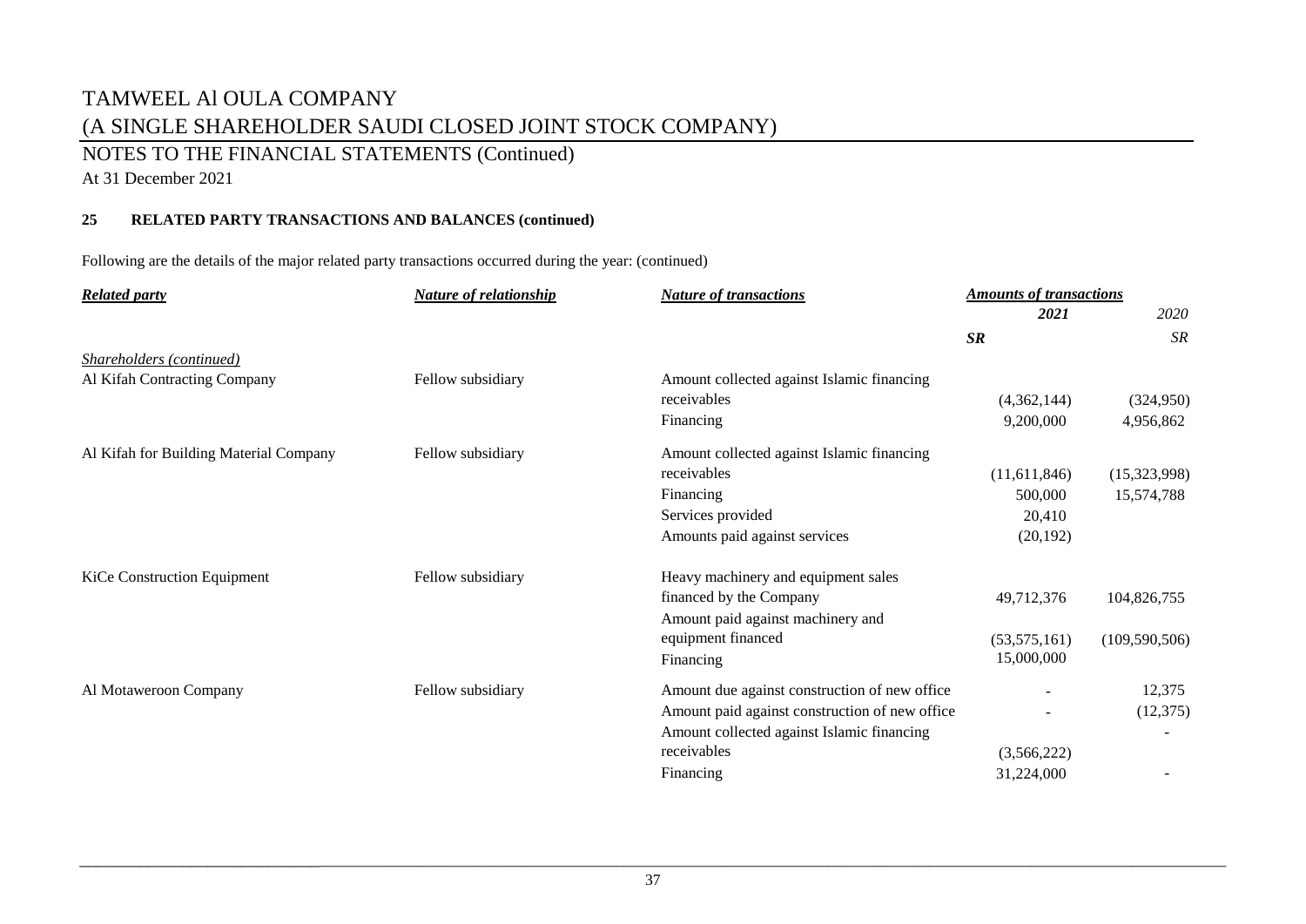# TAMWEEL Al OULA COMPANY
# (A SINGLE SHAREHOLDER SAUDI CLOSED JOINT STOCK COMPANY)

## NOTES TO THE FINANCIAL STATEMENTS (Continued)

At 31 December 2021

### 25 RELATED PARTY TRANSACTIONS AND BALANCES (continued)

Following are the details of the major related party transactions occurred during the year: (continued)

| *Related party* | *Nature of relationship* | *Nature of transactions* | *Amounts of transactions* | |
|---|---|---|---|---|
| | | | ***2021*** | *2020* |
| | | | ***SR*** | *SR* |
| *Shareholders (continued)* | | | | |
| Al Kifah Contracting Company | Fellow subsidiary | Amount collected against Islamic financing receivables | (4,362,144) | (324,950) |
| | | Financing | 9,200,000 | 4,956,862 |
| Al Kifah for Building Material Company | Fellow subsidiary | Amount collected against Islamic financing receivables | (11,611,846) | (15,323,998) |
| | | Financing | 500,000 | 15,574,788 |
| | | Services provided | 20,410 | |
| | | Amounts paid against services | (20,192) | |
| KiCe Construction Equipment | Fellow subsidiary | Heavy machinery and equipment sales financed by the Company | 49,712,376 | 104,826,755 |
| | | Amount paid against machinery and equipment financed | (53,575,161) | (109,590,506) |
| | | Financing | 15,000,000 | |
| Al Motaweroon Company | Fellow subsidiary | Amount due against construction of new office | - | 12,375 |
| | | Amount paid against construction of new office | - | (12,375) |
| | | Amount collected against Islamic financing receivables | (3,566,222) | - |
| | | Financing | 31,224,000 | - |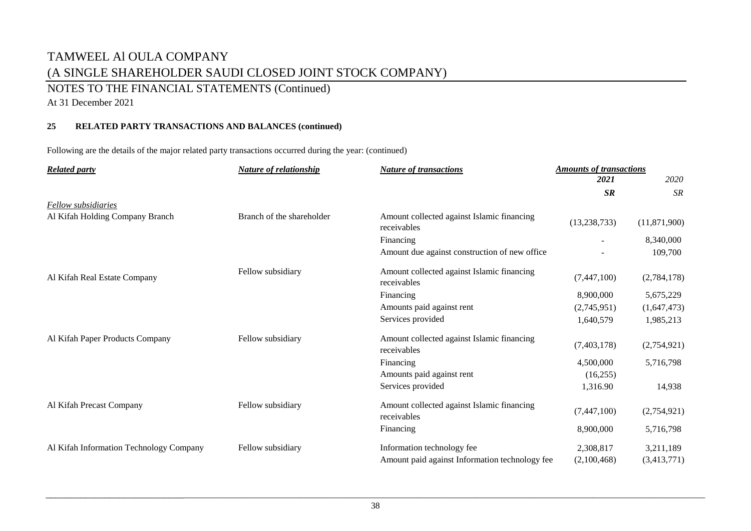# TAMWEEL Al OULA COMPANY

# (A SINGLE SHAREHOLDER SAUDI CLOSED JOINT STOCK COMPANY)

## NOTES TO THE FINANCIAL STATEMENTS (Continued)

At 31 December 2021

### 25 RELATED PARTY TRANSACTIONS AND BALANCES (continued)

Following are the details of the major related party transactions occurred during the year: (continued)

| ***Related party*** | ***Nature of relationship*** | ***Nature of transactions*** | ***Amounts of transactions*** | |
|---|---|---|---|---|
| | | | ***2021*** | *2020* |
| | | | ***SR*** | *SR* |
| *Fellow subsidiaries* | | | | |
| Al Kifah Holding Company Branch | Branch of the shareholder | Amount collected against Islamic financing receivables | (13,238,733) | (11,871,900) |
| | | Financing | - | 8,340,000 |
| | | Amount due against construction of new office | - | 109,700 |
| Al Kifah Real Estate Company | Fellow subsidiary | Amount collected against Islamic financing receivables | (7,447,100) | (2,784,178) |
| | | Financing | 8,900,000 | 5,675,229 |
| | | Amounts paid against rent | (2,745,951) | (1,647,473) |
| | | Services provided | 1,640,579 | 1,985,213 |
| Al Kifah Paper Products Company | Fellow subsidiary | Amount collected against Islamic financing receivables | (7,403,178) | (2,754,921) |
| | | Financing | 4,500,000 | 5,716,798 |
| | | Amounts paid against rent | (16,255) | |
| | | Services provided | 1,316.90 | 14,938 |
| Al Kifah Precast Company | Fellow subsidiary | Amount collected against Islamic financing receivables | (7,447,100) | (2,754,921) |
| | | Financing | 8,900,000 | 5,716,798 |
| Al Kifah Information Technology Company | Fellow subsidiary | Information technology fee | 2,308,817 | 3,211,189 |
| | | Amount paid against Information technology fee | (2,100,468) | (3,413,771) |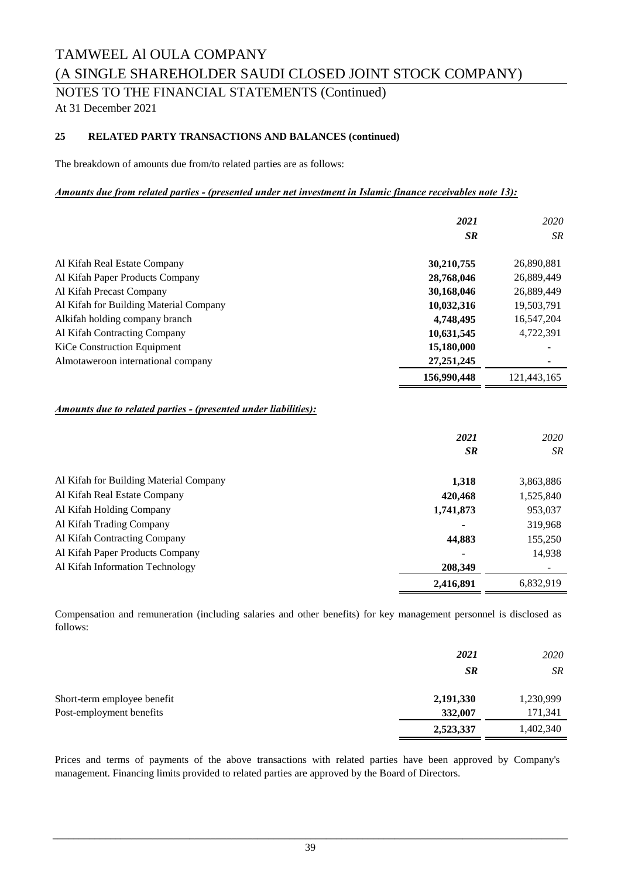### 25 RELATED PARTY TRANSACTIONS AND BALANCES (continued)

The breakdown of amounts due from/to related parties are as follows:

***Amounts due from related parties - (presented under net investment in Islamic finance receivables note 13):***

| | *2021* | *2020* |
|---|---|---|
| | *SR* | *SR* |
| Al Kifah Real Estate Company | **30,210,755** | 26,890,881 |
| Al Kifah Paper Products Company | **28,768,046** | 26,889,449 |
| Al Kifah Precast Company | **30,168,046** | 26,889,449 |
| Al Kifah for Building Material Company | **10,032,316** | 19,503,791 |
| Alkifah holding company branch | **4,748,495** | 16,547,204 |
| Al Kifah Contracting Company | **10,631,545** | 4,722,391 |
| KiCe Construction Equipment | **15,180,000** | - |
| Almotaweroon international company | **27,251,245** | - |
| | **156,990,448** | 121,443,165 |

***Amounts due to related parties - (presented under liabilities):***

| | *2021* | *2020* |
|---|---|---|
| | *SR* | *SR* |
| Al Kifah for Building Material Company | **1,318** | 3,863,886 |
| Al Kifah Real Estate Company | **420,468** | 1,525,840 |
| Al Kifah Holding Company | **1,741,873** | 953,037 |
| Al Kifah Trading Company | **-** | 319,968 |
| Al Kifah Contracting Company | **44,883** | 155,250 |
| Al Kifah Paper Products Company | **-** | 14,938 |
| Al Kifah Information Technology | **208,349** | - |
| | **2,416,891** | 6,832,919 |

Compensation and remuneration (including salaries and other benefits) for key management personnel is disclosed as follows:

| | *2021* | *2020* |
|---|---|---|
| | *SR* | *SR* |
| Short-term employee benefit | **2,191,330** | 1,230,999 |
| Post-employment benefits | **332,007** | 171,341 |
| | **2,523,337** | 1,402,340 |

Prices and terms of payments of the above transactions with related parties have been approved by Company's management. Financing limits provided to related parties are approved by the Board of Directors.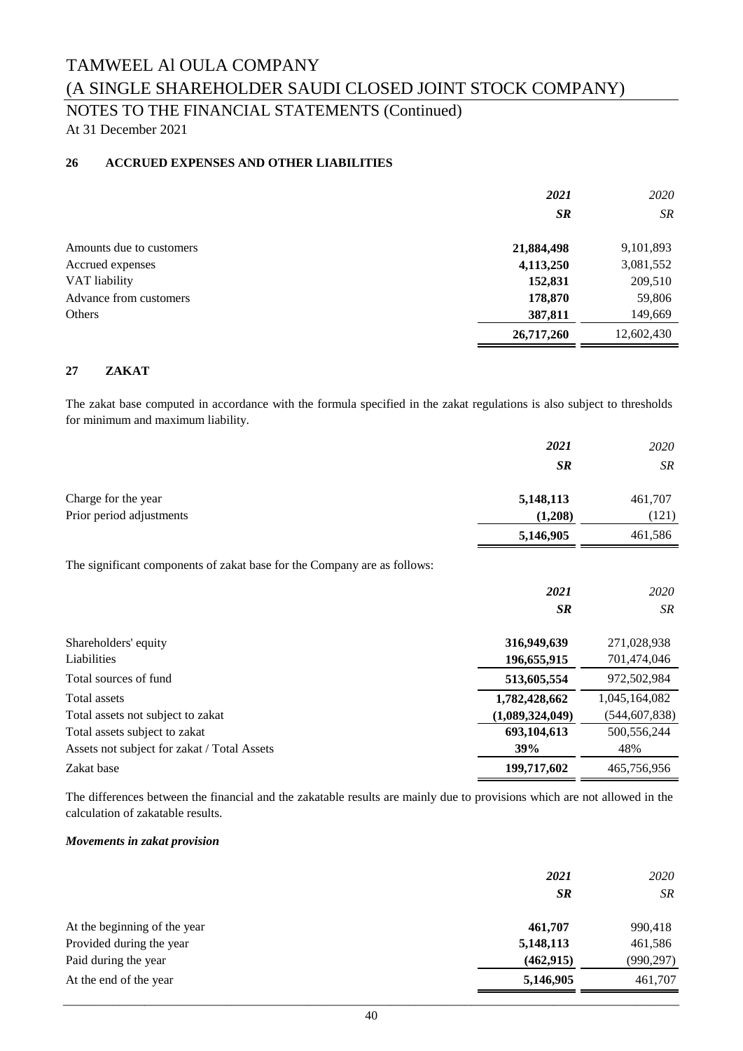# TAMWEEL Al OULA COMPANY

# (A SINGLE SHAREHOLDER SAUDI CLOSED JOINT STOCK COMPANY)

## NOTES TO THE FINANCIAL STATEMENTS (Continued)

At 31 December 2021

### 26 ACCRUED EXPENSES AND OTHER LIABILITIES

| | *2021* | *2020* |
|---|---|---|
| | *SR* | *SR* |
| Amounts due to customers | **21,884,498** | 9,101,893 |
| Accrued expenses | **4,113,250** | 3,081,552 |
| VAT liability | **152,831** | 209,510 |
| Advance from customers | **178,870** | 59,806 |
| Others | **387,811** | 149,669 |
| | **26,717,260** | 12,602,430 |

### 27 ZAKAT

The zakat base computed in accordance with the formula specified in the zakat regulations is also subject to thresholds for minimum and maximum liability.

| | *2021* | *2020* |
|---|---|---|
| | *SR* | *SR* |
| Charge for the year | **5,148,113** | 461,707 |
| Prior period adjustments | **(1,208)** | (121) |
| | **5,146,905** | 461,586 |

The significant components of zakat base for the Company are as follows:

| | *2021* | *2020* |
|---|---|---|
| | *SR* | *SR* |
| Shareholders' equity | **316,949,639** | 271,028,938 |
| Liabilities | **196,655,915** | 701,474,046 |
| Total sources of fund | **513,605,554** | 972,502,984 |
| Total assets | **1,782,428,662** | 1,045,164,082 |
| Total assets not subject to zakat | **(1,089,324,049)** | (544,607,838) |
| Total assets subject to zakat | **693,104,613** | 500,556,244 |
| Assets not subject for zakat / Total Assets | **39%** | 48% |
| Zakat base | **199,717,602** | 465,756,956 |

The differences between the financial and the zakatable results are mainly due to provisions which are not allowed in the calculation of zakatable results.

***Movements in zakat provision***

| | *2021* | *2020* |
|---|---|---|
| | *SR* | *SR* |
| At the beginning of the year | **461,707** | 990,418 |
| Provided during the year | **5,148,113** | 461,586 |
| Paid during the year | **(462,915)** | (990,297) |
| At the end of the year | **5,146,905** | 461,707 |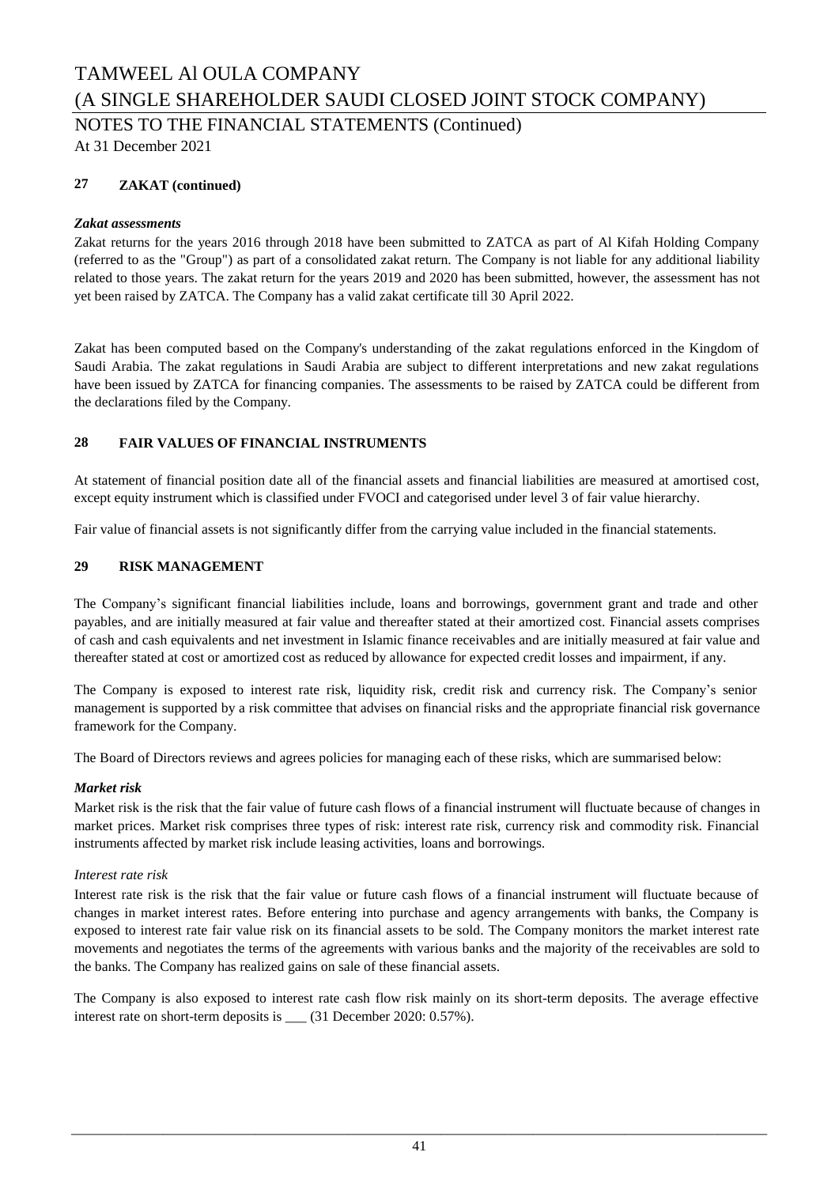## 27 ZAKAT (continued)

***Zakat assessments***

Zakat returns for the years 2016 through 2018 have been submitted to ZATCA as part of Al Kifah Holding Company (referred to as the "Group") as part of a consolidated zakat return. The Company is not liable for any additional liability related to those years. The zakat return for the years 2019 and 2020 has been submitted, however, the assessment has not yet been raised by ZATCA. The Company has a valid zakat certificate till 30 April 2022.

Zakat has been computed based on the Company's understanding of the zakat regulations enforced in the Kingdom of Saudi Arabia. The zakat regulations in Saudi Arabia are subject to different interpretations and new zakat regulations have been issued by ZATCA for financing companies. The assessments to be raised by ZATCA could be different from the declarations filed by the Company.

## 28 FAIR VALUES OF FINANCIAL INSTRUMENTS

At statement of financial position date all of the financial assets and financial liabilities are measured at amortised cost, except equity instrument which is classified under FVOCI and categorised under level 3 of fair value hierarchy.

Fair value of financial assets is not significantly differ from the carrying value included in the financial statements.

## 29 RISK MANAGEMENT

The Company's significant financial liabilities include, loans and borrowings, government grant and trade and other payables, and are initially measured at fair value and thereafter stated at their amortized cost. Financial assets comprises of cash and cash equivalents and net investment in Islamic finance receivables and are initially measured at fair value and thereafter stated at cost or amortized cost as reduced by allowance for expected credit losses and impairment, if any.

The Company is exposed to interest rate risk, liquidity risk, credit risk and currency risk. The Company's senior management is supported by a risk committee that advises on financial risks and the appropriate financial risk governance framework for the Company.

The Board of Directors reviews and agrees policies for managing each of these risks, which are summarised below:

***Market risk***

Market risk is the risk that the fair value of future cash flows of a financial instrument will fluctuate because of changes in market prices. Market risk comprises three types of risk: interest rate risk, currency risk and commodity risk. Financial instruments affected by market risk include leasing activities, loans and borrowings.

*Interest rate risk*

Interest rate risk is the risk that the fair value or future cash flows of a financial instrument will fluctuate because of changes in market interest rates. Before entering into purchase and agency arrangements with banks, the Company is exposed to interest rate fair value risk on its financial assets to be sold. The Company monitors the market interest rate movements and negotiates the terms of the agreements with various banks and the majority of the receivables are sold to the banks. The Company has realized gains on sale of these financial assets.

The Company is also exposed to interest rate cash flow risk mainly on its short-term deposits. The average effective interest rate on short-term deposits is ___ (31 December 2020: 0.57%).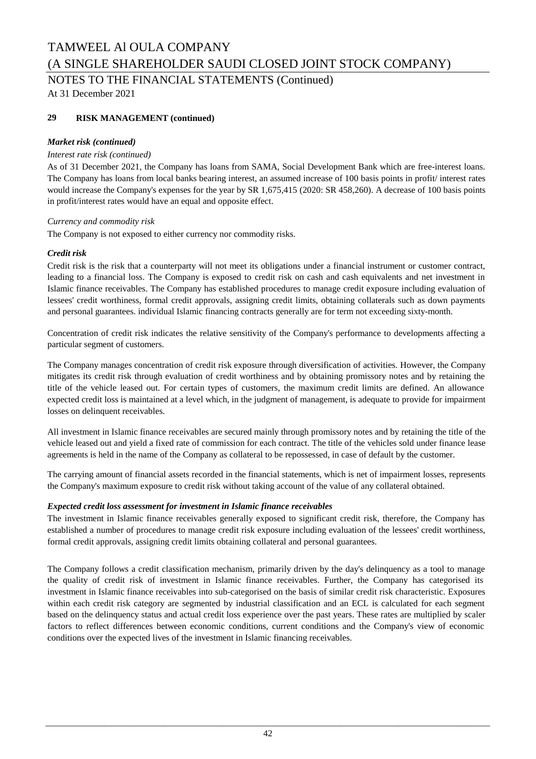### 29 RISK MANAGEMENT (continued)

***Market risk (continued)***

*Interest rate risk (continued)*

As of 31 December 2021, the Company has loans from SAMA, Social Development Bank which are free-interest loans. The Company has loans from local banks bearing interest, an assumed increase of 100 basis points in profit/ interest rates would increase the Company's expenses for the year by SR 1,675,415 (2020: SR 458,260). A decrease of 100 basis points in profit/interest rates would have an equal and opposite effect.

*Currency and commodity risk*

The Company is not exposed to either currency nor commodity risks.

***Credit risk***

Credit risk is the risk that a counterparty will not meet its obligations under a financial instrument or customer contract, leading to a financial loss. The Company is exposed to credit risk on cash and cash equivalents and net investment in Islamic finance receivables. The Company has established procedures to manage credit exposure including evaluation of lessees' credit worthiness, formal credit approvals, assigning credit limits, obtaining collaterals such as down payments and personal guarantees. individual Islamic financing contracts generally are for term not exceeding sixty-month.

Concentration of credit risk indicates the relative sensitivity of the Company's performance to developments affecting a particular segment of customers.

The Company manages concentration of credit risk exposure through diversification of activities. However, the Company mitigates its credit risk through evaluation of credit worthiness and by obtaining promissory notes and by retaining the title of the vehicle leased out. For certain types of customers, the maximum credit limits are defined. An allowance expected credit loss is maintained at a level which, in the judgment of management, is adequate to provide for impairment losses on delinquent receivables.

All investment in Islamic finance receivables are secured mainly through promissory notes and by retaining the title of the vehicle leased out and yield a fixed rate of commission for each contract. The title of the vehicles sold under finance lease agreements is held in the name of the Company as collateral to be repossessed, in case of default by the customer.

The carrying amount of financial assets recorded in the financial statements, which is net of impairment losses, represents the Company's maximum exposure to credit risk without taking account of the value of any collateral obtained.

***Expected credit loss assessment for investment in Islamic finance receivables***

The investment in Islamic finance receivables generally exposed to significant credit risk, therefore, the Company has established a number of procedures to manage credit risk exposure including evaluation of the lessees' credit worthiness, formal credit approvals, assigning credit limits obtaining collateral and personal guarantees.

The Company follows a credit classification mechanism, primarily driven by the day's delinquency as a tool to manage the quality of credit risk of investment in Islamic finance receivables. Further, the Company has categorised its investment in Islamic finance receivables into sub-categorised on the basis of similar credit risk characteristic. Exposures within each credit risk category are segmented by industrial classification and an ECL is calculated for each segment based on the delinquency status and actual credit loss experience over the past years. These rates are multiplied by scaler factors to reflect differences between economic conditions, current conditions and the Company's view of economic conditions over the expected lives of the investment in Islamic financing receivables.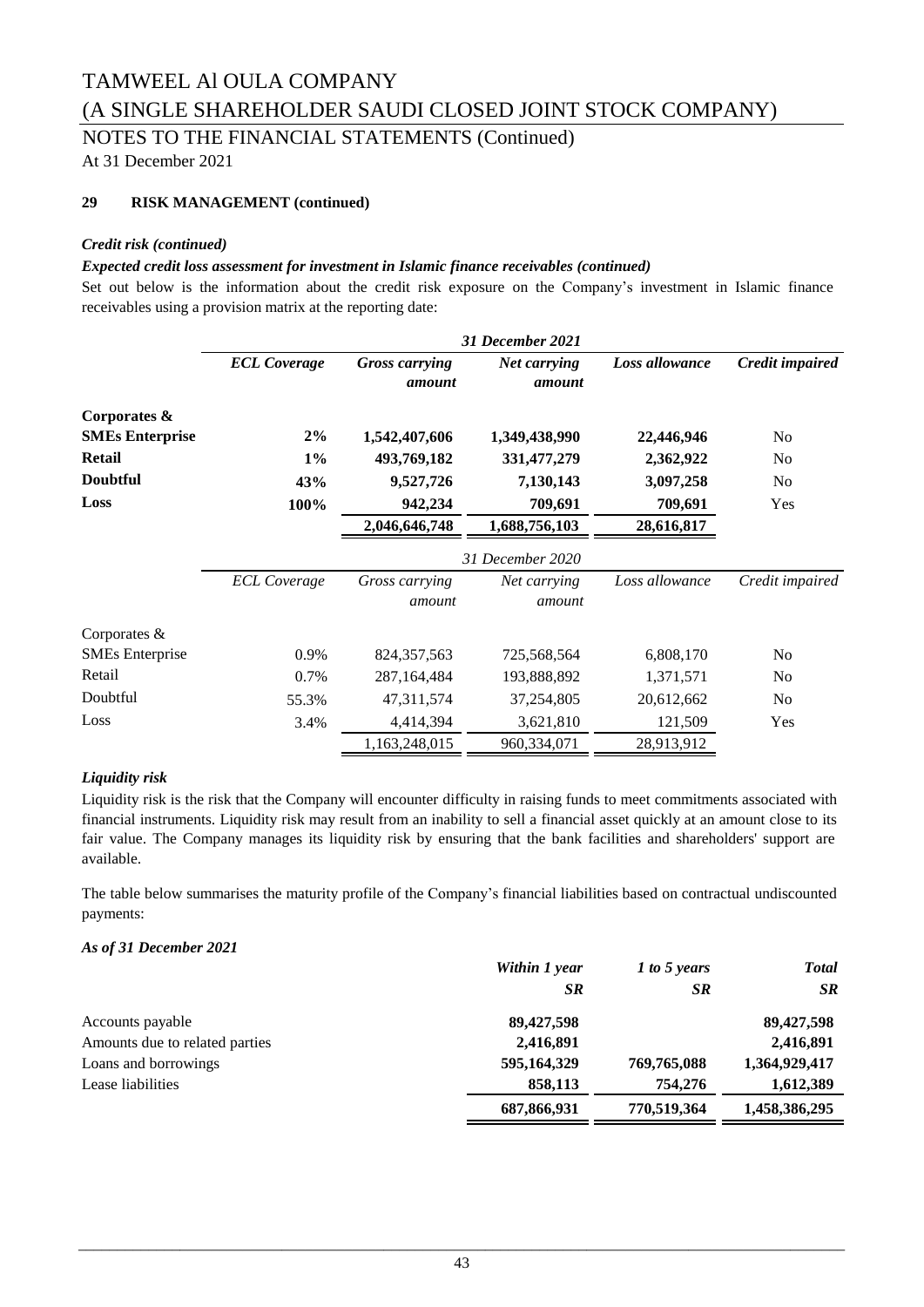# TAMWEEL Al OULA COMPANY

# (A SINGLE SHAREHOLDER SAUDI CLOSED JOINT STOCK COMPANY)

## NOTES TO THE FINANCIAL STATEMENTS (Continued)

At 31 December 2021

### 29 RISK MANAGEMENT (continued)

***Credit risk (continued)***

***Expected credit loss assessment for investment in Islamic finance receivables (continued)***

Set out below is the information about the credit risk exposure on the Company's investment in Islamic finance receivables using a provision matrix at the reporting date:

| | *31 December 2021* | | | | |
|---|---|---|---|---|---|
| | ***ECL Coverage*** | ***Gross carrying amount*** | ***Net carrying amount*** | ***Loss allowance*** | ***Credit impaired*** |
| **Corporates & SMEs Enterprise** | **2%** | **1,542,407,606** | **1,349,438,990** | **22,446,946** | No |
| **Retail** | **1%** | **493,769,182** | **331,477,279** | **2,362,922** | No |
| **Doubtful** | **43%** | **9,527,726** | **7,130,143** | **3,097,258** | No |
| **Loss** | **100%** | **942,234** | **709,691** | **709,691** | Yes |
| | | **2,046,646,748** | **1,688,756,103** | **28,616,817** | |

| | *31 December 2020* | | | | |
|---|---|---|---|---|---|
| | *ECL Coverage* | *Gross carrying amount* | *Net carrying amount* | *Loss allowance* | *Credit impaired* |
| Corporates & SMEs Enterprise | 0.9% | 824,357,563 | 725,568,564 | 6,808,170 | No |
| Retail | 0.7% | 287,164,484 | 193,888,892 | 1,371,571 | No |
| Doubtful | 55.3% | 47,311,574 | 37,254,805 | 20,612,662 | No |
| Loss | 3.4% | 4,414,394 | 3,621,810 | 121,509 | Yes |
| | | 1,163,248,015 | 960,334,071 | 28,913,912 | |

***Liquidity risk***

Liquidity risk is the risk that the Company will encounter difficulty in raising funds to meet commitments associated with financial instruments. Liquidity risk may result from an inability to sell a financial asset quickly at an amount close to its fair value. The Company manages its liquidity risk by ensuring that the bank facilities and shareholders' support are available.

The table below summarises the maturity profile of the Company's financial liabilities based on contractual undiscounted payments:

***As of 31 December 2021***

| | ***Within 1 year SR*** | ***1 to 5 years SR*** | ***Total SR*** |
|---|---|---|---|
| Accounts payable | **89,427,598** | | **89,427,598** |
| Amounts due to related parties | **2,416,891** | | **2,416,891** |
| Loans and borrowings | **595,164,329** | **769,765,088** | **1,364,929,417** |
| Lease liabilities | **858,113** | **754,276** | **1,612,389** |
| | **687,866,931** | **770,519,364** | **1,458,386,295** |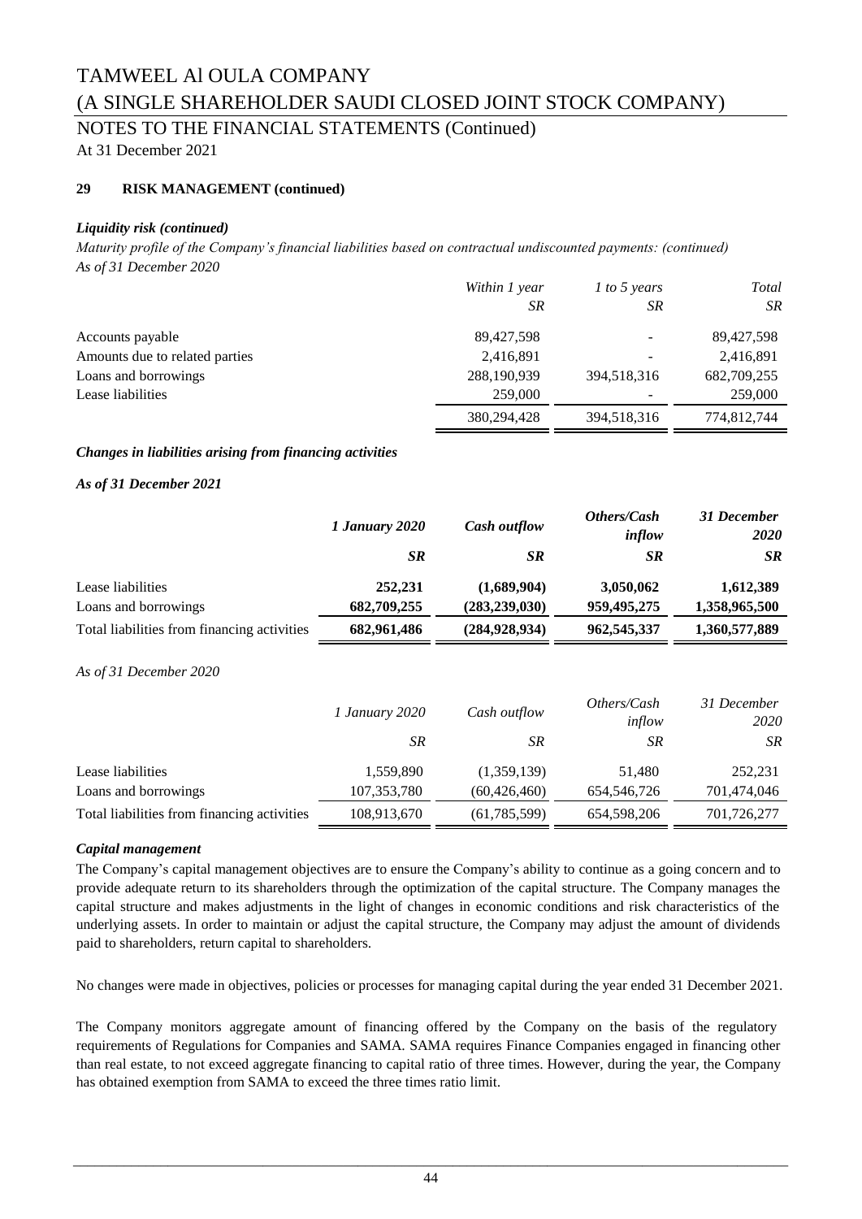# TAMWEEL Al OULA COMPANY

# (A SINGLE SHAREHOLDER SAUDI CLOSED JOINT STOCK COMPANY)

## NOTES TO THE FINANCIAL STATEMENTS (Continued)

At 31 December 2021

**29 RISK MANAGEMENT (continued)**

***Liquidity risk (continued)***

*Maturity profile of the Company's financial liabilities based on contractual undiscounted payments: (continued)*
*As of 31 December 2020*

| | *Within 1 year* | *1 to 5 years* | *Total* |
|---|---|---|---|
| | *SR* | *SR* | *SR* |
| Accounts payable | 89,427,598 | - | 89,427,598 |
| Amounts due to related parties | 2,416,891 | - | 2,416,891 |
| Loans and borrowings | 288,190,939 | 394,518,316 | 682,709,255 |
| Lease liabilities | 259,000 | - | 259,000 |
| | 380,294,428 | 394,518,316 | 774,812,744 |

***Changes in liabilities arising from financing activities***

***As of 31 December 2021***

| | ***1 January 2020*** | ***Cash outflow*** | ***Others/Cash inflow*** | ***31 December 2020*** |
|---|---|---|---|---|
| | ***SR*** | ***SR*** | ***SR*** | ***SR*** |
| Lease liabilities | **252,231** | **(1,689,904)** | **3,050,062** | **1,612,389** |
| Loans and borrowings | **682,709,255** | **(283,239,030)** | **959,495,275** | **1,358,965,500** |
| Total liabilities from financing activities | **682,961,486** | **(284,928,934)** | **962,545,337** | **1,360,577,889** |

*As of 31 December 2020*

| | *1 January 2020* | *Cash outflow* | *Others/Cash inflow* | *31 December 2020* |
|---|---|---|---|---|
| | *SR* | *SR* | *SR* | *SR* |
| Lease liabilities | 1,559,890 | (1,359,139) | 51,480 | 252,231 |
| Loans and borrowings | 107,353,780 | (60,426,460) | 654,546,726 | 701,474,046 |
| Total liabilities from financing activities | 108,913,670 | (61,785,599) | 654,598,206 | 701,726,277 |

***Capital management***

The Company's capital management objectives are to ensure the Company's ability to continue as a going concern and to provide adequate return to its shareholders through the optimization of the capital structure. The Company manages the capital structure and makes adjustments in the light of changes in economic conditions and risk characteristics of the underlying assets. In order to maintain or adjust the capital structure, the Company may adjust the amount of dividends paid to shareholders, return capital to shareholders.

No changes were made in objectives, policies or processes for managing capital during the year ended 31 December 2021.

The Company monitors aggregate amount of financing offered by the Company on the basis of the regulatory requirements of Regulations for Companies and SAMA. SAMA requires Finance Companies engaged in financing other than real estate, to not exceed aggregate financing to capital ratio of three times. However, during the year, the Company has obtained exemption from SAMA to exceed the three times ratio limit.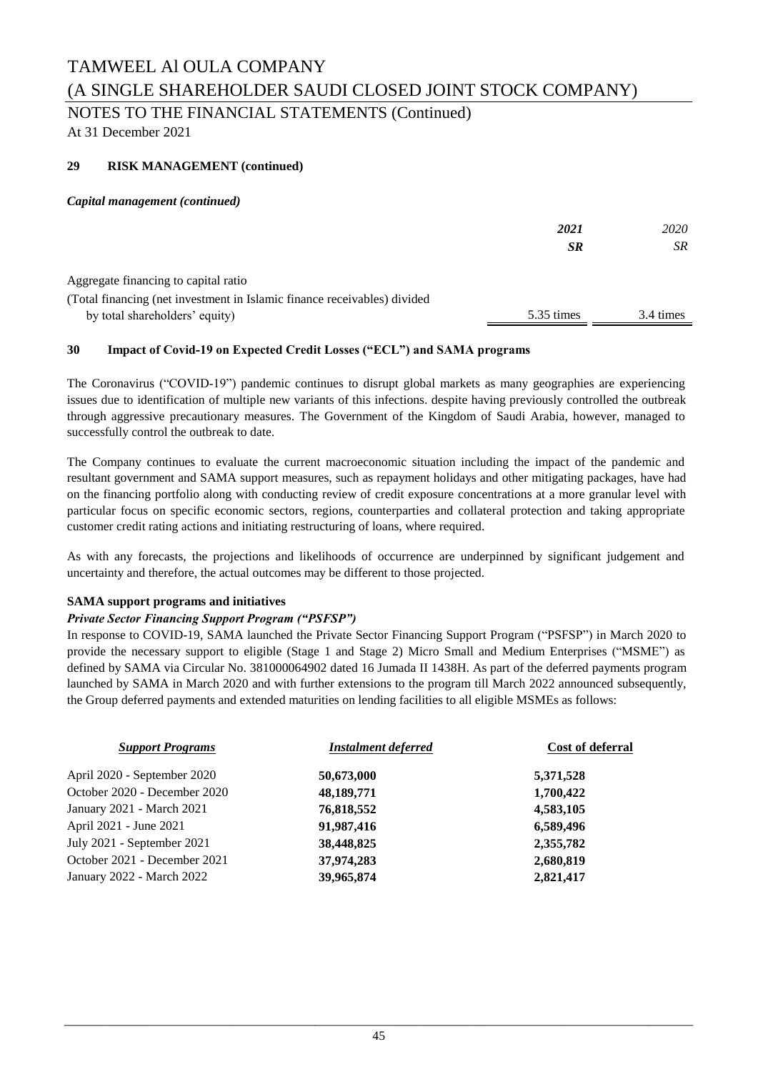### 29 RISK MANAGEMENT (continued)

***Capital management (continued)***

| | *2021* | *2020* |
|---|---|---|
| | ***SR*** | *SR* |
| Aggregate financing to capital ratio (Total financing (net investment in Islamic finance receivables) divided by total shareholders' equity) | 5.35 times | 3.4 times |

### 30 Impact of Covid-19 on Expected Credit Losses ("ECL") and SAMA programs

The Coronavirus ("COVID-19") pandemic continues to disrupt global markets as many geographies are experiencing issues due to identification of multiple new variants of this infections. despite having previously controlled the outbreak through aggressive precautionary measures. The Government of the Kingdom of Saudi Arabia, however, managed to successfully control the outbreak to date.

The Company continues to evaluate the current macroeconomic situation including the impact of the pandemic and resultant government and SAMA support measures, such as repayment holidays and other mitigating packages, have had on the financing portfolio along with conducting review of credit exposure concentrations at a more granular level with particular focus on specific economic sectors, regions, counterparties and collateral protection and taking appropriate customer credit rating actions and initiating restructuring of loans, where required.

As with any forecasts, the projections and likelihoods of occurrence are underpinned by significant judgement and uncertainty and therefore, the actual outcomes may be different to those projected.

**SAMA support programs and initiatives**

***Private Sector Financing Support Program ("PSFSP")***

In response to COVID-19, SAMA launched the Private Sector Financing Support Program ("PSFSP") in March 2020 to provide the necessary support to eligible (Stage 1 and Stage 2) Micro Small and Medium Enterprises ("MSME") as defined by SAMA via Circular No. 381000064902 dated 16 Jumada II 1438H. As part of the deferred payments program launched by SAMA in March 2020 and with further extensions to the program till March 2022 announced subsequently, the Group deferred payments and extended maturities on lending facilities to all eligible MSMEs as follows:

| ***Support Programs*** | ***Instalment deferred*** | **Cost of deferral** |
|---|---|---|
| April 2020 - September 2020 | **50,673,000** | **5,371,528** |
| October 2020 - December 2020 | **48,189,771** | **1,700,422** |
| January 2021 - March 2021 | **76,818,552** | **4,583,105** |
| April 2021 - June 2021 | **91,987,416** | **6,589,496** |
| July 2021 - September 2021 | **38,448,825** | **2,355,782** |
| October 2021 - December 2021 | **37,974,283** | **2,680,819** |
| January 2022 - March 2022 | **39,965,874** | **2,821,417** |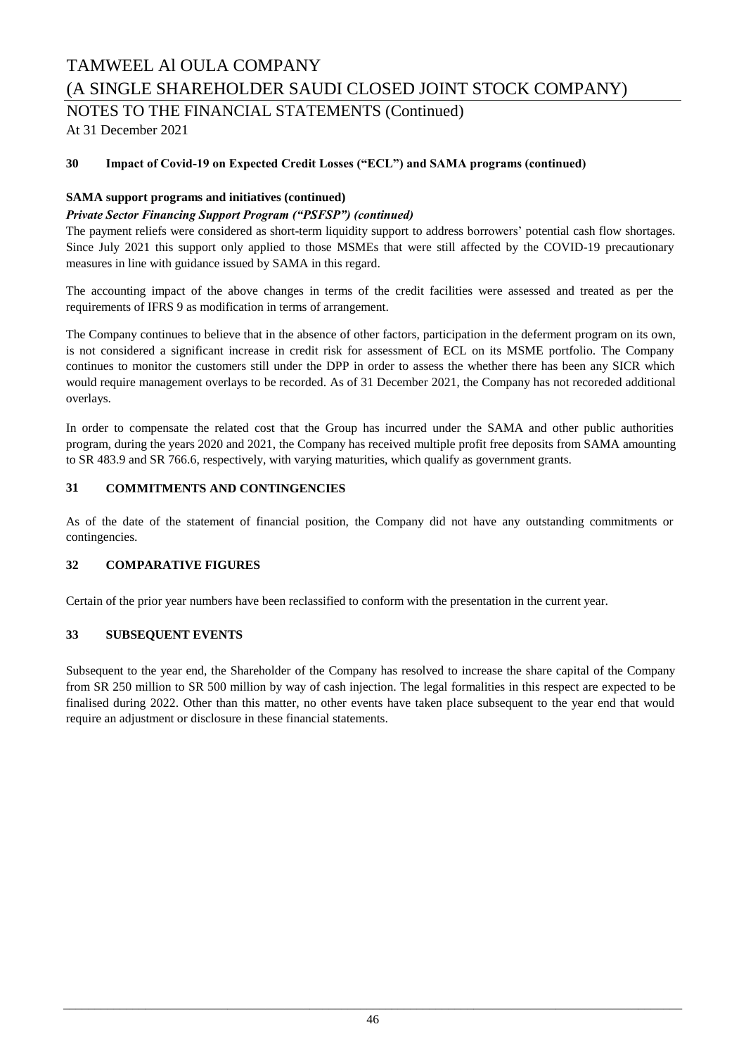### 30 Impact of Covid-19 on Expected Credit Losses ("ECL") and SAMA programs (continued)

**SAMA support programs and initiatives (continued)**

***Private Sector Financing Support Program ("PSFSP") (continued)***

The payment reliefs were considered as short-term liquidity support to address borrowers' potential cash flow shortages. Since July 2021 this support only applied to those MSMEs that were still affected by the COVID-19 precautionary measures in line with guidance issued by SAMA in this regard.

The accounting impact of the above changes in terms of the credit facilities were assessed and treated as per the requirements of IFRS 9 as modification in terms of arrangement.

The Company continues to believe that in the absence of other factors, participation in the deferment program on its own, is not considered a significant increase in credit risk for assessment of ECL on its MSME portfolio. The Company continues to monitor the customers still under the DPP in order to assess the whether there has been any SICR which would require management overlays to be recorded. As of 31 December 2021, the Company has not recoreded additional overlays.

In order to compensate the related cost that the Group has incurred under the SAMA and other public authorities program, during the years 2020 and 2021, the Company has received multiple profit free deposits from SAMA amounting to SR 483.9 and SR 766.6, respectively, with varying maturities, which qualify as government grants.

### 31 COMMITMENTS AND CONTINGENCIES

As of the date of the statement of financial position, the Company did not have any outstanding commitments or contingencies.

### 32 COMPARATIVE FIGURES

Certain of the prior year numbers have been reclassified to conform with the presentation in the current year.

### 33 SUBSEQUENT EVENTS

Subsequent to the year end, the Shareholder of the Company has resolved to increase the share capital of the Company from SR 250 million to SR 500 million by way of cash injection. The legal formalities in this respect are expected to be finalised during 2022. Other than this matter, no other events have taken place subsequent to the year end that would require an adjustment or disclosure in these financial statements.